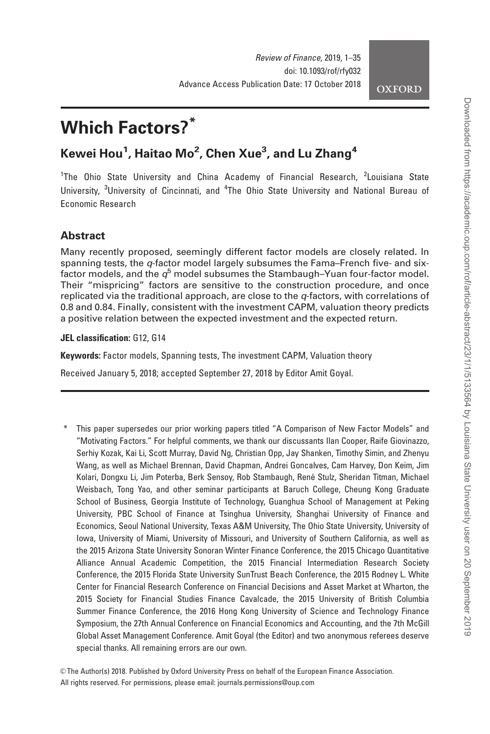# Which Factors?*

## Kewei Hou[1], Haitao Mo[2], Chen Xue[3], and Lu Zhang[4]

[1]The Ohio State University and China Academy of Financial Research, [2]Louisiana State University, [3]University of Cincinnati, and [4]The Ohio State University and National Bureau of Economic Research

## Abstract

Many recently proposed, seemingly different factor models are closely related. In spanning tests, the *q*-factor model largely subsumes the Fama–French five- and six-factor models, and the $q^5$ model subsumes the Stambaugh–Yuan four-factor model. Their "mispricing" factors are sensitive to the construction procedure, and once replicated via the traditional approach, are close to the *q*-factors, with correlations of 0.8 and 0.84. Finally, consistent with the investment CAPM, valuation theory predicts a positive relation between the expected investment and the expected return.

**JEL classification:** G12, G14

**Keywords:** Factor models, Spanning tests, The investment CAPM, Valuation theory

Received January 5, 2018; accepted September 27, 2018 by Editor Amit Goyal.

---

\* This paper supersedes our prior working papers titled "A Comparison of New Factor Models" and "Motivating Factors." For helpful comments, we thank our discussants Ilan Cooper, Raife Giovinazzo, Serhiy Kozak, Kai Li, Scott Murray, David Ng, Christian Opp, Jay Shanken, Timothy Simin, and Zhenyu Wang, as well as Michael Brennan, David Chapman, Andrei Goncalves, Cam Harvey, Don Keim, Jim Kolari, Dongxu Li, Jim Poterba, Berk Sensoy, Rob Stambaugh, René Stulz, Sheridan Titman, Michael Weisbach, Tong Yao, and other seminar participants at Baruch College, Cheung Kong Graduate School of Business, Georgia Institute of Technology, Guanghua School of Management at Peking University, PBC School of Finance at Tsinghua University, Shanghai University of Finance and Economics, Seoul National University, Texas A&M University, The Ohio State University, University of Iowa, University of Miami, University of Missouri, and University of Southern California, as well as the 2015 Arizona State University Sonoran Winter Finance Conference, the 2015 Chicago Quantitative Alliance Annual Academic Competition, the 2015 Financial Intermediation Research Society Conference, the 2015 Florida State University SunTrust Beach Conference, the 2015 Rodney L. White Center for Financial Research Conference on Financial Decisions and Asset Market at Wharton, the 2015 Society for Financial Studies Finance Cavalcade, the 2015 University of British Columbia Summer Finance Conference, the 2016 Hong Kong University of Science and Technology Finance Symposium, the 27th Annual Conference on Financial Economics and Accounting, and the 7th McGill Global Asset Management Conference. Amit Goyal (the Editor) and two anonymous referees deserve special thanks. All remaining errors are our own.

© The Author(s) 2018. Published by Oxford University Press on behalf of the European Finance Association. All rights reserved. For permissions, please email: journals.permissions@oup.com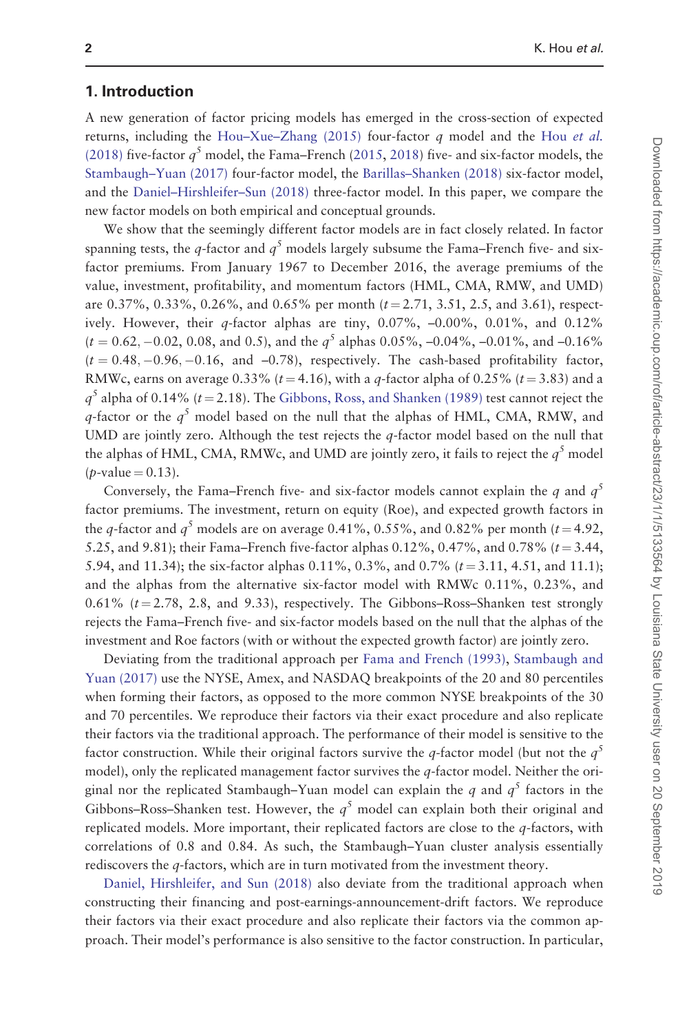## 1. Introduction

A new generation of factor pricing models has emerged in the cross-section of expected returns, including the Hou–Xue–Zhang (2015) four-factor $q$ model and the Hou *et al.* (2018) five-factor $q^5$ model, the Fama–French (2015, 2018) five- and six-factor models, the Stambaugh–Yuan (2017) four-factor model, the Barillas–Shanken (2018) six-factor model, and the Daniel–Hirshleifer–Sun (2018) three-factor model. In this paper, we compare the new factor models on both empirical and conceptual grounds.

We show that the seemingly different factor models are in fact closely related. In factor spanning tests, the $q$-factor and $q^5$ models largely subsume the Fama–French five- and six-factor premiums. From January 1967 to December 2016, the average premiums of the value, investment, profitability, and momentum factors (HML, CMA, RMW, and UMD) are 0.37%, 0.33%, 0.26%, and 0.65% per month ($t = 2.71$, 3.51, 2.5, and 3.61), respectively. However, their $q$-factor alphas are tiny, 0.07%, –0.00%, 0.01%, and 0.12% ($t = 0.62, -0.02$, 0.08, and 0.5), and the $q^5$ alphas 0.05%, –0.04%, –0.01%, and –0.16% ($t = 0.48, -0.96, -0.16$, and –0.78), respectively. The cash-based profitability factor, RMWc, earns on average 0.33% ($t = 4.16$), with a $q$-factor alpha of 0.25% ($t = 3.83$) and a $q^5$ alpha of 0.14% ($t = 2.18$). The Gibbons, Ross, and Shanken (1989) test cannot reject the $q$-factor or the $q^5$ model based on the null that the alphas of HML, CMA, RMW, and UMD are jointly zero. Although the test rejects the $q$-factor model based on the null that the alphas of HML, CMA, RMWc, and UMD are jointly zero, it fails to reject the $q^5$ model ($p$-value = 0.13).

Conversely, the Fama–French five- and six-factor models cannot explain the $q$ and $q^5$ factor premiums. The investment, return on equity (Roe), and expected growth factors in the $q$-factor and $q^5$ models are on average 0.41%, 0.55%, and 0.82% per month ($t = 4.92$, 5.25, and 9.81); their Fama–French five-factor alphas 0.12%, 0.47%, and 0.78% ($t = 3.44$, 5.94, and 11.34); the six-factor alphas 0.11%, 0.3%, and 0.7% ($t = 3.11$, 4.51, and 11.1); and the alphas from the alternative six-factor model with RMWc 0.11%, 0.23%, and 0.61% ($t = 2.78$, 2.8, and 9.33), respectively. The Gibbons–Ross–Shanken test strongly rejects the Fama–French five- and six-factor models based on the null that the alphas of the investment and Roe factors (with or without the expected growth factor) are jointly zero.

Deviating from the traditional approach per Fama and French (1993), Stambaugh and Yuan (2017) use the NYSE, Amex, and NASDAQ breakpoints of the 20 and 80 percentiles when forming their factors, as opposed to the more common NYSE breakpoints of the 30 and 70 percentiles. We reproduce their factors via their exact procedure and also replicate their factors via the traditional approach. The performance of their model is sensitive to the factor construction. While their original factors survive the $q$-factor model (but not the $q^5$ model), only the replicated management factor survives the $q$-factor model. Neither the original nor the replicated Stambaugh–Yuan model can explain the $q$ and $q^5$ factors in the Gibbons–Ross–Shanken test. However, the $q^5$ model can explain both their original and replicated models. More important, their replicated factors are close to the $q$-factors, with correlations of 0.8 and 0.84. As such, the Stambaugh–Yuan cluster analysis essentially rediscovers the $q$-factors, which are in turn motivated from the investment theory.

Daniel, Hirshleifer, and Sun (2018) also deviate from the traditional approach when constructing their financing and post-earnings-announcement-drift factors. We reproduce their factors via their exact procedure and also replicate their factors via the common approach. Their model's performance is also sensitive to the factor construction. In particular,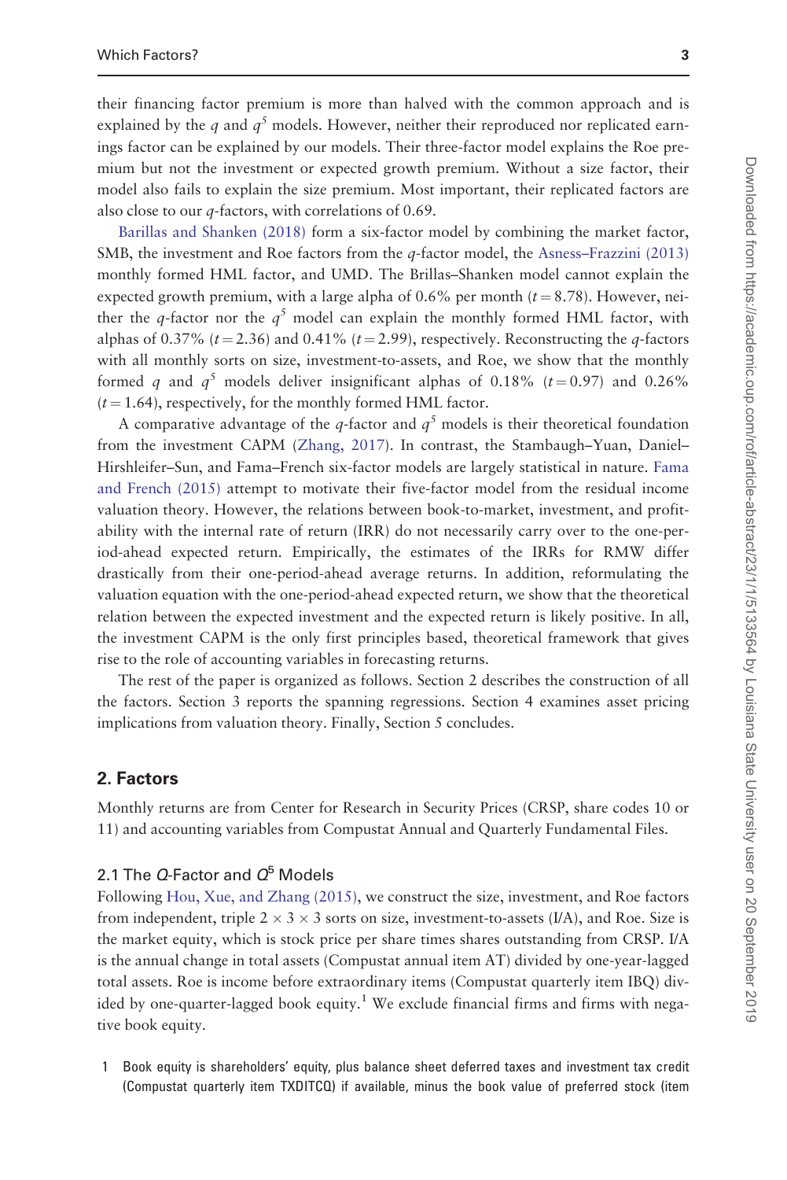their financing factor premium is more than halved with the common approach and is explained by the $q$ and $q^5$ models. However, neither their reproduced nor replicated earnings factor can be explained by our models. Their three-factor model explains the Roe premium but not the investment or expected growth premium. Without a size factor, their model also fails to explain the size premium. Most important, their replicated factors are also close to our $q$-factors, with correlations of 0.69.

Barillas and Shanken (2018) form a six-factor model by combining the market factor, SMB, the investment and Roe factors from the $q$-factor model, the Asness–Frazzini (2013) monthly formed HML factor, and UMD. The Brillas–Shanken model cannot explain the expected growth premium, with a large alpha of 0.6% per month ($t = 8.78$). However, neither the $q$-factor nor the $q^5$ model can explain the monthly formed HML factor, with alphas of 0.37% ($t = 2.36$) and 0.41% ($t = 2.99$), respectively. Reconstructing the $q$-factors with all monthly sorts on size, investment-to-assets, and Roe, we show that the monthly formed $q$ and $q^5$ models deliver insignificant alphas of 0.18% ($t = 0.97$) and 0.26% ($t = 1.64$), respectively, for the monthly formed HML factor.

A comparative advantage of the $q$-factor and $q^5$ models is their theoretical foundation from the investment CAPM (Zhang, 2017). In contrast, the Stambaugh–Yuan, Daniel–Hirshleifer–Sun, and Fama–French six-factor models are largely statistical in nature. Fama and French (2015) attempt to motivate their five-factor model from the residual income valuation theory. However, the relations between book-to-market, investment, and profitability with the internal rate of return (IRR) do not necessarily carry over to the one-period-ahead expected return. Empirically, the estimates of the IRRs for RMW differ drastically from their one-period-ahead average returns. In addition, reformulating the valuation equation with the one-period-ahead expected return, we show that the theoretical relation between the expected investment and the expected return is likely positive. In all, the investment CAPM is the only first principles based, theoretical framework that gives rise to the role of accounting variables in forecasting returns.

The rest of the paper is organized as follows. Section 2 describes the construction of all the factors. Section 3 reports the spanning regressions. Section 4 examines asset pricing implications from valuation theory. Finally, Section 5 concludes.

## 2. Factors

Monthly returns are from Center for Research in Security Prices (CRSP, share codes 10 or 11) and accounting variables from Compustat Annual and Quarterly Fundamental Files.

### 2.1 The $Q$-Factor and $Q^5$ Models

Following Hou, Xue, and Zhang (2015), we construct the size, investment, and Roe factors from independent, triple $2 \times 3 \times 3$ sorts on size, investment-to-assets (I/A), and Roe. Size is the market equity, which is stock price per share times shares outstanding from CRSP. I/A is the annual change in total assets (Compustat annual item AT) divided by one-year-lagged total assets. Roe is income before extraordinary items (Compustat quarterly item IBQ) divided by one-quarter-lagged book equity.[1] We exclude financial firms and firms with negative book equity.

[1] Book equity is shareholders' equity, plus balance sheet deferred taxes and investment tax credit (Compustat quarterly item TXDITCQ) if available, minus the book value of preferred stock (item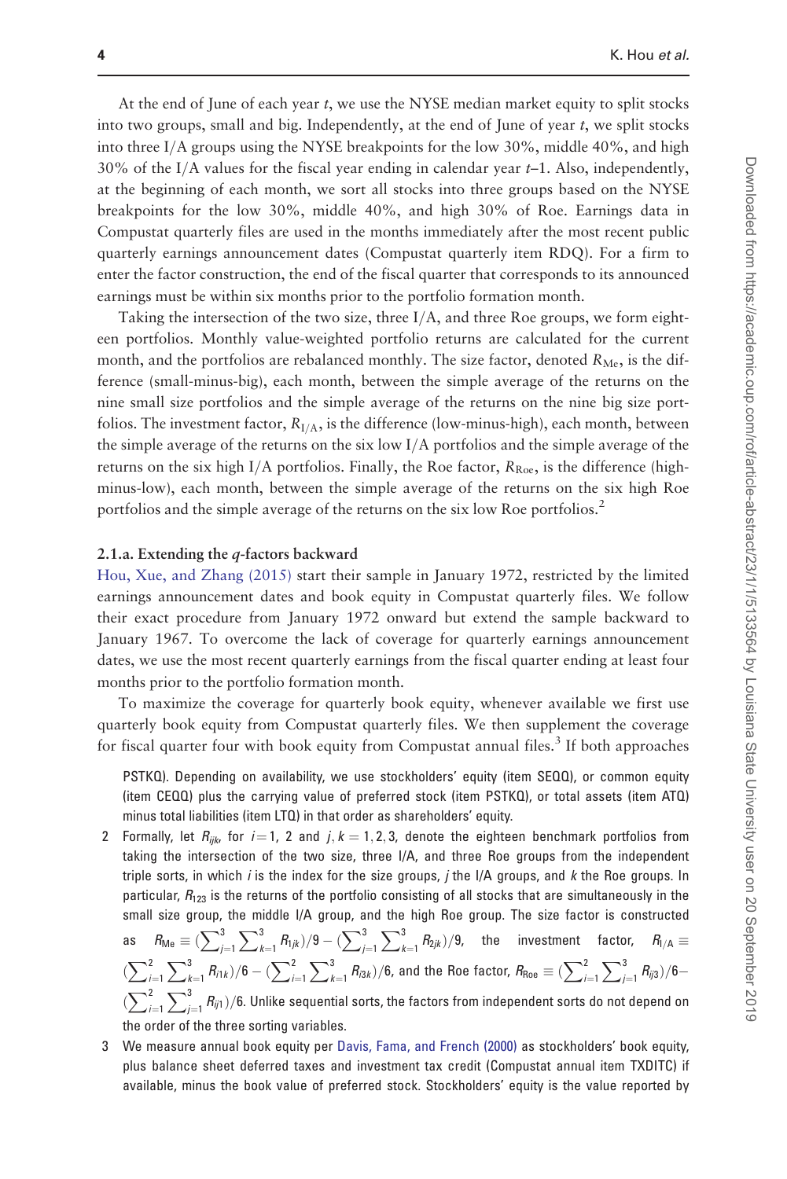At the end of June of each year $t$, we use the NYSE median market equity to split stocks into two groups, small and big. Independently, at the end of June of year $t$, we split stocks into three I/A groups using the NYSE breakpoints for the low 30%, middle 40%, and high 30% of the I/A values for the fiscal year ending in calendar year $t$–1. Also, independently, at the beginning of each month, we sort all stocks into three groups based on the NYSE breakpoints for the low 30%, middle 40%, and high 30% of Roe. Earnings data in Compustat quarterly files are used in the months immediately after the most recent public quarterly earnings announcement dates (Compustat quarterly item RDQ). For a firm to enter the factor construction, the end of the fiscal quarter that corresponds to its announced earnings must be within six months prior to the portfolio formation month.

Taking the intersection of the two size, three I/A, and three Roe groups, we form eighteen portfolios. Monthly value-weighted portfolio returns are calculated for the current month, and the portfolios are rebalanced monthly. The size factor, denoted $R_{\text{Me}}$, is the difference (small-minus-big), each month, between the simple average of the returns on the nine small size portfolios and the simple average of the returns on the nine big size portfolios. The investment factor, $R_{\text{I/A}}$, is the difference (low-minus-high), each month, between the simple average of the returns on the six low I/A portfolios and the simple average of the returns on the six high I/A portfolios. Finally, the Roe factor, $R_{\text{Roe}}$, is the difference (high-minus-low), each month, between the simple average of the returns on the six high Roe portfolios and the simple average of the returns on the six low Roe portfolios.[2]

### 2.1.a. Extending the *q*-factors backward

Hou, Xue, and Zhang (2015) start their sample in January 1972, restricted by the limited earnings announcement dates and book equity in Compustat quarterly files. We follow their exact procedure from January 1972 onward but extend the sample backward to January 1967. To overcome the lack of coverage for quarterly earnings announcement dates, we use the most recent quarterly earnings from the fiscal quarter ending at least four months prior to the portfolio formation month.

To maximize the coverage for quarterly book equity, whenever available we first use quarterly book equity from Compustat quarterly files. We then supplement the coverage for fiscal quarter four with book equity from Compustat annual files.[3] If both approaches

PSTKQ). Depending on availability, we use stockholders' equity (item SEQQ), or common equity (item CEQQ) plus the carrying value of preferred stock (item PSTKQ), or total assets (item ATQ) minus total liabilities (item LTQ) in that order as shareholders' equity.

2 Formally, let $R_{ijk}$, for $i=1$, 2 and $j,k=1,2,3$, denote the eighteen benchmark portfolios from taking the intersection of the two size, three I/A, and three Roe groups from the independent triple sorts, in which $i$ is the index for the size groups, $j$ the I/A groups, and $k$ the Roe groups. In particular, $R_{123}$ is the returns of the portfolio consisting of all stocks that are simultaneously in the small size group, the middle I/A group, and the high Roe group. The size factor is constructed as $R_{\text{Me}} \equiv (\sum_{j=1}^{3}\sum_{k=1}^{3} R_{1jk})/9 - (\sum_{j=1}^{3}\sum_{k=1}^{3} R_{2jk})/9$, the investment factor, $R_{\text{I/A}} \equiv (\sum_{i=1}^{2}\sum_{k=1}^{3} R_{i1k})/6 - (\sum_{i=1}^{2}\sum_{k=1}^{3} R_{i3k})/6$, and the Roe factor, $R_{\text{Roe}} \equiv (\sum_{i=1}^{2}\sum_{j=1}^{3} R_{ij3})/6 - (\sum_{i=1}^{2}\sum_{j=1}^{3} R_{ij1})/6$. Unlike sequential sorts, the factors from independent sorts do not depend on the order of the three sorting variables.

3 We measure annual book equity per Davis, Fama, and French (2000) as stockholders' book equity, plus balance sheet deferred taxes and investment tax credit (Compustat annual item TXDITC) if available, minus the book value of preferred stock. Stockholders' equity is the value reported by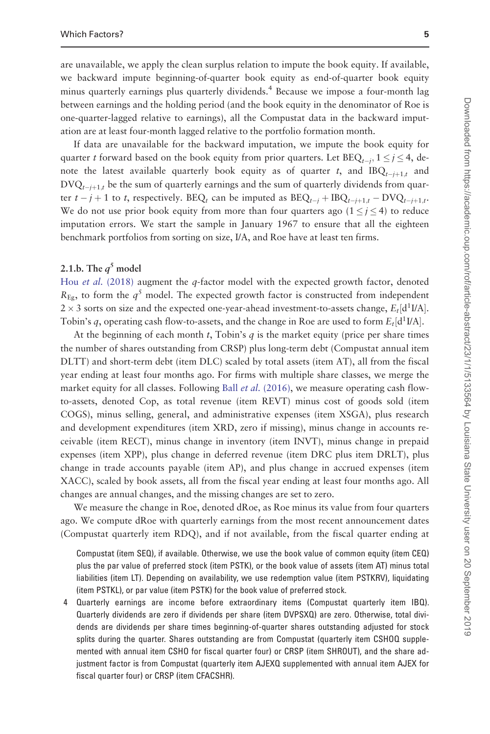are unavailable, we apply the clean surplus relation to impute the book equity. If available, we backward impute beginning-of-quarter book equity as end-of-quarter book equity minus quarterly earnings plus quarterly dividends.[4] Because we impose a four-month lag between earnings and the holding period (and the book equity in the denominator of Roe is one-quarter-lagged relative to earnings), all the Compustat data in the backward imputation are at least four-month lagged relative to the portfolio formation month.

If data are unavailable for the backward imputation, we impute the book equity for quarter $t$ forward based on the book equity from prior quarters. Let $\text{BEQ}_{t-j}$, $1 \leq j \leq 4$, denote the latest available quarterly book equity as of quarter $t$, and $\text{IBQ}_{t-j+1,t}$ and $\text{DVQ}_{t-j+1,t}$ be the sum of quarterly earnings and the sum of quarterly dividends from quarter $t-j+1$ to $t$, respectively. $\text{BEQ}_t$ can be imputed as $\text{BEQ}_{t-j} + \text{IBQ}_{t-j+1,t} - \text{DVQ}_{t-j+1,t}$. We do not use prior book equity from more than four quarters ago ($1 \leq j \leq 4$) to reduce imputation errors. We start the sample in January 1967 to ensure that all the eighteen benchmark portfolios from sorting on size, I/A, and Roe have at least ten firms.

### 2.1.b. The $q^5$ model

Hou *et al.* (2018) augment the $q$-factor model with the expected growth factor, denoted $R_{\text{Eg}}$, to form the $q^5$ model. The expected growth factor is constructed from independent $2 \times 3$ sorts on size and the expected one-year-ahead investment-to-assets change, $E_t[\text{d}^1\text{I/A}]$. Tobin's $q$, operating cash flow-to-assets, and the change in Roe are used to form $E_t[\text{d}^1\text{I/A}]$.

At the beginning of each month $t$, Tobin's $q$ is the market equity (price per share times the number of shares outstanding from CRSP) plus long-term debt (Compustat annual item DLTT) and short-term debt (item DLC) scaled by total assets (item AT), all from the fiscal year ending at least four months ago. For firms with multiple share classes, we merge the market equity for all classes. Following Ball *et al.* (2016), we measure operating cash flow-to-assets, denoted Cop, as total revenue (item REVT) minus cost of goods sold (item COGS), minus selling, general, and administrative expenses (item XSGA), plus research and development expenditures (item XRD, zero if missing), minus change in accounts receivable (item RECT), minus change in inventory (item INVT), minus change in prepaid expenses (item XPP), plus change in deferred revenue (item DRC plus item DRLT), plus change in trade accounts payable (item AP), and plus change in accrued expenses (item XACC), scaled by book assets, all from the fiscal year ending at least four months ago. All changes are annual changes, and the missing changes are set to zero.

We measure the change in Roe, denoted dRoe, as Roe minus its value from four quarters ago. We compute dRoe with quarterly earnings from the most recent announcement dates (Compustat quarterly item RDQ), and if not available, from the fiscal quarter ending at

Compustat (item SEQ), if available. Otherwise, we use the book value of common equity (item CEQ) plus the par value of preferred stock (item PSTK), or the book value of assets (item AT) minus total liabilities (item LT). Depending on availability, we use redemption value (item PSTKRV), liquidating (item PSTKL), or par value (item PSTK) for the book value of preferred stock.

4 Quarterly earnings are income before extraordinary items (Compustat quarterly item IBQ). Quarterly dividends are zero if dividends per share (item DVPSXQ) are zero. Otherwise, total dividends are dividends per share times beginning-of-quarter shares outstanding adjusted for stock splits during the quarter. Shares outstanding are from Compustat (quarterly item CSHOQ supplemented with annual item CSHO for fiscal quarter four) or CRSP (item SHROUT), and the share adjustment factor is from Compustat (quarterly item AJEXQ supplemented with annual item AJEX for fiscal quarter four) or CRSP (item CFACSHR).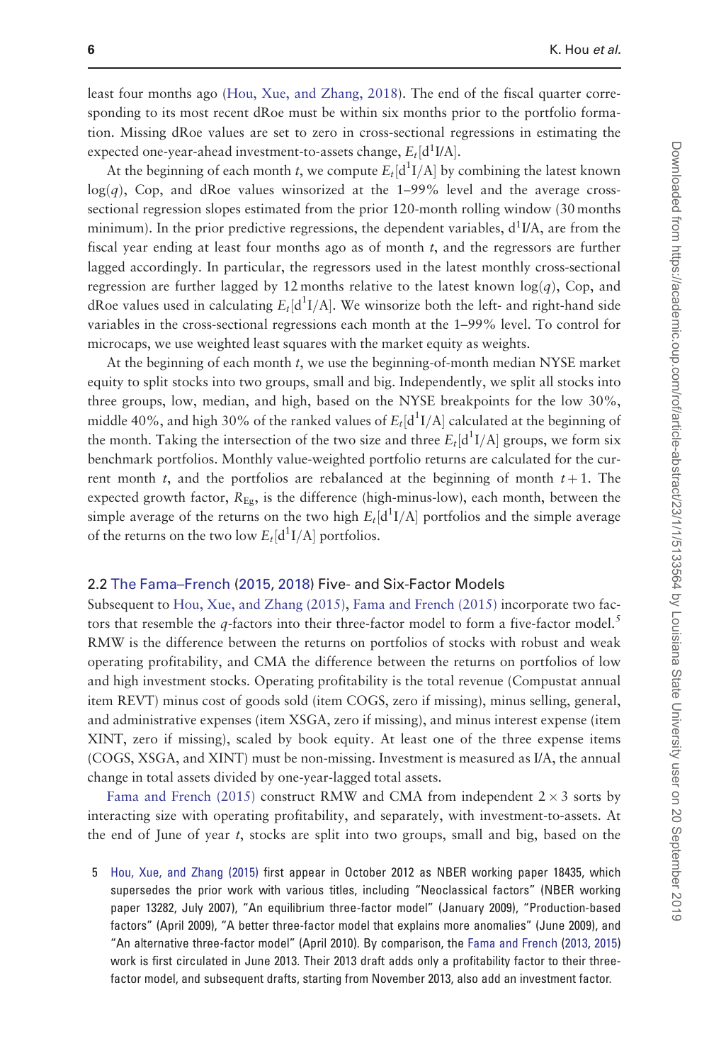least four months ago (Hou, Xue, and Zhang, 2018). The end of the fiscal quarter corresponding to its most recent dRoe must be within six months prior to the portfolio formation. Missing dRoe values are set to zero in cross-sectional regressions in estimating the expected one-year-ahead investment-to-assets change, $E_t[\mathrm{d}^1\mathrm{I/A}]$.

At the beginning of each month $t$, we compute $E_t[\mathrm{d}^1\mathrm{I/A}]$ by combining the latest known $\log(q)$, Cop, and dRoe values winsorized at the 1–99% level and the average cross-sectional regression slopes estimated from the prior 120-month rolling window (30 months minimum). In the prior predictive regressions, the dependent variables, $\mathrm{d}^1\mathrm{I/A}$, are from the fiscal year ending at least four months ago as of month $t$, and the regressors are further lagged accordingly. In particular, the regressors used in the latest monthly cross-sectional regression are further lagged by 12 months relative to the latest known $\log(q)$, Cop, and dRoe values used in calculating $E_t[\mathrm{d}^1\mathrm{I/A}]$. We winsorize both the left- and right-hand side variables in the cross-sectional regressions each month at the 1–99% level. To control for microcaps, we use weighted least squares with the market equity as weights.

At the beginning of each month $t$, we use the beginning-of-month median NYSE market equity to split stocks into two groups, small and big. Independently, we split all stocks into three groups, low, median, and high, based on the NYSE breakpoints for the low 30%, middle 40%, and high 30% of the ranked values of $E_t[\mathrm{d}^1\mathrm{I/A}]$ calculated at the beginning of the month. Taking the intersection of the two size and three $E_t[\mathrm{d}^1\mathrm{I/A}]$ groups, we form six benchmark portfolios. Monthly value-weighted portfolio returns are calculated for the current month $t$, and the portfolios are rebalanced at the beginning of month $t+1$. The expected growth factor, $R_{\mathrm{Eg}}$, is the difference (high-minus-low), each month, between the simple average of the returns on the two high $E_t[\mathrm{d}^1\mathrm{I/A}]$ portfolios and the simple average of the returns on the two low $E_t[\mathrm{d}^1\mathrm{I/A}]$ portfolios.

## 2.2 The Fama–French (2015, 2018) Five- and Six-Factor Models

Subsequent to Hou, Xue, and Zhang (2015), Fama and French (2015) incorporate two factors that resemble the $q$-factors into their three-factor model to form a five-factor model.[5] RMW is the difference between the returns on portfolios of stocks with robust and weak operating profitability, and CMA the difference between the returns on portfolios of low and high investment stocks. Operating profitability is the total revenue (Compustat annual item REVT) minus cost of goods sold (item COGS, zero if missing), minus selling, general, and administrative expenses (item XSGA, zero if missing), and minus interest expense (item XINT, zero if missing), scaled by book equity. At least one of the three expense items (COGS, XSGA, and XINT) must be non-missing. Investment is measured as I/A, the annual change in total assets divided by one-year-lagged total assets.

Fama and French (2015) construct RMW and CMA from independent $2 \times 3$ sorts by interacting size with operating profitability, and separately, with investment-to-assets. At the end of June of year $t$, stocks are split into two groups, small and big, based on the

5 Hou, Xue, and Zhang (2015) first appear in October 2012 as NBER working paper 18435, which supersedes the prior work with various titles, including "Neoclassical factors" (NBER working paper 13282, July 2007), "An equilibrium three-factor model" (January 2009), "Production-based factors" (April 2009), "A better three-factor model that explains more anomalies" (June 2009), and "An alternative three-factor model" (April 2010). By comparison, the Fama and French (2013, 2015) work is first circulated in June 2013. Their 2013 draft adds only a profitability factor to their three-factor model, and subsequent drafts, starting from November 2013, also add an investment factor.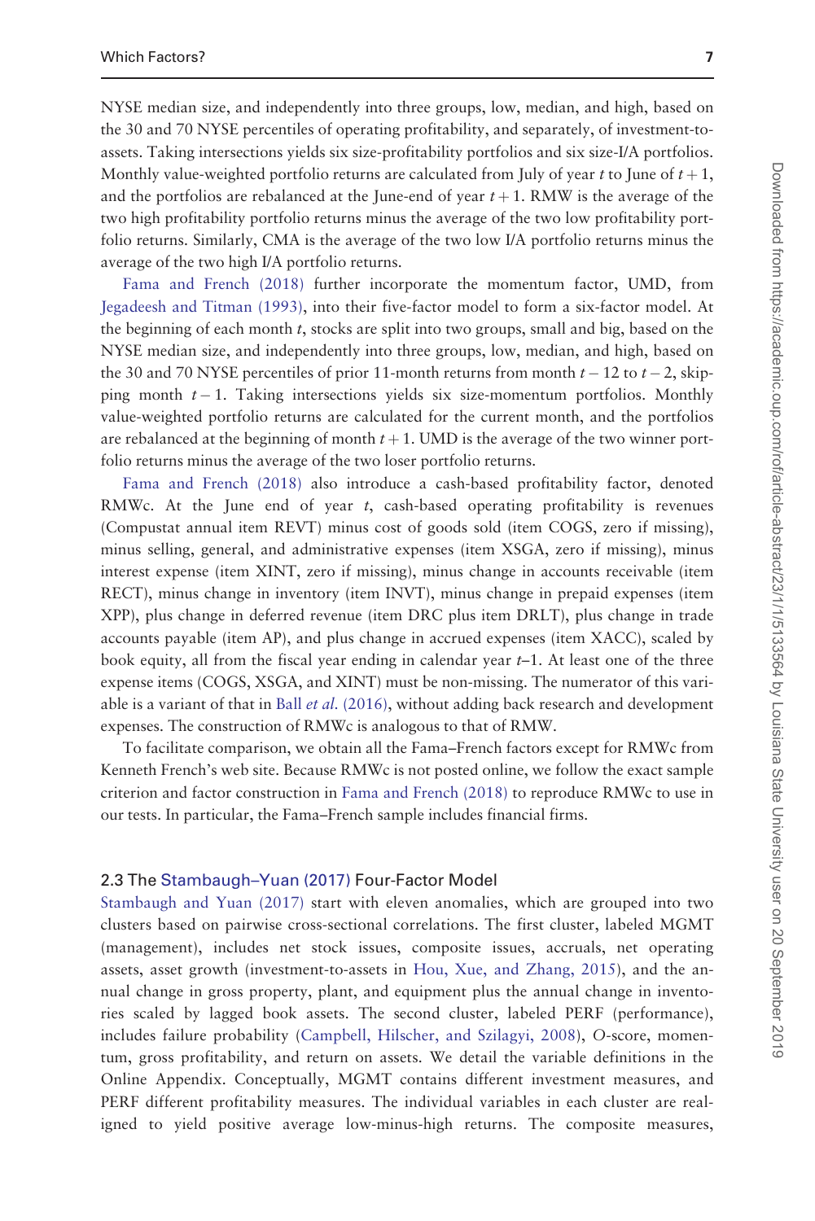NYSE median size, and independently into three groups, low, median, and high, based on the 30 and 70 NYSE percentiles of operating profitability, and separately, of investment-to-assets. Taking intersections yields six size-profitability portfolios and six size-I/A portfolios. Monthly value-weighted portfolio returns are calculated from July of year $t$ to June of $t+1$, and the portfolios are rebalanced at the June-end of year $t+1$. RMW is the average of the two high profitability portfolio returns minus the average of the two low profitability portfolio returns. Similarly, CMA is the average of the two low I/A portfolio returns minus the average of the two high I/A portfolio returns.

Fama and French (2018) further incorporate the momentum factor, UMD, from Jegadeesh and Titman (1993), into their five-factor model to form a six-factor model. At the beginning of each month $t$, stocks are split into two groups, small and big, based on the NYSE median size, and independently into three groups, low, median, and high, based on the 30 and 70 NYSE percentiles of prior 11-month returns from month $t-12$ to $t-2$, skipping month $t-1$. Taking intersections yields six size-momentum portfolios. Monthly value-weighted portfolio returns are calculated for the current month, and the portfolios are rebalanced at the beginning of month $t+1$. UMD is the average of the two winner portfolio returns minus the average of the two loser portfolio returns.

Fama and French (2018) also introduce a cash-based profitability factor, denoted RMWc. At the June end of year $t$, cash-based operating profitability is revenues (Compustat annual item REVT) minus cost of goods sold (item COGS, zero if missing), minus selling, general, and administrative expenses (item XSGA, zero if missing), minus interest expense (item XINT, zero if missing), minus change in accounts receivable (item RECT), minus change in inventory (item INVT), minus change in prepaid expenses (item XPP), plus change in deferred revenue (item DRC plus item DRLT), plus change in trade accounts payable (item AP), and plus change in accrued expenses (item XACC), scaled by book equity, all from the fiscal year ending in calendar year $t$–1. At least one of the three expense items (COGS, XSGA, and XINT) must be non-missing. The numerator of this variable is a variant of that in Ball *et al.* (2016), without adding back research and development expenses. The construction of RMWc is analogous to that of RMW.

To facilitate comparison, we obtain all the Fama–French factors except for RMWc from Kenneth French's web site. Because RMWc is not posted online, we follow the exact sample criterion and factor construction in Fama and French (2018) to reproduce RMWc to use in our tests. In particular, the Fama–French sample includes financial firms.

### 2.3 The Stambaugh–Yuan (2017) Four-Factor Model

Stambaugh and Yuan (2017) start with eleven anomalies, which are grouped into two clusters based on pairwise cross-sectional correlations. The first cluster, labeled MGMT (management), includes net stock issues, composite issues, accruals, net operating assets, asset growth (investment-to-assets in Hou, Xue, and Zhang, 2015), and the annual change in gross property, plant, and equipment plus the annual change in inventories scaled by lagged book assets. The second cluster, labeled PERF (performance), includes failure probability (Campbell, Hilscher, and Szilagyi, 2008), *O*-score, momentum, gross profitability, and return on assets. We detail the variable definitions in the Online Appendix. Conceptually, MGMT contains different investment measures, and PERF different profitability measures. The individual variables in each cluster are realigned to yield positive average low-minus-high returns. The composite measures,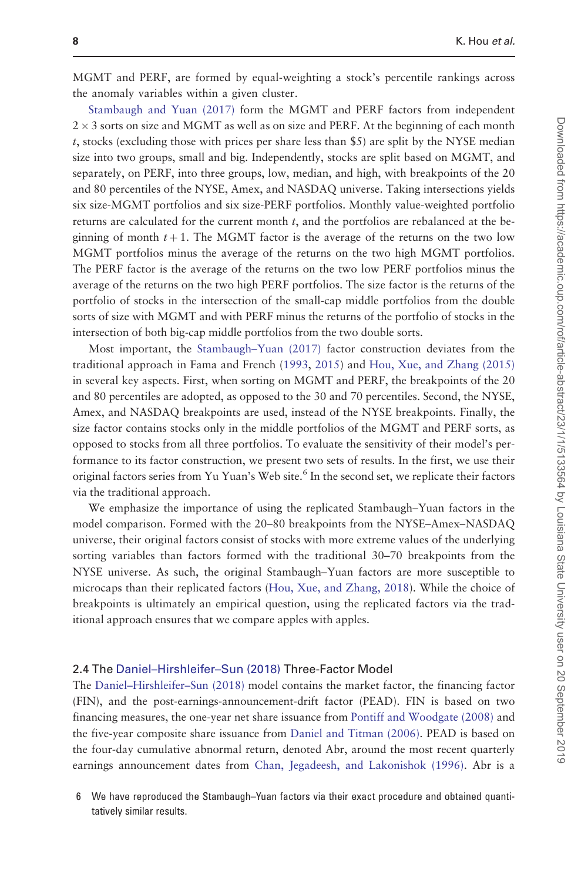MGMT and PERF, are formed by equal-weighting a stock's percentile rankings across the anomaly variables within a given cluster.

Stambaugh and Yuan (2017) form the MGMT and PERF factors from independent $2 \times 3$ sorts on size and MGMT as well as on size and PERF. At the beginning of each month $t$, stocks (excluding those with prices per share less than $5) are split by the NYSE median size into two groups, small and big. Independently, stocks are split based on MGMT, and separately, on PERF, into three groups, low, median, and high, with breakpoints of the 20 and 80 percentiles of the NYSE, Amex, and NASDAQ universe. Taking intersections yields six size-MGMT portfolios and six size-PERF portfolios. Monthly value-weighted portfolio returns are calculated for the current month $t$, and the portfolios are rebalanced at the beginning of month $t+1$. The MGMT factor is the average of the returns on the two low MGMT portfolios minus the average of the returns on the two high MGMT portfolios. The PERF factor is the average of the returns on the two low PERF portfolios minus the average of the returns on the two high PERF portfolios. The size factor is the returns of the portfolio of stocks in the intersection of the small-cap middle portfolios from the double sorts of size with MGMT and with PERF minus the returns of the portfolio of stocks in the intersection of both big-cap middle portfolios from the two double sorts.

Most important, the Stambaugh–Yuan (2017) factor construction deviates from the traditional approach in Fama and French (1993, 2015) and Hou, Xue, and Zhang (2015) in several key aspects. First, when sorting on MGMT and PERF, the breakpoints of the 20 and 80 percentiles are adopted, as opposed to the 30 and 70 percentiles. Second, the NYSE, Amex, and NASDAQ breakpoints are used, instead of the NYSE breakpoints. Finally, the size factor contains stocks only in the middle portfolios of the MGMT and PERF sorts, as opposed to stocks from all three portfolios. To evaluate the sensitivity of their model's performance to its factor construction, we present two sets of results. In the first, we use their original factors series from Yu Yuan's Web site.[6] In the second set, we replicate their factors via the traditional approach.

We emphasize the importance of using the replicated Stambaugh–Yuan factors in the model comparison. Formed with the 20–80 breakpoints from the NYSE–Amex–NASDAQ universe, their original factors consist of stocks with more extreme values of the underlying sorting variables than factors formed with the traditional 30–70 breakpoints from the NYSE universe. As such, the original Stambaugh–Yuan factors are more susceptible to microcaps than their replicated factors (Hou, Xue, and Zhang, 2018). While the choice of breakpoints is ultimately an empirical question, using the replicated factors via the traditional approach ensures that we compare apples with apples.

## 2.4 The Daniel–Hirshleifer–Sun (2018) Three-Factor Model

The Daniel–Hirshleifer–Sun (2018) model contains the market factor, the financing factor (FIN), and the post-earnings-announcement-drift factor (PEAD). FIN is based on two financing measures, the one-year net share issuance from Pontiff and Woodgate (2008) and the five-year composite share issuance from Daniel and Titman (2006). PEAD is based on the four-day cumulative abnormal return, denoted Abr, around the most recent quarterly earnings announcement dates from Chan, Jegadeesh, and Lakonishok (1996). Abr is a

6 We have reproduced the Stambaugh–Yuan factors via their exact procedure and obtained quantitatively similar results.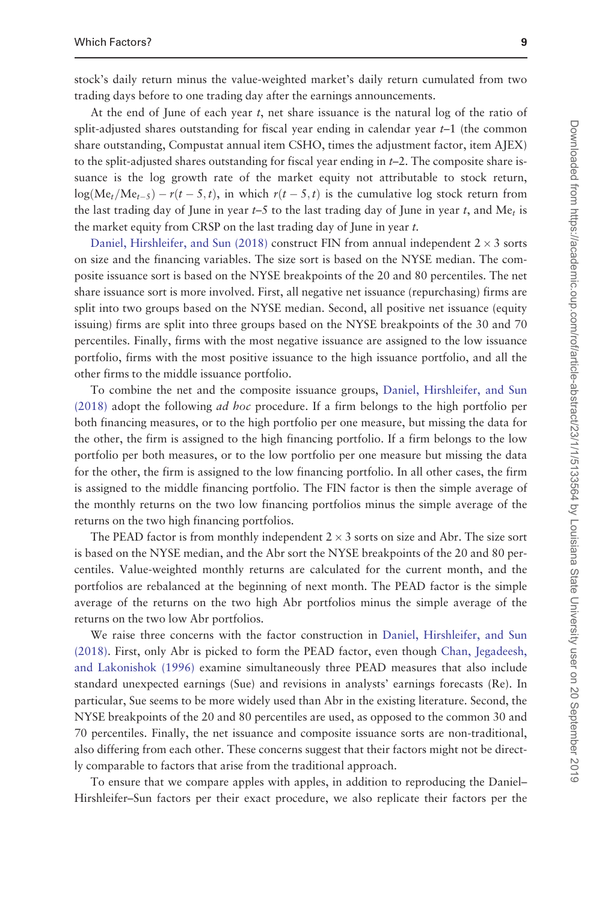stock's daily return minus the value-weighted market's daily return cumulated from two trading days before to one trading day after the earnings announcements.

At the end of June of each year $t$, net share issuance is the natural log of the ratio of split-adjusted shares outstanding for fiscal year ending in calendar year $t$–1 (the common share outstanding, Compustat annual item CSHO, times the adjustment factor, item AJEX) to the split-adjusted shares outstanding for fiscal year ending in $t$–2. The composite share issuance is the log growth rate of the market equity not attributable to stock return, $\log(\text{Me}_t/\text{Me}_{t-5}) - r(t-5, t)$, in which $r(t-5, t)$ is the cumulative log stock return from the last trading day of June in year $t$–5 to the last trading day of June in year $t$, and $\text{Me}_t$ is the market equity from CRSP on the last trading day of June in year $t$.

Daniel, Hirshleifer, and Sun (2018) construct FIN from annual independent $2 \times 3$ sorts on size and the financing variables. The size sort is based on the NYSE median. The composite issuance sort is based on the NYSE breakpoints of the 20 and 80 percentiles. The net share issuance sort is more involved. First, all negative net issuance (repurchasing) firms are split into two groups based on the NYSE median. Second, all positive net issuance (equity issuing) firms are split into three groups based on the NYSE breakpoints of the 30 and 70 percentiles. Finally, firms with the most negative issuance are assigned to the low issuance portfolio, firms with the most positive issuance to the high issuance portfolio, and all the other firms to the middle issuance portfolio.

To combine the net and the composite issuance groups, Daniel, Hirshleifer, and Sun (2018) adopt the following *ad hoc* procedure. If a firm belongs to the high portfolio per both financing measures, or to the high portfolio per one measure, but missing the data for the other, the firm is assigned to the high financing portfolio. If a firm belongs to the low portfolio per both measures, or to the low portfolio per one measure but missing the data for the other, the firm is assigned to the low financing portfolio. In all other cases, the firm is assigned to the middle financing portfolio. The FIN factor is then the simple average of the monthly returns on the two low financing portfolios minus the simple average of the returns on the two high financing portfolios.

The PEAD factor is from monthly independent $2 \times 3$ sorts on size and Abr. The size sort is based on the NYSE median, and the Abr sort the NYSE breakpoints of the 20 and 80 percentiles. Value-weighted monthly returns are calculated for the current month, and the portfolios are rebalanced at the beginning of next month. The PEAD factor is the simple average of the returns on the two high Abr portfolios minus the simple average of the returns on the two low Abr portfolios.

We raise three concerns with the factor construction in Daniel, Hirshleifer, and Sun (2018). First, only Abr is picked to form the PEAD factor, even though Chan, Jegadeesh, and Lakonishok (1996) examine simultaneously three PEAD measures that also include standard unexpected earnings (Sue) and revisions in analysts' earnings forecasts (Re). In particular, Sue seems to be more widely used than Abr in the existing literature. Second, the NYSE breakpoints of the 20 and 80 percentiles are used, as opposed to the common 30 and 70 percentiles. Finally, the net issuance and composite issuance sorts are non-traditional, also differing from each other. These concerns suggest that their factors might not be directly comparable to factors that arise from the traditional approach.

To ensure that we compare apples with apples, in addition to reproducing the Daniel–Hirshleifer–Sun factors per their exact procedure, we also replicate their factors per the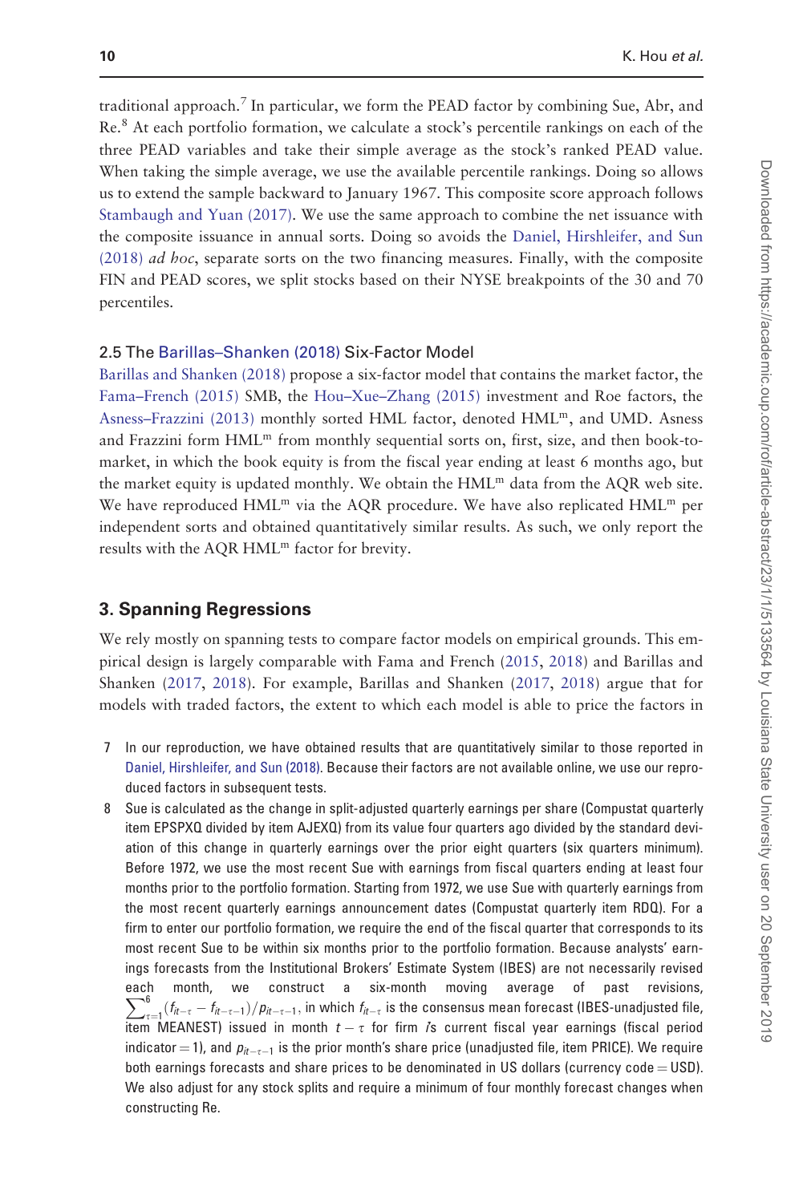traditional approach.[7] In particular, we form the PEAD factor by combining Sue, Abr, and Re.[8] At each portfolio formation, we calculate a stock's percentile rankings on each of the three PEAD variables and take their simple average as the stock's ranked PEAD value. When taking the simple average, we use the available percentile rankings. Doing so allows us to extend the sample backward to January 1967. This composite score approach follows Stambaugh and Yuan (2017). We use the same approach to combine the net issuance with the composite issuance in annual sorts. Doing so avoids the Daniel, Hirshleifer, and Sun (2018) *ad hoc*, separate sorts on the two financing measures. Finally, with the composite FIN and PEAD scores, we split stocks based on their NYSE breakpoints of the 30 and 70 percentiles.

### 2.5 The Barillas–Shanken (2018) Six-Factor Model

Barillas and Shanken (2018) propose a six-factor model that contains the market factor, the Fama–French (2015) SMB, the Hou–Xue–Zhang (2015) investment and Roe factors, the Asness–Frazzini (2013) monthly sorted HML factor, denoted $\text{HML}^{\text{m}}$, and UMD. Asness and Frazzini form $\text{HML}^{\text{m}}$ from monthly sequential sorts on, first, size, and then book-to-market, in which the book equity is from the fiscal year ending at least 6 months ago, but the market equity is updated monthly. We obtain the $\text{HML}^{\text{m}}$ data from the AQR web site. We have reproduced $\text{HML}^{\text{m}}$ via the AQR procedure. We have also replicated $\text{HML}^{\text{m}}$ per independent sorts and obtained quantitatively similar results. As such, we only report the results with the AQR $\text{HML}^{\text{m}}$ factor for brevity.

## 3. Spanning Regressions

We rely mostly on spanning tests to compare factor models on empirical grounds. This empirical design is largely comparable with Fama and French (2015, 2018) and Barillas and Shanken (2017, 2018). For example, Barillas and Shanken (2017, 2018) argue that for models with traded factors, the extent to which each model is able to price the factors in

7 In our reproduction, we have obtained results that are quantitatively similar to those reported in Daniel, Hirshleifer, and Sun (2018). Because their factors are not available online, we use our reproduced factors in subsequent tests.

8 Sue is calculated as the change in split-adjusted quarterly earnings per share (Compustat quarterly item EPSPXQ divided by item AJEXQ) from its value four quarters ago divided by the standard deviation of this change in quarterly earnings over the prior eight quarters (six quarters minimum). Before 1972, we use the most recent Sue with earnings from fiscal quarters ending at least four months prior to the portfolio formation. Starting from 1972, we use Sue with quarterly earnings from the most recent quarterly earnings announcement dates (Compustat quarterly item RDQ). For a firm to enter our portfolio formation, we require the end of the fiscal quarter that corresponds to its most recent Sue to be within six months prior to the portfolio formation. Because analysts' earnings forecasts from the Institutional Brokers' Estimate System (IBES) are not necessarily revised each month, we construct a six-month moving average of past revisions, $\sum_{\tau=1}^{6}(f_{it-\tau} - f_{it-\tau-1})/p_{it-\tau-1}$, in which $f_{it-\tau}$ is the consensus mean forecast (IBES-unadjusted file, item MEANEST) issued in month $t-\tau$ for firm $i$'s current fiscal year earnings (fiscal period indicator = 1), and $p_{it-\tau-1}$ is the prior month's share price (unadjusted file, item PRICE). We require both earnings forecasts and share prices to be denominated in US dollars (currency code = USD). We also adjust for any stock splits and require a minimum of four monthly forecast changes when constructing Re.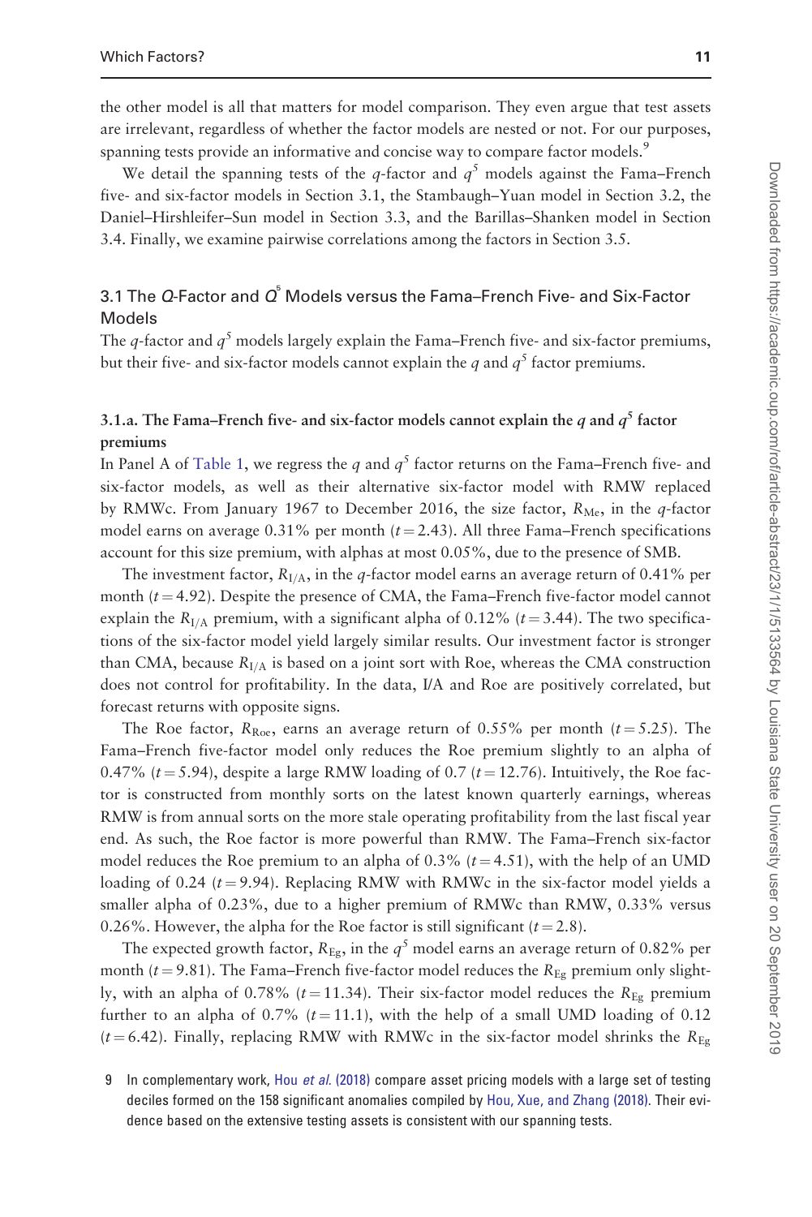the other model is all that matters for model comparison. They even argue that test assets are irrelevant, regardless of whether the factor models are nested or not. For our purposes, spanning tests provide an informative and concise way to compare factor models.[9]

We detail the spanning tests of the $q$-factor and $q^5$ models against the Fama–French five- and six-factor models in Section 3.1, the Stambaugh–Yuan model in Section 3.2, the Daniel–Hirshleifer–Sun model in Section 3.3, and the Barillas–Shanken model in Section 3.4. Finally, we examine pairwise correlations among the factors in Section 3.5.

## 3.1 The $Q$-Factor and $Q^5$ Models versus the Fama–French Five- and Six-Factor Models

The $q$-factor and $q^5$ models largely explain the Fama–French five- and six-factor premiums, but their five- and six-factor models cannot explain the $q$ and $q^5$ factor premiums.

### 3.1.a. The Fama–French five- and six-factor models cannot explain the $q$ and $q^5$ factor premiums

In Panel A of Table 1, we regress the $q$ and $q^5$ factor returns on the Fama–French five- and six-factor models, as well as their alternative six-factor model with RMW replaced by RMWc. From January 1967 to December 2016, the size factor, $R_{\rm Me}$, in the $q$-factor model earns on average 0.31% per month ($t = 2.43$). All three Fama–French specifications account for this size premium, with alphas at most 0.05%, due to the presence of SMB.

The investment factor, $R_{\rm I/A}$, in the $q$-factor model earns an average return of 0.41% per month ($t = 4.92$). Despite the presence of CMA, the Fama–French five-factor model cannot explain the $R_{\rm I/A}$ premium, with a significant alpha of 0.12% ($t = 3.44$). The two specifications of the six-factor model yield largely similar results. Our investment factor is stronger than CMA, because $R_{\rm I/A}$ is based on a joint sort with Roe, whereas the CMA construction does not control for profitability. In the data, I/A and Roe are positively correlated, but forecast returns with opposite signs.

The Roe factor, $R_{\rm Roe}$, earns an average return of 0.55% per month ($t = 5.25$). The Fama–French five-factor model only reduces the Roe premium slightly to an alpha of 0.47% ($t = 5.94$), despite a large RMW loading of 0.7 ($t = 12.76$). Intuitively, the Roe factor is constructed from monthly sorts on the latest known quarterly earnings, whereas RMW is from annual sorts on the more stale operating profitability from the last fiscal year end. As such, the Roe factor is more powerful than RMW. The Fama–French six-factor model reduces the Roe premium to an alpha of 0.3% ($t = 4.51$), with the help of an UMD loading of 0.24 ($t = 9.94$). Replacing RMW with RMWc in the six-factor model yields a smaller alpha of 0.23%, due to a higher premium of RMWc than RMW, 0.33% versus 0.26%. However, the alpha for the Roe factor is still significant ($t = 2.8$).

The expected growth factor, $R_{\rm Eg}$, in the $q^5$ model earns an average return of 0.82% per month ($t = 9.81$). The Fama–French five-factor model reduces the $R_{\rm Eg}$ premium only slightly, with an alpha of 0.78% ($t = 11.34$). Their six-factor model reduces the $R_{\rm Eg}$ premium further to an alpha of 0.7% ($t = 11.1$), with the help of a small UMD loading of 0.12 ($t = 6.42$). Finally, replacing RMW with RMWc in the six-factor model shrinks the $R_{\rm Eg}$

9 In complementary work, Hou *et al.* (2018) compare asset pricing models with a large set of testing deciles formed on the 158 significant anomalies compiled by Hou, Xue, and Zhang (2018). Their evidence based on the extensive testing assets is consistent with our spanning tests.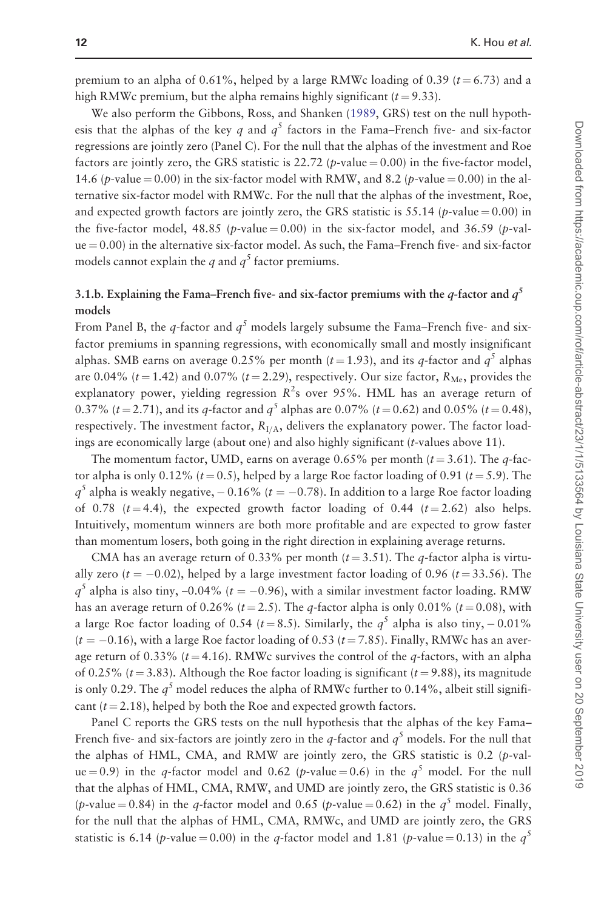premium to an alpha of 0.61%, helped by a large RMWc loading of 0.39 ($t = 6.73$) and a high RMWc premium, but the alpha remains highly significant ($t = 9.33$).

We also perform the Gibbons, Ross, and Shanken (1989, GRS) test on the null hypothesis that the alphas of the key $q$ and $q^5$ factors in the Fama–French five- and six-factor regressions are jointly zero (Panel C). For the null that the alphas of the investment and Roe factors are jointly zero, the GRS statistic is 22.72 ($p$-value = 0.00) in the five-factor model, 14.6 ($p$-value = 0.00) in the six-factor model with RMW, and 8.2 ($p$-value = 0.00) in the alternative six-factor model with RMWc. For the null that the alphas of the investment, Roe, and expected growth factors are jointly zero, the GRS statistic is 55.14 ($p$-value = 0.00) in the five-factor model, 48.85 ($p$-value = 0.00) in the six-factor model, and 36.59 ($p$-value = 0.00) in the alternative six-factor model. As such, the Fama–French five- and six-factor models cannot explain the $q$ and $q^5$ factor premiums.

### 3.1.b. Explaining the Fama–French five- and six-factor premiums with the $q$-factor and $q^5$ models

From Panel B, the $q$-factor and $q^5$ models largely subsume the Fama–French five- and six-factor premiums in spanning regressions, with economically small and mostly insignificant alphas. SMB earns on average 0.25% per month ($t = 1.93$), and its $q$-factor and $q^5$ alphas are 0.04% ($t = 1.42$) and 0.07% ($t = 2.29$), respectively. Our size factor, $R_{Me}$, provides the explanatory power, yielding regression $R^2$s over 95%. HML has an average return of 0.37% ($t = 2.71$), and its $q$-factor and $q^5$ alphas are 0.07% ($t = 0.62$) and 0.05% ($t = 0.48$), respectively. The investment factor, $R_{I/A}$, delivers the explanatory power. The factor loadings are economically large (about one) and also highly significant ($t$-values above 11).

The momentum factor, UMD, earns on average 0.65% per month ($t = 3.61$). The $q$-factor alpha is only 0.12% ($t = 0.5$), helped by a large Roe factor loading of 0.91 ($t = 5.9$). The $q^5$ alpha is weakly negative, −0.16% ($t = -0.78$). In addition to a large Roe factor loading of 0.78 ($t = 4.4$), the expected growth factor loading of 0.44 ($t = 2.62$) also helps. Intuitively, momentum winners are both more profitable and are expected to grow faster than momentum losers, both going in the right direction in explaining average returns.

CMA has an average return of 0.33% per month ($t = 3.51$). The $q$-factor alpha is virtually zero ($t = -0.02$), helped by a large investment factor loading of 0.96 ($t = 33.56$). The $q^5$ alpha is also tiny, −0.04% ($t = -0.96$), with a similar investment factor loading. RMW has an average return of 0.26% ($t = 2.5$). The $q$-factor alpha is only 0.01% ($t = 0.08$), with a large Roe factor loading of 0.54 ($t = 8.5$). Similarly, the $q^5$ alpha is also tiny, −0.01% ($t = -0.16$), with a large Roe factor loading of 0.53 ($t = 7.85$). Finally, RMWc has an average return of 0.33% ($t = 4.16$). RMWc survives the control of the $q$-factors, with an alpha of 0.25% ($t = 3.83$). Although the Roe factor loading is significant ($t = 9.88$), its magnitude is only 0.29. The $q^5$ model reduces the alpha of RMWc further to 0.14%, albeit still significant ($t = 2.18$), helped by both the Roe and expected growth factors.

Panel C reports the GRS tests on the null hypothesis that the alphas of the key Fama–French five- and six-factors are jointly zero in the $q$-factor and $q^5$ models. For the null that the alphas of HML, CMA, and RMW are jointly zero, the GRS statistic is 0.2 ($p$-value = 0.9) in the $q$-factor model and 0.62 ($p$-value = 0.6) in the $q^5$ model. For the null that the alphas of HML, CMA, RMW, and UMD are jointly zero, the GRS statistic is 0.36 ($p$-value = 0.84) in the $q$-factor model and 0.65 ($p$-value = 0.62) in the $q^5$ model. Finally, for the null that the alphas of HML, CMA, RMWc, and UMD are jointly zero, the GRS statistic is 6.14 ($p$-value = 0.00) in the $q$-factor model and 1.81 ($p$-value = 0.13) in the $q^5$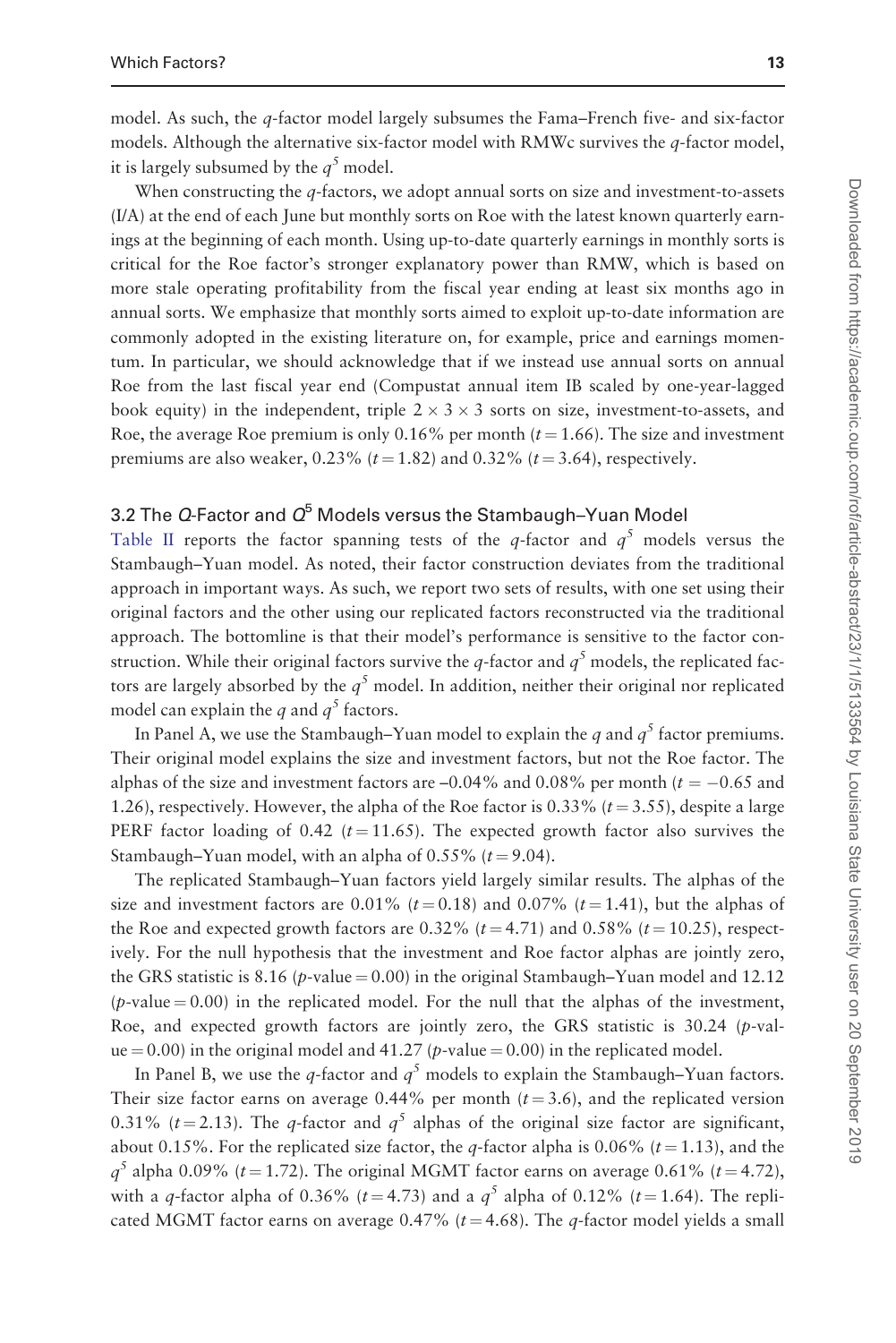model. As such, the $q$-factor model largely subsumes the Fama–French five- and six-factor models. Although the alternative six-factor model with RMWc survives the $q$-factor model, it is largely subsumed by the $q^5$ model.

When constructing the $q$-factors, we adopt annual sorts on size and investment-to-assets (I/A) at the end of each June but monthly sorts on Roe with the latest known quarterly earnings at the beginning of each month. Using up-to-date quarterly earnings in monthly sorts is critical for the Roe factor's stronger explanatory power than RMW, which is based on more stale operating profitability from the fiscal year ending at least six months ago in annual sorts. We emphasize that monthly sorts aimed to exploit up-to-date information are commonly adopted in the existing literature on, for example, price and earnings momentum. In particular, we should acknowledge that if we instead use annual sorts on annual Roe from the last fiscal year end (Compustat annual item IB scaled by one-year-lagged book equity) in the independent, triple $2 \times 3 \times 3$ sorts on size, investment-to-assets, and Roe, the average Roe premium is only 0.16% per month ($t = 1.66$). The size and investment premiums are also weaker, 0.23% ($t = 1.82$) and 0.32% ($t = 3.64$), respectively.

### 3.2 The $Q$-Factor and $Q^5$ Models versus the Stambaugh–Yuan Model

Table II reports the factor spanning tests of the $q$-factor and $q^5$ models versus the Stambaugh–Yuan model. As noted, their factor construction deviates from the traditional approach in important ways. As such, we report two sets of results, with one set using their original factors and the other using our replicated factors reconstructed via the traditional approach. The bottomline is that their model's performance is sensitive to the factor construction. While their original factors survive the $q$-factor and $q^5$ models, the replicated factors are largely absorbed by the $q^5$ model. In addition, neither their original nor replicated model can explain the $q$ and $q^5$ factors.

In Panel A, we use the Stambaugh–Yuan model to explain the $q$ and $q^5$ factor premiums. Their original model explains the size and investment factors, but not the Roe factor. The alphas of the size and investment factors are –0.04% and 0.08% per month ($t = -0.65$ and 1.26), respectively. However, the alpha of the Roe factor is 0.33% ($t = 3.55$), despite a large PERF factor loading of 0.42 ($t = 11.65$). The expected growth factor also survives the Stambaugh–Yuan model, with an alpha of 0.55% ($t = 9.04$).

The replicated Stambaugh–Yuan factors yield largely similar results. The alphas of the size and investment factors are 0.01% ($t = 0.18$) and 0.07% ($t = 1.41$), but the alphas of the Roe and expected growth factors are 0.32% ($t = 4.71$) and 0.58% ($t = 10.25$), respectively. For the null hypothesis that the investment and Roe factor alphas are jointly zero, the GRS statistic is 8.16 ($p$-value = 0.00) in the original Stambaugh–Yuan model and 12.12 ($p$-value = 0.00) in the replicated model. For the null that the alphas of the investment, Roe, and expected growth factors are jointly zero, the GRS statistic is 30.24 ($p$-value = 0.00) in the original model and 41.27 ($p$-value = 0.00) in the replicated model.

In Panel B, we use the $q$-factor and $q^5$ models to explain the Stambaugh–Yuan factors. Their size factor earns on average 0.44% per month ($t = 3.6$), and the replicated version 0.31% ($t = 2.13$). The $q$-factor and $q^5$ alphas of the original size factor are significant, about 0.15%. For the replicated size factor, the $q$-factor alpha is 0.06% ($t = 1.13$), and the $q^5$ alpha 0.09% ($t = 1.72$). The original MGMT factor earns on average 0.61% ($t = 4.72$), with a $q$-factor alpha of 0.36% ($t = 4.73$) and a $q^5$ alpha of 0.12% ($t = 1.64$). The replicated MGMT factor earns on average 0.47% ($t = 4.68$). The $q$-factor model yields a small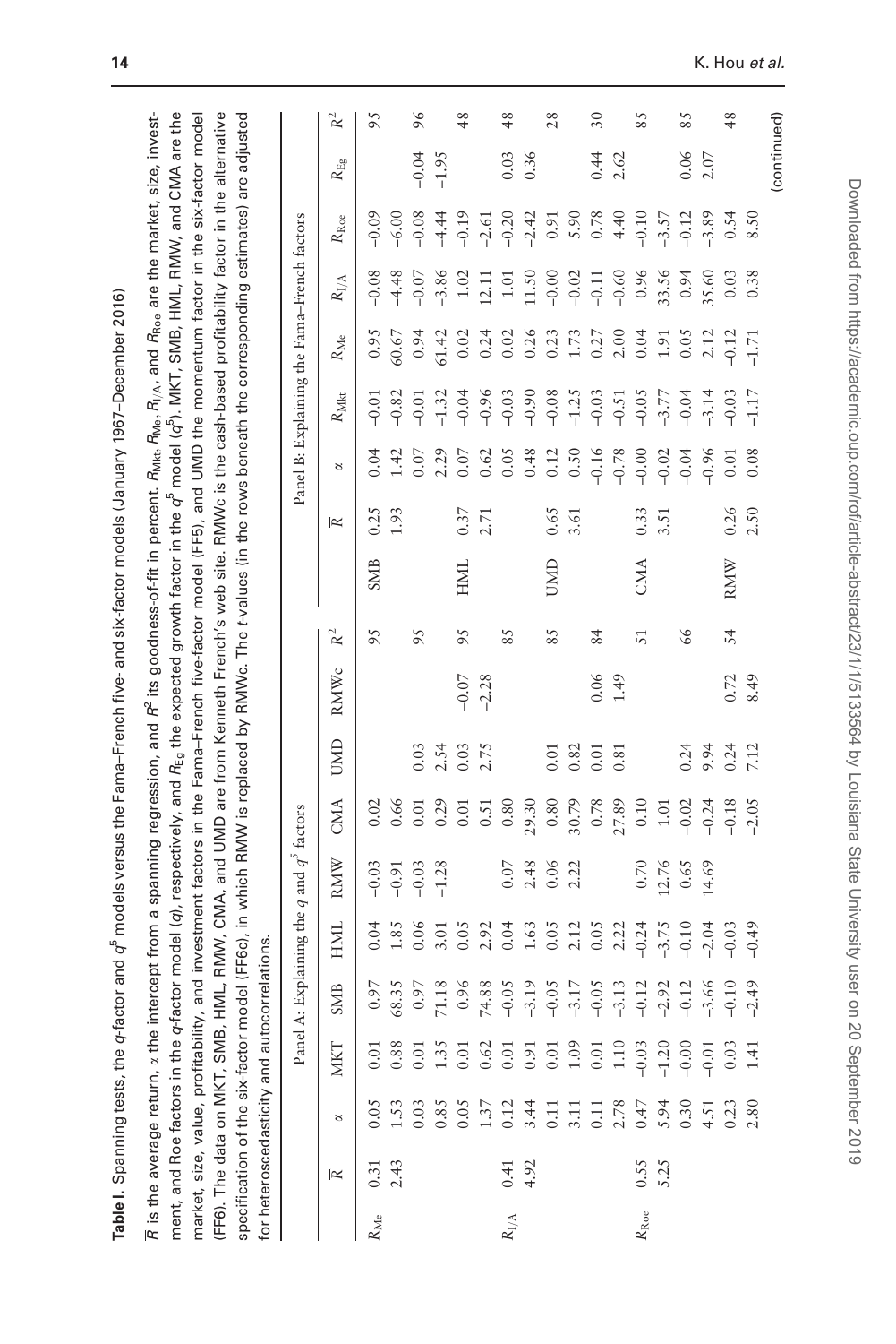**Table I.** Spanning tests, the *q*-factor and $q^5$ models versus the Fama–French five- and six-factor models (January 1967–December 2016)

$\overline{R}$ is the average return, $\alpha$ the intercept from a spanning regression, and $R^2$ its goodness-of-fit in percent. $R_{\mathrm{Mkt}}$, $R_{\mathrm{Me}}$, $R_{\mathrm{I/A}}$, and $R_{\mathrm{Roe}}$ are the market, size, investment, and Roe factors in the *q*-factor model (*q*), respectively, and $R_{\mathrm{Eg}}$ the expected growth factor in the $q^5$ model ($q^5$). MKT, SMB, HML, RMW, and CMA are the market, size, value, profitability, and investment factors in the Fama–French five-factor model (FF5), and UMD the momentum factor in the six-factor model (FF6). The data on MKT, SMB, HML, RMW, CMA, and UMD are from Kenneth French's web site. RMWc is the cash-based profitability factor in the alternative specification of the six-factor model (FF6c), in which RMW is replaced by RMWc. The *t*-values (in the rows beneath the corresponding estimates) are adjusted for heteroscedasticity and autocorrelations.

| | Panel A: Explaining the *q* and $q^5$ factors | | | | | | | | | | |
|---|---|---|---|---|---|---|---|---|---|---|---|
| | $\overline{R}$ | $\alpha$ | MKT | SMB | HML | RMW | CMA | UMD | RMWc | $R^2$ |
| $R_{\mathrm{Me}}$ | 0.31 | 0.05 | 0.01 | 0.97 | 0.04 | −0.03 | 0.02 | | | 95 |
| | 2.43 | 1.53 | 0.88 | 68.35 | 1.85 | −0.91 | 0.66 | | | |
| | | 0.03 | 0.01 | 0.97 | 0.06 | −0.03 | 0.01 | 0.03 | | 95 |
| | | 0.85 | 1.35 | 71.18 | 3.01 | −1.28 | 0.29 | 2.54 | | |
| | | 0.05 | 0.01 | 0.96 | 0.05 | | 0.01 | 0.03 | −0.07 | 95 |
| | | 1.37 | 0.62 | 74.88 | 2.92 | | 0.51 | 2.75 | −2.28 | |
| $R_{\mathrm{I/A}}$ | 0.41 | 0.12 | 0.01 | −0.05 | 0.04 | 0.07 | 0.80 | | | 85 |
| | 4.92 | 3.44 | 0.91 | −3.19 | 1.63 | 2.48 | 29.30 | | | |
| | | 0.11 | 0.01 | −0.05 | 0.05 | 0.06 | 0.80 | 0.01 | | 85 |
| | | 3.11 | 1.09 | −3.17 | 2.12 | 2.22 | 30.79 | 0.82 | | |
| | | 0.11 | 0.01 | −0.05 | 0.05 | | 0.78 | 0.01 | 0.06 | 84 |
| | | 2.78 | 1.10 | −3.13 | 2.22 | | 27.89 | 0.81 | 1.49 | |
| $R_{\mathrm{Roe}}$ | 0.55 | 0.47 | −0.03 | −0.12 | −0.24 | 0.70 | 0.10 | | | 51 |
| | 5.25 | 5.94 | −1.20 | −2.92 | −3.75 | 12.76 | 1.01 | | | |
| | | 0.30 | −0.00 | −0.12 | −0.10 | 0.65 | −0.02 | 0.24 | | 66 |
| | | 4.51 | −0.01 | −3.66 | −2.04 | 14.69 | −0.24 | 9.94 | | |
| | | 0.23 | 0.03 | −0.10 | −0.03 | | −0.18 | 0.24 | 0.72 | 54 |
| | | 2.80 | 1.41 | −2.49 | −0.49 | | −2.05 | 7.12 | 8.49 | |

| | Panel B: Explaining the Fama–French factors | | | | | | | | |
|---|---|---|---|---|---|---|---|---|---|
| | $\overline{R}$ | $\alpha$ | $R_{\mathrm{Mkt}}$ | $R_{\mathrm{Me}}$ | $R_{\mathrm{I/A}}$ | $R_{\mathrm{Roe}}$ | $R_{\mathrm{Eg}}$ | $R^2$ |
| SMB | 0.25 | 0.04 | −0.01 | 0.95 | −0.08 | −0.09 | | 95 |
| | 1.93 | 1.42 | −0.82 | 60.67 | −4.48 | −6.00 | | |
| | | 0.07 | −0.01 | 0.94 | −0.07 | −0.08 | −0.04 | 96 |
| | | 2.29 | −1.32 | 61.42 | −3.86 | −4.44 | −1.95 | |
| HML | 0.37 | 0.07 | −0.04 | 0.02 | 1.02 | −0.19 | | 48 |
| | 2.71 | 0.62 | −0.96 | 0.24 | 12.11 | −2.61 | | |
| | | 0.05 | −0.03 | 0.02 | 1.01 | −0.20 | 0.03 | 48 |
| | | 0.48 | −0.90 | 0.26 | 11.50 | −2.42 | 0.36 | |
| UMD | 0.65 | 0.12 | −0.08 | 0.23 | −0.00 | 0.91 | | 28 |
| | 3.61 | 0.50 | −1.25 | 1.73 | −0.02 | 5.90 | | |
| | | −0.16 | −0.03 | 0.27 | −0.11 | 0.78 | 0.44 | 30 |
| | | −0.78 | −0.51 | 2.00 | −0.60 | 4.40 | 2.62 | |
| CMA | 0.33 | −0.00 | −0.05 | 0.04 | 0.96 | −0.10 | | 85 |
| | 3.51 | −0.02 | −3.77 | 1.91 | 33.56 | −3.57 | | |
| | | −0.04 | −0.04 | 0.05 | 0.94 | −0.12 | 0.06 | 85 |
| | | −0.96 | −3.14 | 2.12 | 35.60 | −3.89 | 2.07 | |
| RMW | 0.26 | 0.01 | −0.03 | −0.12 | 0.03 | 0.54 | | 48 |
| | 2.50 | 0.08 | −1.17 | −1.71 | 0.38 | 8.50 | | |

(continued)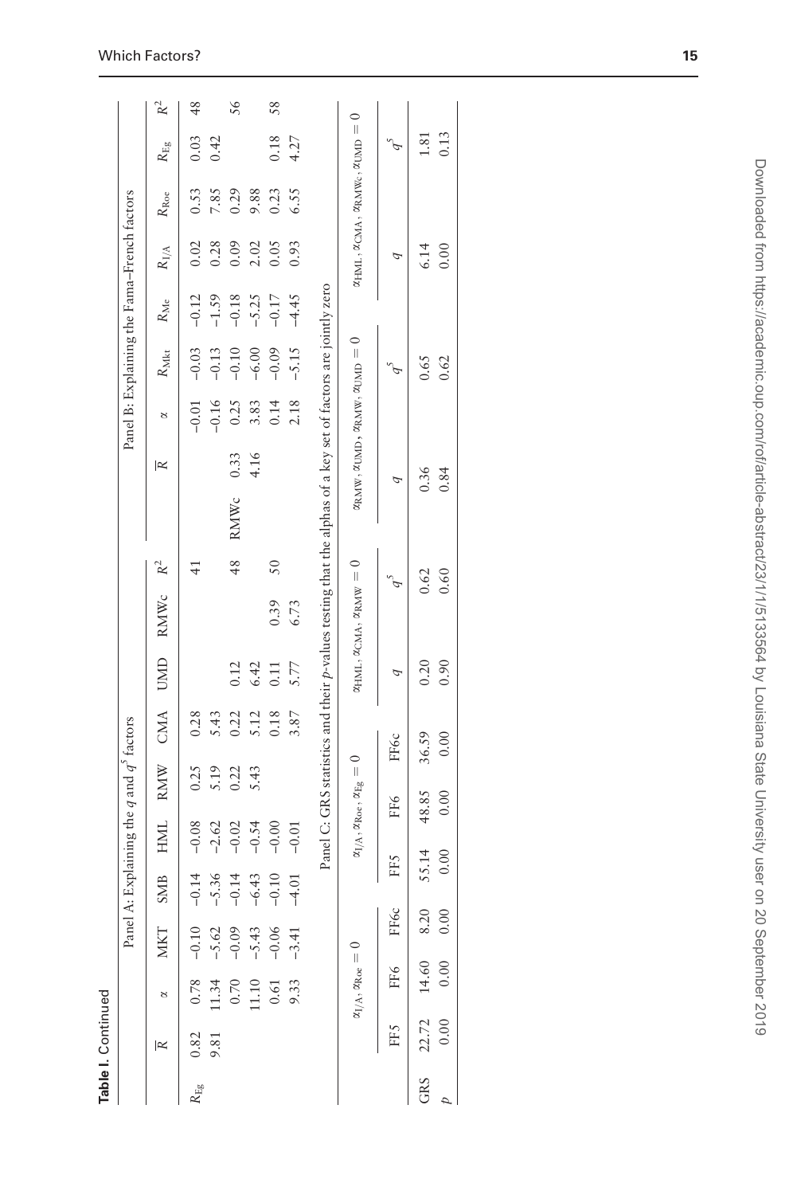**Table I.** Continued

| | Panel A: Explaining the $q$ and $q^5$ factors | | | | | | | | | | Panel B: Explaining the Fama–French factors | | | | | | | | |
|---|---|---|---|---|---|---|---|---|---|---|---|---|---|---|---|---|---|---|---|
| | $\overline{R}$ | $\alpha$ | MKT | SMB | HML | RMW | CMA | UMD | RMWc | $R^2$ | | $\overline{R}$ | $\alpha$ | $R_{\text{Mkt}}$ | $R_{\text{Me}}$ | $R_{\text{I/A}}$ | $R_{\text{Roe}}$ | $R_{\text{Eg}}$ | $R^2$ |
| $R_{\text{Eg}}$ | 0.82 | 0.78 | −0.10 | −0.14 | −0.08 | 0.25 | 0.28 | | | 41 | | | −0.01 | −0.03 | −0.12 | 0.02 | 0.53 | 0.03 | 48 |
| | 9.81 | 11.34 | −5.62 | −5.36 | −2.62 | 5.19 | 5.43 | | | | | | −0.16 | −0.13 | −1.59 | 0.28 | 7.85 | 0.42 | |
| | | 0.70 | −0.09 | −0.14 | −0.02 | 0.22 | 0.22 | 0.12 | | 48 | RMWc | 0.33 | 0.25 | −0.10 | −0.18 | 0.09 | 0.29 | | 56 |
| | | 11.10 | −5.43 | −6.43 | −0.54 | 5.43 | 5.12 | 6.42 | | | | 4.16 | 3.83 | −6.00 | −5.25 | 2.02 | 9.88 | | |
| | | 0.61 | −0.06 | −0.10 | −0.00 | | 0.18 | 0.11 | 0.39 | 50 | | | 0.14 | −0.09 | −0.17 | 0.05 | 0.23 | 0.18 | 58 |
| | | 9.33 | −3.41 | −4.01 | −0.01 | | 3.87 | 5.77 | 6.73 | | | | 2.18 | −5.15 | −4.45 | 0.93 | 6.55 | 4.27 | |

Panel C: GRS statistics and their $p$-values testing that the alphas of a key set of factors are jointly zero

| | $\alpha_{\text{I/A}}, \alpha_{\text{Roe}} = 0$ | | | $\alpha_{\text{I/A}}, \alpha_{\text{Roe}}, \alpha_{\text{Eg}} = 0$ | | | $\alpha_{\text{HML}}, \alpha_{\text{CMA}}, \alpha_{\text{RMW}} = 0$ | | $\alpha_{\text{RMW}}, \alpha_{\text{UMD}}, \alpha_{\text{RMW}}, \alpha_{\text{UMD}} = 0$ | | $\alpha_{\text{HML}}, \alpha_{\text{CMA}}, \alpha_{\text{RMWc}}, \alpha_{\text{UMD}} = 0$ | |
|---|---|---|---|---|---|---|---|---|---|---|---|---|
| | FF5 | FF6 | FF6c | FF5 | FF6 | FF6c | $q$ | $q^5$ | $q$ | $q^5$ | $q$ | $q^5$ |
| GRS | 22.72 | 14.60 | 8.20 | 55.14 | 48.85 | 36.59 | 0.20 | 0.62 | 0.36 | 0.65 | 6.14 | 1.81 |
| $p$ | 0.00 | 0.00 | 0.00 | 0.00 | 0.00 | 0.00 | 0.90 | 0.60 | 0.84 | 0.62 | 0.00 | 0.13 |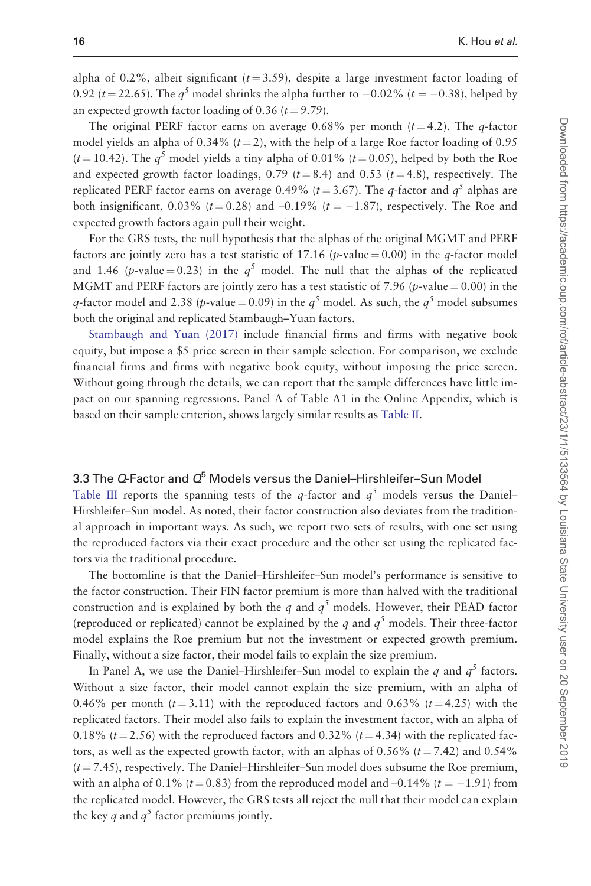alpha of 0.2%, albeit significant ($t = 3.59$), despite a large investment factor loading of 0.92 ($t = 22.65$). The $q^5$ model shrinks the alpha further to −0.02% ($t = -0.38$), helped by an expected growth factor loading of 0.36 ($t = 9.79$).

The original PERF factor earns on average 0.68% per month ($t = 4.2$). The $q$-factor model yields an alpha of 0.34% ($t = 2$), with the help of a large Roe factor loading of 0.95 ($t = 10.42$). The $q^5$ model yields a tiny alpha of 0.01% ($t = 0.05$), helped by both the Roe and expected growth factor loadings, 0.79 ($t = 8.4$) and 0.53 ($t = 4.8$), respectively. The replicated PERF factor earns on average 0.49% ($t = 3.67$). The $q$-factor and $q^5$ alphas are both insignificant, 0.03% ($t = 0.28$) and −0.19% ($t = -1.87$), respectively. The Roe and expected growth factors again pull their weight.

For the GRS tests, the null hypothesis that the alphas of the original MGMT and PERF factors are jointly zero has a test statistic of 17.16 ($p$-value = 0.00) in the $q$-factor model and 1.46 ($p$-value = 0.23) in the $q^5$ model. The null that the alphas of the replicated MGMT and PERF factors are jointly zero has a test statistic of 7.96 ($p$-value = 0.00) in the $q$-factor model and 2.38 ($p$-value = 0.09) in the $q^5$ model. As such, the $q^5$ model subsumes both the original and replicated Stambaugh–Yuan factors.

Stambaugh and Yuan (2017) include financial firms and firms with negative book equity, but impose a $5 price screen in their sample selection. For comparison, we exclude financial firms and firms with negative book equity, without imposing the price screen. Without going through the details, we can report that the sample differences have little impact on our spanning regressions. Panel A of Table A1 in the Online Appendix, which is based on their sample criterion, shows largely similar results as Table II.

### 3.3 The $Q$-Factor and $Q^5$ Models versus the Daniel–Hirshleifer–Sun Model

Table III reports the spanning tests of the $q$-factor and $q^5$ models versus the Daniel–Hirshleifer–Sun model. As noted, their factor construction also deviates from the traditional approach in important ways. As such, we report two sets of results, with one set using the reproduced factors via their exact procedure and the other set using the replicated factors via the traditional procedure.

The bottomline is that the Daniel–Hirshleifer–Sun model's performance is sensitive to the factor construction. Their FIN factor premium is more than halved with the traditional construction and is explained by both the $q$ and $q^5$ models. However, their PEAD factor (reproduced or replicated) cannot be explained by the $q$ and $q^5$ models. Their three-factor model explains the Roe premium but not the investment or expected growth premium. Finally, without a size factor, their model fails to explain the size premium.

In Panel A, we use the Daniel–Hirshleifer–Sun model to explain the $q$ and $q^5$ factors. Without a size factor, their model cannot explain the size premium, with an alpha of 0.46% per month ($t = 3.11$) with the reproduced factors and 0.63% ($t = 4.25$) with the replicated factors. Their model also fails to explain the investment factor, with an alpha of 0.18% ($t = 2.56$) with the reproduced factors and 0.32% ($t = 4.34$) with the replicated factors, as well as the expected growth factor, with an alphas of 0.56% ($t = 7.42$) and 0.54% ($t = 7.45$), respectively. The Daniel–Hirshleifer–Sun model does subsume the Roe premium, with an alpha of 0.1% ($t = 0.83$) from the reproduced model and −0.14% ($t = -1.91$) from the replicated model. However, the GRS tests all reject the null that their model can explain the key $q$ and $q^5$ factor premiums jointly.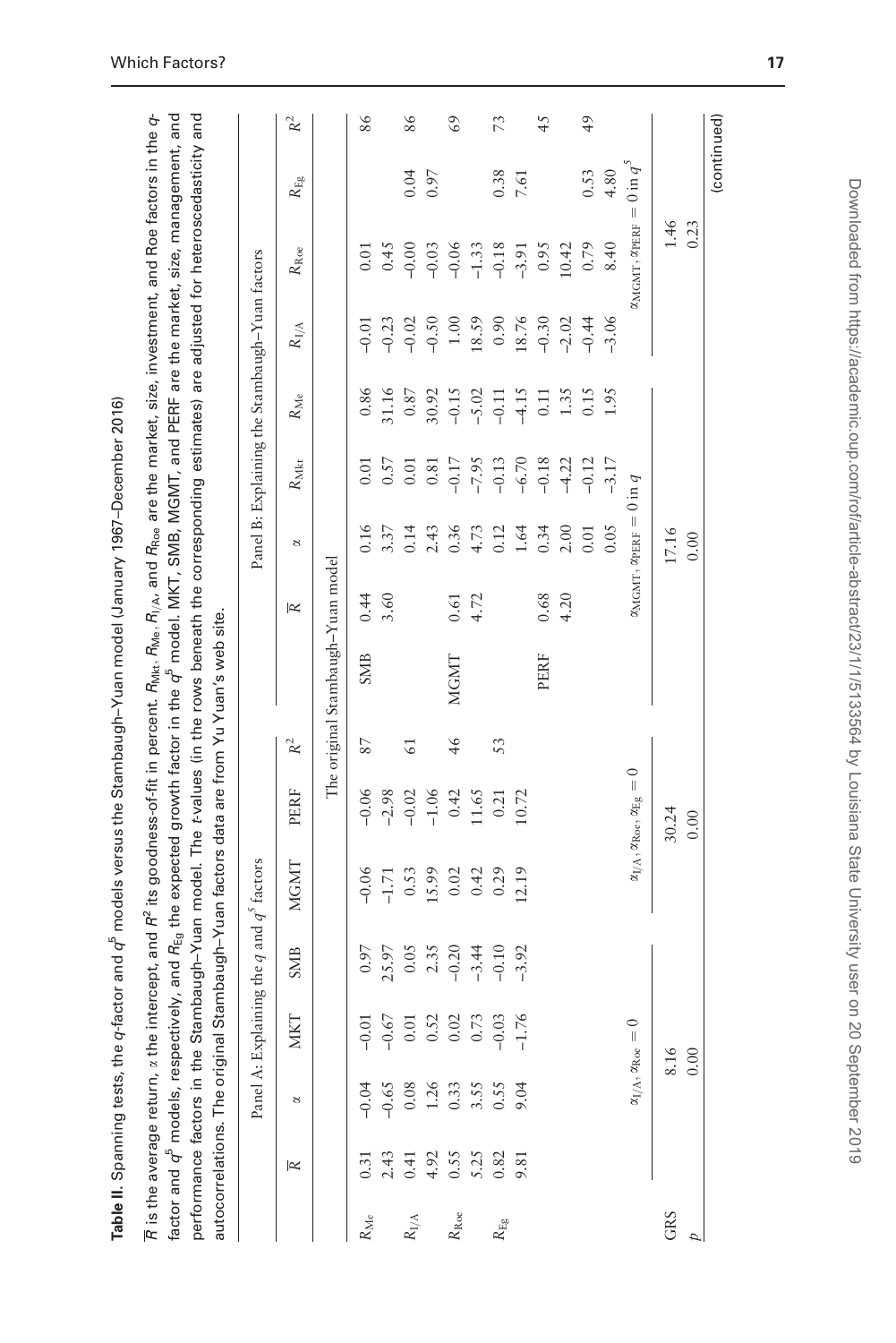**Table II.** Spanning tests, the *q*-factor and $q^5$ models versus the Stambaugh–Yuan model (January 1967–December 2016)

$\overline{R}$ is the average return, $\alpha$ the intercept, and $R^2$ its goodness-of-fit in percent. $R_{\mathrm{Mkt}}$, $R_{\mathrm{Me}}$, $R_{\mathrm{I/A}}$, and $R_{\mathrm{Roe}}$ are the market, size, investment, and Roe factors in the *q*-factor and $q^5$ models, respectively, and $R_{\mathrm{Eg}}$ the expected growth factor in the $q^5$ model. MKT, SMB, MGMT, and PERF are the market, size, management, and performance factors in the Stambaugh–Yuan model. The *t*-values (in the rows beneath the corresponding estimates) are adjusted for heteroscedasticity and autocorrelations. The original Stambaugh–Yuan factors data are from Yu Yuan's web site.

| | Panel A: Explaining the *q* and $q^5$ factors | | | | | | | | Panel B: Explaining the Stambaugh–Yuan factors | | | | | | | | |
|---|---|---|---|---|---|---|---|---|---|---|---|---|---|---|---|---|---|
| | $\overline{R}$ | $\alpha$ | MKT | SMB | MGMT | PERF | $R^2$ | | $\overline{R}$ | $\alpha$ | $R_{\mathrm{Mkt}}$ | $R_{\mathrm{Me}}$ | $R_{\mathrm{I/A}}$ | $R_{\mathrm{Roe}}$ | $R_{\mathrm{Eg}}$ | $R^2$ |
| | The original Stambaugh–Yuan model | | | | | | | | | | | | | | | | |
| $R_{\mathrm{Me}}$ | 0.31 | −0.04 | −0.01 | 0.97 | −0.06 | −0.06 | 87 | SMB | 0.44 | 0.16 | 0.01 | 0.86 | −0.01 | 0.01 | | 86 |
| | 2.43 | −0.65 | −0.67 | 25.97 | −1.71 | −2.98 | | | 3.60 | 3.37 | 0.57 | 31.16 | −0.23 | 0.45 | | |
| $R_{\mathrm{I/A}}$ | 0.41 | 0.08 | 0.01 | 0.05 | 0.53 | −0.02 | 61 | | | 0.14 | 0.01 | 0.87 | −0.02 | −0.00 | 0.04 | 86 |
| | 4.92 | 1.26 | 0.52 | 2.35 | 15.99 | −1.06 | | | | 2.43 | 0.81 | 30.92 | −0.50 | −0.03 | 0.97 | |
| $R_{\mathrm{Roe}}$ | 0.55 | 0.33 | 0.02 | −0.20 | 0.02 | 0.42 | 46 | MGMT | 0.61 | 0.36 | −0.17 | −0.15 | 1.00 | −0.06 | | 69 |
| | 5.25 | 3.55 | 0.73 | −3.44 | 0.42 | 11.65 | | | 4.72 | 4.73 | −7.95 | −5.02 | 18.59 | −1.33 | | |
| $R_{\mathrm{Eg}}$ | 0.82 | 0.55 | −0.03 | −0.10 | 0.29 | 0.21 | 53 | | | 0.12 | −0.13 | −0.11 | 0.90 | −0.18 | 0.38 | 73 |
| | 9.81 | 9.04 | −1.76 | −3.92 | 12.19 | 10.72 | | | | 1.64 | −6.70 | −4.15 | 18.76 | −3.91 | 7.61 | |
| | | | | | | | | PERF | 0.68 | 0.34 | −0.18 | 0.11 | −0.30 | 0.95 | | 45 |
| | | | | | | | | | 4.20 | 2.00 | −4.22 | 1.35 | −2.02 | 10.42 | | |
| | | | | | | | | | | 0.01 | −0.12 | 0.15 | −0.44 | 0.79 | 0.53 | 49 |
| | | | | | | | | | | 0.05 | −3.17 | 1.95 | −3.06 | 8.40 | 4.80 | |
| | | $\alpha_{\mathrm{I/A}}, \alpha_{\mathrm{Roe}} = 0$ | | | $\alpha_{\mathrm{I/A}}, \alpha_{\mathrm{Roe}}, \alpha_{\mathrm{Eg}} = 0$ | | | | | $\alpha_{\mathrm{MGMT}}, \alpha_{\mathrm{PERF}} = 0$ in *q* | | | | $\alpha_{\mathrm{MGMT}}, \alpha_{\mathrm{PERF}} = 0$ in $q^5$ | | |
| GRS | | 8.16 | | | 30.24 | | | | | 17.16 | | | | 1.46 | | |
| *p* | | 0.00 | | | 0.00 | | | | | 0.00 | | | | 0.23 | | |

(continued)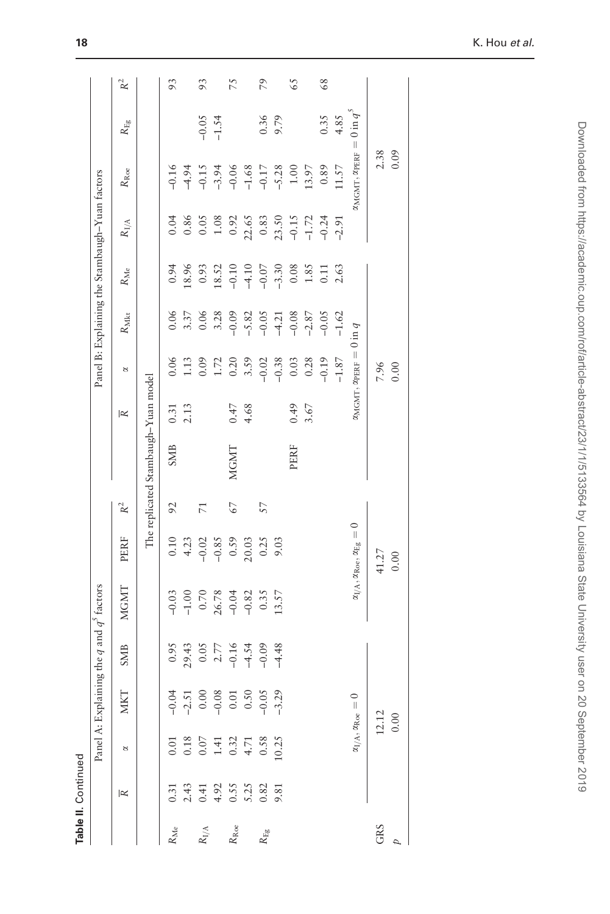**Table II.** Continued

**Panel A: Explaining the $q$ and $q^5$ factors**

| | $\overline{R}$ | $\alpha$ | MKT | SMB | MGMT | PERF | $R^2$ |
|---|---|---|---|---|---|---|---|
| $R_{\text{Me}}$ | 0.31 | 0.01 | −0.04 | 0.95 | −0.03 | 0.10 | 92 |
| | 2.43 | 0.18 | −2.51 | 29.43 | −1.00 | 4.23 | |
| $R_{\text{I/A}}$ | 0.41 | 0.07 | 0.00 | 0.05 | 0.70 | −0.02 | 71 |
| | 4.92 | 1.41 | −0.08 | 2.77 | 26.78 | −0.85 | |
| $R_{\text{Roe}}$ | 0.55 | 0.32 | 0.01 | −0.16 | −0.04 | 0.59 | 67 |
| | 5.25 | 4.71 | 0.50 | −4.54 | −0.82 | 20.03 | |
| $R_{\text{Eg}}$ | 0.82 | 0.58 | −0.05 | −0.09 | 0.35 | 0.25 | 57 |
| | 9.81 | 10.25 | −3.29 | −4.48 | 13.57 | 9.03 | |
| | | $\alpha_{\text{I/A}}, \alpha_{\text{Roe}} = 0$ | | | $\alpha_{\text{I/A}}, \alpha_{\text{Roe}}, \alpha_{\text{Eg}} = 0$ | | |
| GRS | | 12.12 | | | 41.27 | | |
| $p$ | | 0.00 | | | 0.00 | | |

**Panel B: Explaining the Stambaugh–Yuan factors**

The replicated Stambaugh–Yuan model

| | $\overline{R}$ | $\alpha$ | $R_{\text{Mkt}}$ | $R_{\text{Me}}$ | $R_{\text{I/A}}$ | $R_{\text{Roe}}$ | $R_{\text{Eg}}$ | $R^2$ |
|---|---|---|---|---|---|---|---|---|
| SMB | 0.31 | 0.06 | 0.06 | 0.94 | 0.04 | −0.16 | | 93 |
| | 2.13 | 1.13 | 3.37 | 18.96 | 0.86 | −4.94 | | |
| | | 0.09 | 0.06 | 0.93 | 0.05 | −0.15 | −0.05 | 93 |
| | | 1.72 | 3.28 | 18.52 | 1.08 | −3.94 | −1.54 | |
| MGMT | 0.47 | 0.20 | −0.09 | −0.10 | 0.92 | −0.06 | | 75 |
| | 4.68 | 3.59 | −5.82 | −4.10 | 22.65 | −1.68 | | |
| | | −0.02 | −0.05 | −0.07 | 0.83 | −0.17 | 0.36 | 79 |
| | | −0.38 | −4.21 | −3.30 | 23.50 | −5.28 | 9.79 | |
| PERF | 0.49 | 0.03 | −0.08 | 0.08 | −0.15 | 1.00 | | 65 |
| | 3.67 | 0.28 | −2.87 | 1.85 | −1.72 | 13.97 | | |
| | | −0.19 | −0.05 | 0.11 | −0.24 | 0.89 | 0.35 | 68 |
| | | −1.87 | −1.62 | 2.63 | −2.91 | 11.57 | 4.85 | |
| | | $\alpha_{\text{MGMT}}, \alpha_{\text{PERF}} = 0$ in $q$ | | | | $\alpha_{\text{MGMT}}, \alpha_{\text{PERF}} = 0$ in $q^5$ | | |
| GRS | | 7.96 | | | | 2.38 | | |
| $p$ | | 0.00 | | | | 0.09 | | |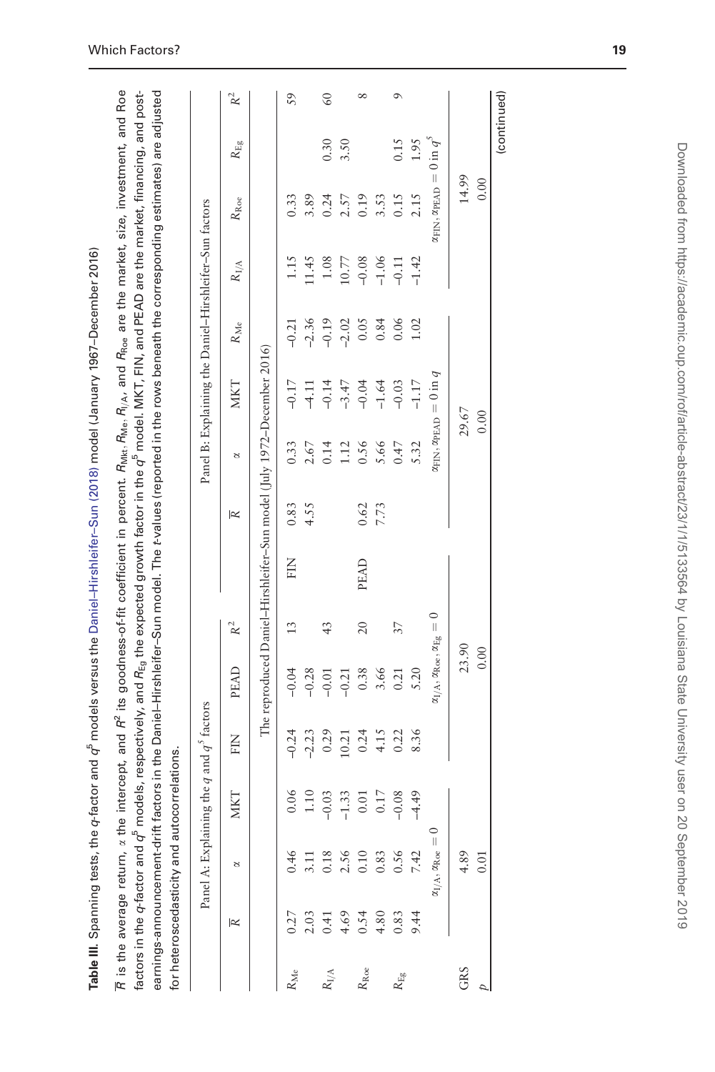**Table III.** Spanning tests, the *q*-factor and $q^5$ models versus the Daniel–Hirshleifer–Sun (2018) model (January 1967–December 2016)

$\overline{R}$ is the average return, $\alpha$ the intercept, and $R^2$ its goodness-of-fit coefficient in percent. $R_{\rm Mkt}$, $R_{\rm Me}$, $R_{\rm I/A}$, and $R_{\rm Roe}$ are the market, size, investment, and Roe factors in the *q*-factor and $q^5$ models, respectively, and $R_{\rm Eg}$ the expected growth factor in the $q^5$ model. MKT, FIN, and PEAD are the market, financing, and post-earnings-announcement-drift factors in the Daniel–Hirshleifer–Sun model. The *t*-values (reported in the rows beneath the corresponding estimates) are adjusted for heteroscedasticity and autocorrelations.

| | Panel A: Explaining the $q$ and $q^5$ factors | | | | | | | Panel B: Explaining the Daniel–Hirshleifer–Sun factors | | | | | | | |
|---|---|---|---|---|---|---|---|---|---|---|---|---|---|---|---|
| | $\overline{R}$ | $\alpha$ | MKT | FIN | PEAD | $R^2$ | | $\overline{R}$ | $\alpha$ | MKT | $R_{\rm Me}$ | $R_{\rm I/A}$ | $R_{\rm Roe}$ | $R_{\rm Eg}$ | $R^2$ |
| | The reproduced Daniel–Hirshleifer–Sun model (July 1972–December 2016) | | | | | | | | | | | | | | |
| $R_{\rm Me}$ | 0.27 | 0.46 | 0.06 | −0.24 | −0.04 | 13 | FIN | 0.83 | 0.33 | −0.17 | −0.21 | 1.15 | 0.33 | | 59 |
| | 2.03 | 3.11 | 1.10 | −2.23 | −0.28 | | | 4.55 | 2.67 | −4.11 | −2.36 | 11.45 | 3.89 | | |
| $R_{\rm I/A}$ | 0.41 | 0.18 | −0.03 | 0.29 | −0.01 | 43 | | | 0.14 | −0.14 | −0.19 | 1.08 | 0.24 | 0.30 | 60 |
| | 4.69 | 2.56 | −1.33 | 10.21 | −0.21 | | | | 1.12 | −3.47 | −2.02 | 10.77 | 2.57 | 3.50 | |
| $R_{\rm Roe}$ | 0.54 | 0.10 | 0.01 | 0.24 | 0.38 | 20 | PEAD | 0.62 | 0.56 | −0.04 | 0.05 | −0.08 | 0.19 | | 8 |
| | 4.80 | 0.83 | 0.17 | 4.15 | 3.66 | | | 7.73 | 5.66 | −1.64 | 0.84 | −1.06 | 3.53 | | |
| $R_{\rm Eg}$ | 0.83 | 0.56 | −0.08 | 0.22 | 0.21 | 37 | | | 0.47 | −0.03 | 0.06 | −0.11 | 0.15 | 0.15 | 9 |
| | 9.44 | 7.42 | −4.49 | 8.36 | 5.20 | | | | 5.32 | −1.17 | 1.02 | −1.42 | 2.15 | 1.95 | |
| | $\alpha_{\rm I/A}, \alpha_{\rm Roe} = 0$ | | | $\alpha_{\rm I/A}, \alpha_{\rm Roe}, \alpha_{\rm Eg} = 0$ | | | | $\alpha_{\rm FIN}, \alpha_{\rm PEAD} = 0$ in $q$ | | | | $\alpha_{\rm FIN}, \alpha_{\rm PEAD} = 0$ in $q^5$ | | | |
| GRS | | 4.89 | | | 23.90 | | | | | 29.67 | | | 14.99 | | |
| $p$ | | 0.01 | | | 0.00 | | | | | 0.00 | | | 0.00 | | |

(continued)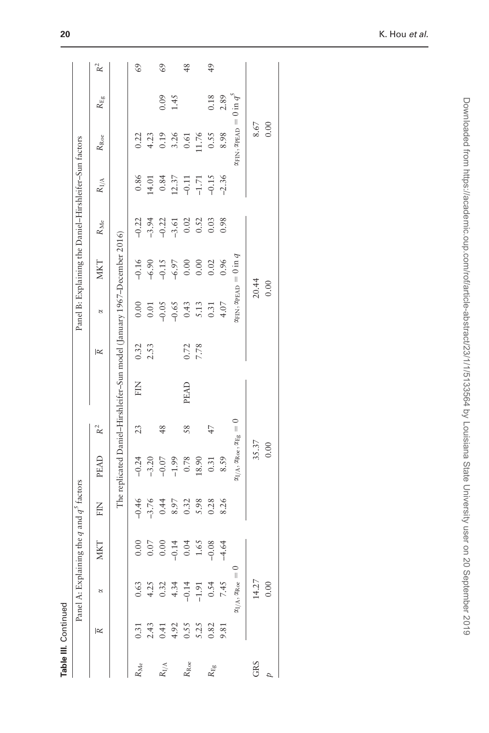**Table III.** Continued

| | Panel A: Explaining the $q$ and $q^5$ factors | | | | | | | Panel B: Explaining the Daniel–Hirshleifer–Sun factors | | | | | | | | |
|---|---|---|---|---|---|---|---|---|---|---|---|---|---|---|---|---|
| | $\overline{R}$ | $\alpha$ | MKT | FIN | PEAD | $R^2$ | | $\overline{R}$ | $\alpha$ | MKT | $R_{\text{Me}}$ | $R_{\text{I/A}}$ | $R_{\text{Roe}}$ | $R_{\text{Eg}}$ | $R^2$ |
| | The replicated Daniel–Hirshleifer–Sun model (January 1967–December 2016) | | | | | | | | | | | | | | | |
| $R_{\text{Me}}$ | 0.31 | 0.63 | 0.00 | −0.46 | −0.24 | 23 | FIN | 0.32 | 0.00 | −0.16 | −0.22 | 0.86 | 0.22 | | 69 |
| | 2.43 | 4.25 | 0.07 | −3.76 | −3.20 | | | 2.53 | 0.01 | −6.90 | −3.94 | 14.01 | 4.23 | | |
| $R_{\text{I/A}}$ | 0.41 | 0.32 | 0.00 | 0.44 | −0.07 | 48 | | | −0.05 | −0.15 | −0.22 | 0.84 | 0.19 | 0.09 | 69 |
| | 4.92 | 4.34 | −0.14 | 8.97 | −1.99 | | | | −0.65 | −6.97 | −3.61 | 12.37 | 3.26 | 1.45 | |
| $R_{\text{Roe}}$ | 0.55 | −0.14 | 0.04 | 0.32 | 0.78 | 58 | PEAD | 0.72 | 0.43 | 0.00 | 0.02 | −0.11 | 0.61 | | 48 |
| | 5.25 | −1.91 | 1.65 | 5.98 | 18.90 | | | 7.78 | 5.13 | 0.00 | 0.52 | −1.71 | 11.76 | | |
| $R_{\text{Eg}}$ | 0.82 | 0.54 | −0.08 | 0.28 | 0.31 | 47 | | | 0.31 | 0.02 | 0.03 | −0.15 | 0.55 | 0.18 | 49 |
| | 9.81 | 7.45 | −4.64 | 8.26 | 8.59 | | | | 4.07 | 0.96 | 0.98 | −2.36 | 8.98 | 2.89 | |
| | | $\alpha_{\text{I/A}}, \alpha_{\text{Roe}} = 0$ | | | $\alpha_{\text{I/A}}, \alpha_{\text{Roe}}, \alpha_{\text{Eg}} = 0$ | | | | $\alpha_{\text{FIN}}, \alpha_{\text{PEAD}} = 0$ in $q$ | | | | $\alpha_{\text{FIN}}, \alpha_{\text{PEAD}} = 0$ in $q^5$ | | |
| GRS | | 14.27 | | | 35.37 | | | | 20.44 | | | | 8.67 | | |
| $p$ | | 0.00 | | | 0.00 | | | | 0.00 | | | | 0.00 | | |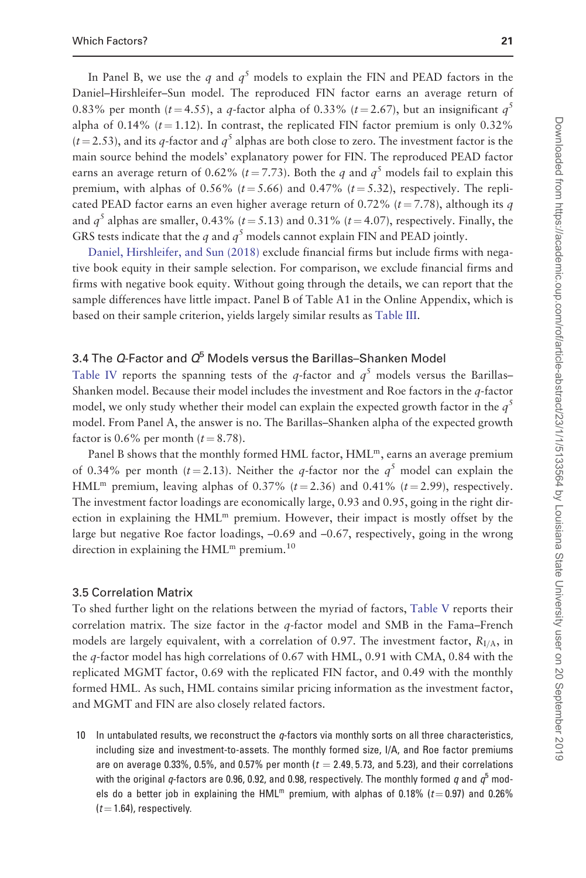In Panel B, we use the $q$ and $q^5$ models to explain the FIN and PEAD factors in the Daniel–Hirshleifer–Sun model. The reproduced FIN factor earns an average return of 0.83% per month ($t = 4.55$), a $q$-factor alpha of 0.33% ($t = 2.67$), but an insignificant $q^5$ alpha of 0.14% ($t = 1.12$). In contrast, the replicated FIN factor premium is only 0.32% ($t = 2.53$), and its $q$-factor and $q^5$ alphas are both close to zero. The investment factor is the main source behind the models' explanatory power for FIN. The reproduced PEAD factor earns an average return of 0.62% ($t = 7.73$). Both the $q$ and $q^5$ models fail to explain this premium, with alphas of 0.56% ($t = 5.66$) and 0.47% ($t = 5.32$), respectively. The replicated PEAD factor earns an even higher average return of 0.72% ($t = 7.78$), although its $q$ and $q^5$ alphas are smaller, 0.43% ($t = 5.13$) and 0.31% ($t = 4.07$), respectively. Finally, the GRS tests indicate that the $q$ and $q^5$ models cannot explain FIN and PEAD jointly.

Daniel, Hirshleifer, and Sun (2018) exclude financial firms but include firms with negative book equity in their sample selection. For comparison, we exclude financial firms and firms with negative book equity. Without going through the details, we can report that the sample differences have little impact. Panel B of Table A1 in the Online Appendix, which is based on their sample criterion, yields largely similar results as Table III.

### 3.4 The *Q*-Factor and $Q^5$ Models versus the Barillas–Shanken Model

Table IV reports the spanning tests of the $q$-factor and $q^5$ models versus the Barillas–Shanken model. Because their model includes the investment and Roe factors in the $q$-factor model, we only study whether their model can explain the expected growth factor in the $q^5$ model. From Panel A, the answer is no. The Barillas–Shanken alpha of the expected growth factor is 0.6% per month ($t = 8.78$).

Panel B shows that the monthly formed HML factor, $\text{HML}^{\text{m}}$, earns an average premium of 0.34% per month ($t = 2.13$). Neither the $q$-factor nor the $q^5$ model can explain the $\text{HML}^{\text{m}}$ premium, leaving alphas of 0.37% ($t = 2.36$) and 0.41% ($t = 2.99$), respectively. The investment factor loadings are economically large, 0.93 and 0.95, going in the right direction in explaining the $\text{HML}^{\text{m}}$ premium. However, their impact is mostly offset by the large but negative Roe factor loadings, –0.69 and –0.67, respectively, going in the wrong direction in explaining the $\text{HML}^{\text{m}}$ premium.[10]

### 3.5 Correlation Matrix

To shed further light on the relations between the myriad of factors, Table V reports their correlation matrix. The size factor in the $q$-factor model and SMB in the Fama–French models are largely equivalent, with a correlation of 0.97. The investment factor, $R_{\text{I/A}}$, in the $q$-factor model has high correlations of 0.67 with HML, 0.91 with CMA, 0.84 with the replicated MGMT factor, 0.69 with the replicated FIN factor, and 0.49 with the monthly formed HML. As such, HML contains similar pricing information as the investment factor, and MGMT and FIN are also closely related factors.

10 In untabulated results, we reconstruct the $q$-factors via monthly sorts on all three characteristics, including size and investment-to-assets. The monthly formed size, I/A, and Roe factor premiums are on average 0.33%, 0.5%, and 0.57% per month ($t$ = 2.49, 5.73, and 5.23), and their correlations with the original $q$-factors are 0.96, 0.92, and 0.98, respectively. The monthly formed $q$ and $q^5$ models do a better job in explaining the $\text{HML}^{\text{m}}$ premium, with alphas of 0.18% ($t = 0.97$) and 0.26% ($t = 1.64$), respectively.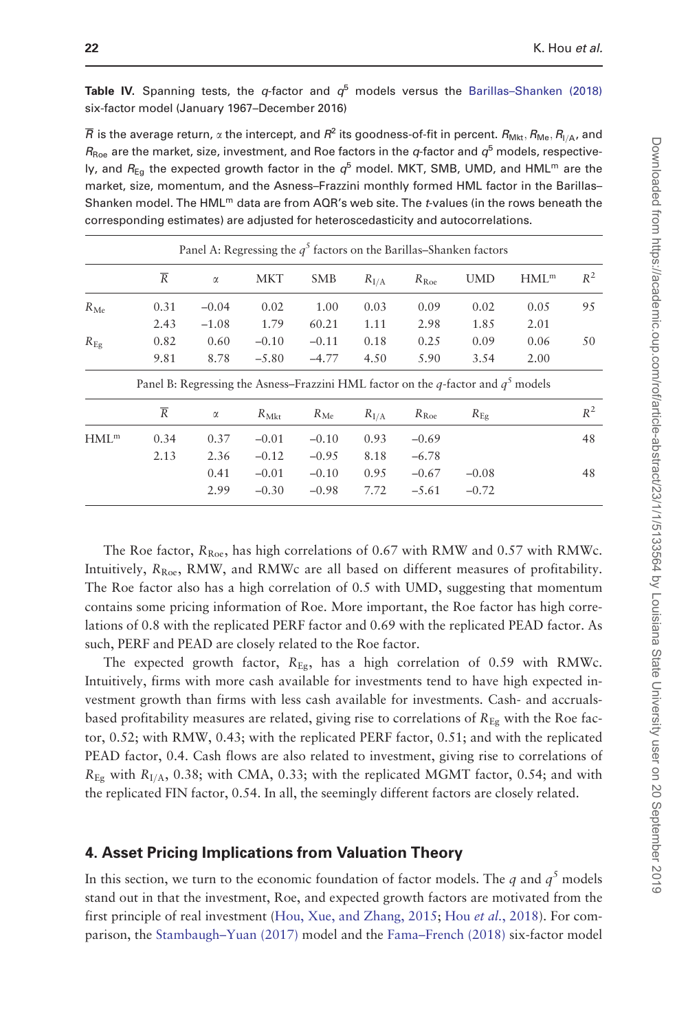**Table IV.** Spanning tests, the $q$-factor and $q^5$ models versus the Barillas–Shanken (2018) six-factor model (January 1967–December 2016)

$\overline{R}$ is the average return, $\alpha$ the intercept, and $R^2$ its goodness-of-fit in percent. $R_{\mathrm{Mkt}}$, $R_{\mathrm{Me}}$, $R_{\mathrm{I/A}}$, and $R_{\mathrm{Roe}}$ are the market, size, investment, and Roe factors in the $q$-factor and $q^5$ models, respectively, and $R_{\mathrm{Eg}}$ the expected growth factor in the $q^5$ model. MKT, SMB, UMD, and HML$^{\mathrm{m}}$ are the market, size, momentum, and the Asness–Frazzini monthly formed HML factor in the Barillas–Shanken model. The HML$^{\mathrm{m}}$ data are from AQR's web site. The $t$-values (in the rows beneath the corresponding estimates) are adjusted for heteroscedasticity and autocorrelations.

Panel A: Regressing the $q^5$ factors on the Barillas–Shanken factors

| | $\overline{R}$ | $\alpha$ | MKT | SMB | $R_{\mathrm{I/A}}$ | $R_{\mathrm{Roe}}$ | UMD | HML$^{\mathrm{m}}$ | $R^2$ |
|---|---|---|---|---|---|---|---|---|---|
| $R_{\mathrm{Me}}$ | 0.31 | −0.04 | 0.02 | 1.00 | 0.03 | 0.09 | 0.02 | 0.05 | 95 |
| | 2.43 | −1.08 | 1.79 | 60.21 | 1.11 | 2.98 | 1.85 | 2.01 | |
| $R_{\mathrm{Eg}}$ | 0.82 | 0.60 | −0.10 | −0.11 | 0.18 | 0.25 | 0.09 | 0.06 | 50 |
| | 9.81 | 8.78 | −5.80 | −4.77 | 4.50 | 5.90 | 3.54 | 2.00 | |

Panel B: Regressing the Asness–Frazzini HML factor on the $q$-factor and $q^5$ models

| | $\overline{R}$ | $\alpha$ | $R_{\mathrm{Mkt}}$ | $R_{\mathrm{Me}}$ | $R_{\mathrm{I/A}}$ | $R_{\mathrm{Roe}}$ | $R_{\mathrm{Eg}}$ | $R^2$ |
|---|---|---|---|---|---|---|---|---|
| HML$^{\mathrm{m}}$ | 0.34 | 0.37 | −0.01 | −0.10 | 0.93 | −0.69 | | 48 |
| | 2.13 | 2.36 | −0.12 | −0.95 | 8.18 | −6.78 | | |
| | | 0.41 | −0.01 | −0.10 | 0.95 | −0.67 | −0.08 | 48 |
| | | 2.99 | −0.30 | −0.98 | 7.72 | −5.61 | −0.72 | |

The Roe factor, $R_{\mathrm{Roe}}$, has high correlations of 0.67 with RMW and 0.57 with RMWc. Intuitively, $R_{\mathrm{Roe}}$, RMW, and RMWc are all based on different measures of profitability. The Roe factor also has a high correlation of 0.5 with UMD, suggesting that momentum contains some pricing information of Roe. More important, the Roe factor has high correlations of 0.8 with the replicated PERF factor and 0.69 with the replicated PEAD factor. As such, PERF and PEAD are closely related to the Roe factor.

The expected growth factor, $R_{\mathrm{Eg}}$, has a high correlation of 0.59 with RMWc. Intuitively, firms with more cash available for investments tend to have high expected investment growth than firms with less cash available for investments. Cash- and accruals-based profitability measures are related, giving rise to correlations of $R_{\mathrm{Eg}}$ with the Roe factor, 0.52; with RMW, 0.43; with the replicated PERF factor, 0.51; and with the replicated PEAD factor, 0.4. Cash flows are also related to investment, giving rise to correlations of $R_{\mathrm{Eg}}$ with $R_{\mathrm{I/A}}$, 0.38; with CMA, 0.33; with the replicated MGMT factor, 0.54; and with the replicated FIN factor, 0.54. In all, the seemingly different factors are closely related.

## 4. Asset Pricing Implications from Valuation Theory

In this section, we turn to the economic foundation of factor models. The $q$ and $q^5$ models stand out in that the investment, Roe, and expected growth factors are motivated from the first principle of real investment (Hou, Xue, and Zhang, 2015; Hou *et al.*, 2018). For comparison, the Stambaugh–Yuan (2017) model and the Fama–French (2018) six-factor model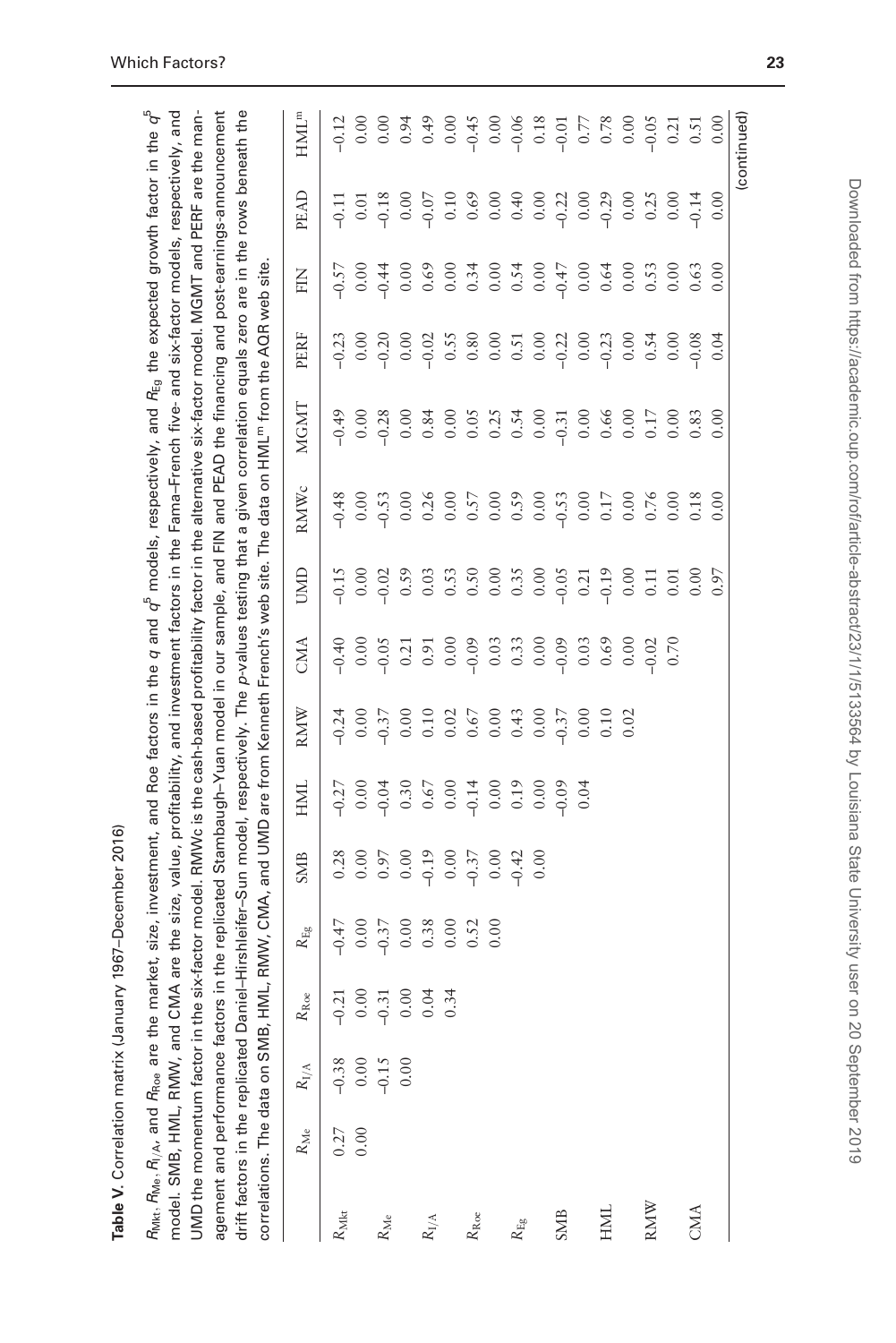**Table V.** Correlation matrix (January 1967–December 2016)

$R_{Mkt}$, $R_{Me}$, $R_{I/A}$, and $R_{Roe}$ are the market, size, investment, and Roe factors in the $q$ and $q^5$ models, respectively, and $R_{Eg}$ the expected growth factor in the $q^5$ model. SMB, HML, RMW, and CMA are the size, value, profitability, and investment factors in the Fama–French five- and six-factor models, respectively, and UMD the momentum factor in the six-factor model. RMWc is the cash-based profitability factor in the alternative six-factor model. MGMT and PERF are the management and performance factors in the replicated Stambaugh–Yuan model in our sample, and FIN and PEAD the financing and post-earnings-announcement drift factors in the replicated Daniel–Hirshleifer–Sun model, respectively. The $p$-values testing that a given correlation equals zero are in the rows beneath the correlations. The data on SMB, HML, RMW, CMA, and UMD are from Kenneth French's web site. The data on $HML^m$ from the AQR web site.

| | $R_{Me}$ | $R_{I/A}$ | $R_{Roe}$ | $R_{Eg}$ | SMB | HML | RMW | CMA | UMD | RMWc | MGMT | PERF | FIN | PEAD | $HML^m$ |
|---|---|---|---|---|---|---|---|---|---|---|---|---|---|---|---|
| $R_{Mkt}$ | 0.27 | −0.38 | −0.21 | −0.47 | 0.28 | −0.27 | −0.24 | −0.40 | −0.15 | −0.48 | −0.49 | −0.23 | −0.57 | −0.11 | −0.12 |
| | 0.00 | 0.00 | 0.00 | 0.00 | 0.00 | 0.00 | 0.00 | 0.00 | 0.00 | 0.00 | 0.00 | 0.00 | 0.00 | 0.01 | 0.00 |
| $R_{Me}$ | | −0.15 | −0.31 | −0.37 | 0.97 | −0.04 | −0.37 | −0.05 | −0.02 | −0.53 | −0.28 | −0.20 | −0.44 | −0.18 | 0.00 |
| | | 0.00 | 0.00 | 0.00 | 0.00 | 0.30 | 0.00 | 0.21 | 0.59 | 0.00 | 0.00 | 0.00 | 0.00 | 0.00 | 0.94 |
| $R_{I/A}$ | | | 0.04 | 0.38 | −0.19 | 0.67 | 0.10 | 0.91 | 0.03 | 0.26 | 0.84 | −0.02 | 0.69 | −0.07 | 0.49 |
| | | | 0.34 | 0.00 | 0.00 | 0.00 | 0.02 | 0.00 | 0.53 | 0.00 | 0.00 | 0.55 | 0.00 | 0.10 | 0.00 |
| $R_{Roe}$ | | | | 0.52 | −0.37 | −0.14 | 0.67 | −0.09 | 0.50 | 0.57 | 0.05 | 0.80 | 0.34 | 0.69 | −0.45 |
| | | | | 0.00 | 0.00 | 0.00 | 0.00 | 0.03 | 0.00 | 0.00 | 0.25 | 0.00 | 0.00 | 0.00 | 0.00 |
| $R_{Eg}$ | | | | | −0.42 | 0.19 | 0.43 | 0.33 | 0.35 | 0.59 | 0.54 | 0.51 | 0.54 | 0.40 | −0.06 |
| | | | | | 0.00 | 0.00 | 0.00 | 0.00 | 0.00 | 0.00 | 0.00 | 0.00 | 0.00 | 0.00 | 0.18 |
| SMB | | | | | | −0.09 | −0.37 | −0.09 | −0.05 | −0.53 | −0.31 | −0.22 | −0.47 | −0.22 | −0.01 |
| | | | | | | 0.04 | 0.00 | 0.03 | 0.21 | 0.00 | 0.00 | 0.00 | 0.00 | 0.00 | 0.77 |
| HML | | | | | | | 0.10 | 0.69 | −0.19 | 0.17 | 0.66 | −0.23 | 0.64 | −0.29 | 0.78 |
| | | | | | | | 0.02 | 0.00 | 0.00 | 0.00 | 0.00 | 0.00 | 0.00 | 0.00 | 0.00 |
| RMW | | | | | | | | −0.02 | 0.11 | 0.76 | 0.17 | 0.54 | 0.53 | 0.25 | −0.05 |
| | | | | | | | | 0.70 | 0.01 | 0.00 | 0.00 | 0.00 | 0.00 | 0.00 | 0.21 |
| CMA | | | | | | | | | 0.00 | 0.18 | 0.83 | −0.08 | 0.63 | −0.14 | 0.51 |
| | | | | | | | | | 0.97 | 0.00 | 0.00 | 0.04 | 0.00 | 0.00 | 0.00 |

(continued)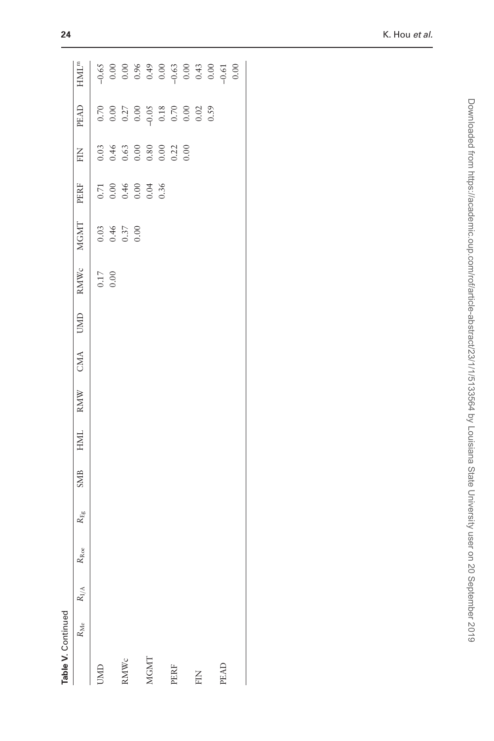**Table V.** Continued

| | $R_{Me}$ | $R_{I/A}$ | $R_{Roe}$ | $R_{Eg}$ | SMB | HML | RMW | CMA | UMD | RMWc | MGMT | PERF | FIN | PEAD | $HML^m$ |
|---|---|---|---|---|---|---|---|---|---|---|---|---|---|---|---|
| UMD | | | | | | | | | | 0.17 | 0.03 | 0.71 | 0.03 | 0.70 | −0.65 |
| | | | | | | | | | | 0.00 | 0.46 | 0.00 | 0.46 | 0.00 | 0.00 |
| RMWc | | | | | | | | | | | 0.37 | 0.46 | 0.63 | 0.27 | 0.00 |
| | | | | | | | | | | | 0.00 | 0.00 | 0.00 | 0.00 | 0.96 |
| MGMT | | | | | | | | | | | | 0.04 | 0.80 | −0.05 | 0.49 |
| | | | | | | | | | | | | 0.36 | 0.00 | 0.18 | 0.00 |
| PERF | | | | | | | | | | | | | 0.22 | 0.70 | −0.63 |
| | | | | | | | | | | | | | 0.00 | 0.00 | 0.00 |
| FIN | | | | | | | | | | | | | | 0.02 | 0.43 |
| | | | | | | | | | | | | | | 0.59 | 0.00 |
| PEAD | | | | | | | | | | | | | | | −0.61 |
| | | | | | | | | | | | | | | | 0.00 |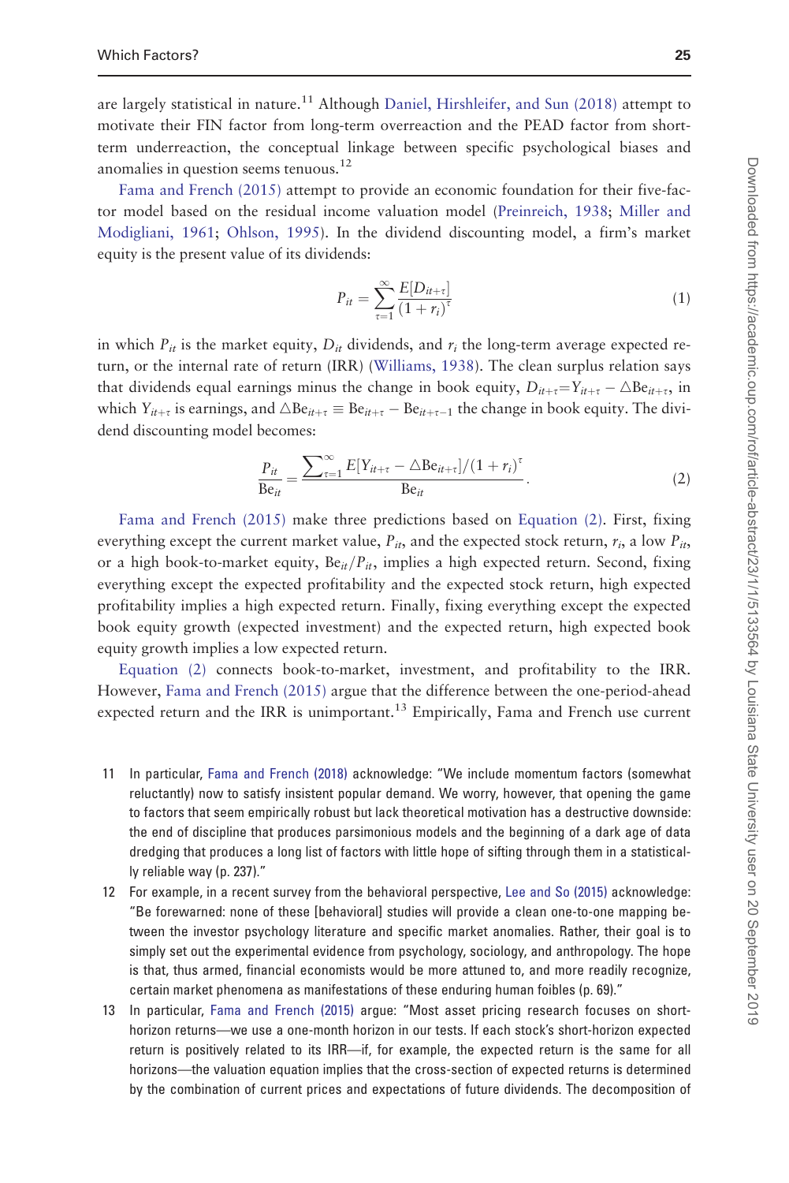are largely statistical in nature.[11] Although Daniel, Hirshleifer, and Sun (2018) attempt to motivate their FIN factor from long-term overreaction and the PEAD factor from short-term underreaction, the conceptual linkage between specific psychological biases and anomalies in question seems tenuous.[12]

Fama and French (2015) attempt to provide an economic foundation for their five-factor model based on the residual income valuation model (Preinreich, 1938; Miller and Modigliani, 1961; Ohlson, 1995). In the dividend discounting model, a firm's market equity is the present value of its dividends:

$$P_{it} = \sum_{\tau=1}^{\infty} \frac{E[D_{it+\tau}]}{(1+r_i)^{\tau}} \tag{1}$$

in which $P_{it}$ is the market equity, $D_{it}$ dividends, and $r_i$ the long-term average expected return, or the internal rate of return (IRR) (Williams, 1938). The clean surplus relation says that dividends equal earnings minus the change in book equity, $D_{it+\tau} = Y_{it+\tau} - \triangle \text{Be}_{it+\tau}$, in which $Y_{it+\tau}$ is earnings, and $\triangle \text{Be}_{it+\tau} \equiv \text{Be}_{it+\tau} - \text{Be}_{it+\tau-1}$ the change in book equity. The dividend discounting model becomes:

$$\frac{P_{it}}{\text{Be}_{it}} = \frac{\sum_{\tau=1}^{\infty} E[Y_{it+\tau} - \triangle \text{Be}_{it+\tau}]/(1+r_i)^{\tau}}{\text{Be}_{it}}. \tag{2}$$

Fama and French (2015) make three predictions based on Equation (2). First, fixing everything except the current market value, $P_{it}$, and the expected stock return, $r_i$, a low $P_{it}$, or a high book-to-market equity, $\text{Be}_{it}/P_{it}$, implies a high expected return. Second, fixing everything except the expected profitability and the expected stock return, high expected profitability implies a high expected return. Finally, fixing everything except the expected book equity growth (expected investment) and the expected return, high expected book equity growth implies a low expected return.

Equation (2) connects book-to-market, investment, and profitability to the IRR. However, Fama and French (2015) argue that the difference between the one-period-ahead expected return and the IRR is unimportant.[13] Empirically, Fama and French use current

11 In particular, Fama and French (2018) acknowledge: "We include momentum factors (somewhat reluctantly) now to satisfy insistent popular demand. We worry, however, that opening the game to factors that seem empirically robust but lack theoretical motivation has a destructive downside: the end of discipline that produces parsimonious models and the beginning of a dark age of data dredging that produces a long list of factors with little hope of sifting through them in a statistically reliable way (p. 237)."

12 For example, in a recent survey from the behavioral perspective, Lee and So (2015) acknowledge: "Be forewarned: none of these [behavioral] studies will provide a clean one-to-one mapping between the investor psychology literature and specific market anomalies. Rather, their goal is to simply set out the experimental evidence from psychology, sociology, and anthropology. The hope is that, thus armed, financial economists would be more attuned to, and more readily recognize, certain market phenomena as manifestations of these enduring human foibles (p. 69)."

13 In particular, Fama and French (2015) argue: "Most asset pricing research focuses on short-horizon returns—we use a one-month horizon in our tests. If each stock's short-horizon expected return is positively related to its IRR—if, for example, the expected return is the same for all horizons—the valuation equation implies that the cross-section of expected returns is determined by the combination of current prices and expectations of future dividends. The decomposition of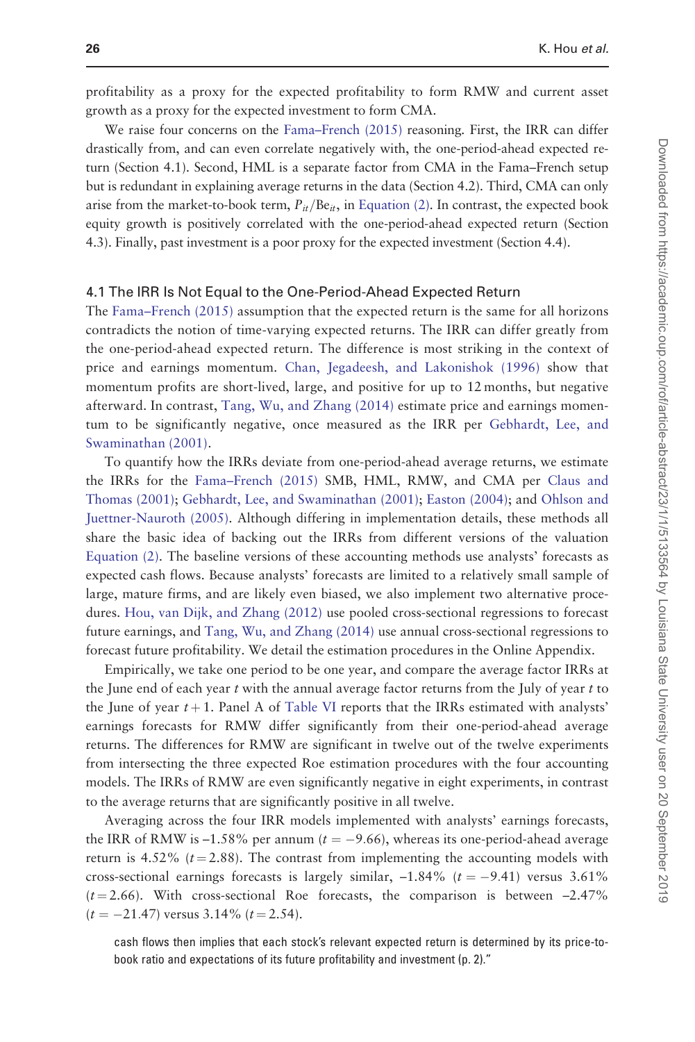profitability as a proxy for the expected profitability to form RMW and current asset growth as a proxy for the expected investment to form CMA.

We raise four concerns on the Fama–French (2015) reasoning. First, the IRR can differ drastically from, and can even correlate negatively with, the one-period-ahead expected return (Section 4.1). Second, HML is a separate factor from CMA in the Fama–French setup but is redundant in explaining average returns in the data (Section 4.2). Third, CMA can only arise from the market-to-book term, $P_{it}/\mathrm{Be}_{it}$, in Equation (2). In contrast, the expected book equity growth is positively correlated with the one-period-ahead expected return (Section 4.3). Finally, past investment is a poor proxy for the expected investment (Section 4.4).

### 4.1 The IRR Is Not Equal to the One-Period-Ahead Expected Return

The Fama–French (2015) assumption that the expected return is the same for all horizons contradicts the notion of time-varying expected returns. The IRR can differ greatly from the one-period-ahead expected return. The difference is most striking in the context of price and earnings momentum. Chan, Jegadeesh, and Lakonishok (1996) show that momentum profits are short-lived, large, and positive for up to 12 months, but negative afterward. In contrast, Tang, Wu, and Zhang (2014) estimate price and earnings momentum to be significantly negative, once measured as the IRR per Gebhardt, Lee, and Swaminathan (2001).

To quantify how the IRRs deviate from one-period-ahead average returns, we estimate the IRRs for the Fama–French (2015) SMB, HML, RMW, and CMA per Claus and Thomas (2001); Gebhardt, Lee, and Swaminathan (2001); Easton (2004); and Ohlson and Juettner-Nauroth (2005). Although differing in implementation details, these methods all share the basic idea of backing out the IRRs from different versions of the valuation Equation (2). The baseline versions of these accounting methods use analysts' forecasts as expected cash flows. Because analysts' forecasts are limited to a relatively small sample of large, mature firms, and are likely even biased, we also implement two alternative procedures. Hou, van Dijk, and Zhang (2012) use pooled cross-sectional regressions to forecast future earnings, and Tang, Wu, and Zhang (2014) use annual cross-sectional regressions to forecast future profitability. We detail the estimation procedures in the Online Appendix.

Empirically, we take one period to be one year, and compare the average factor IRRs at the June end of each year $t$ with the annual average factor returns from the July of year $t$ to the June of year $t+1$. Panel A of Table VI reports that the IRRs estimated with analysts' earnings forecasts for RMW differ significantly from their one-period-ahead average returns. The differences for RMW are significant in twelve out of the twelve experiments from intersecting the three expected Roe estimation procedures with the four accounting models. The IRRs of RMW are even significantly negative in eight experiments, in contrast to the average returns that are significantly positive in all twelve.

Averaging across the four IRR models implemented with analysts' earnings forecasts, the IRR of RMW is –1.58% per annum ($t=-9.66$), whereas its one-period-ahead average return is 4.52% ($t=2.88$). The contrast from implementing the accounting models with cross-sectional earnings forecasts is largely similar, –1.84% ($t=-9.41$) versus 3.61% ($t=2.66$). With cross-sectional Roe forecasts, the comparison is between –2.47% ($t=-21.47$) versus 3.14% ($t=2.54$).

cash flows then implies that each stock's relevant expected return is determined by its price-to-book ratio and expectations of its future profitability and investment (p. 2)."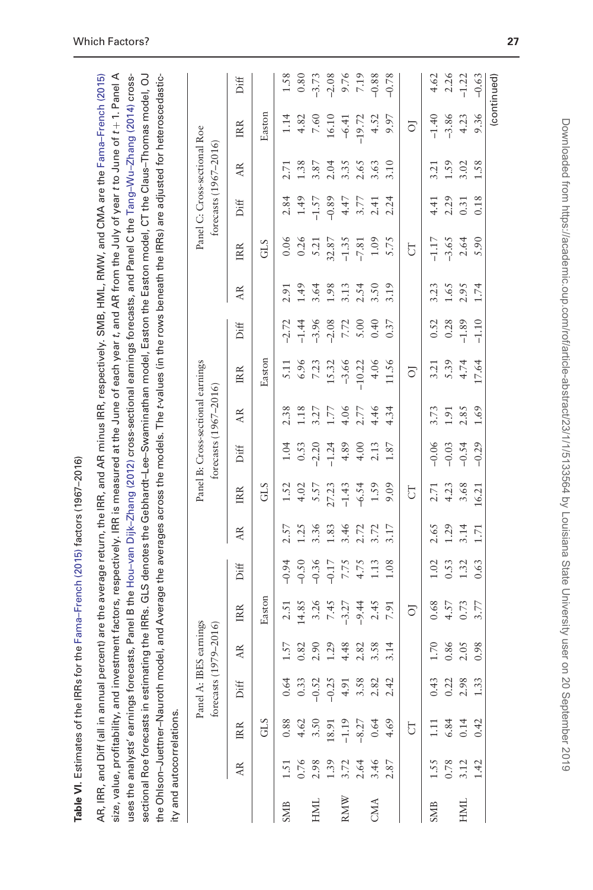**Table VI.** Estimates of the IRRs for the Fama–French (2015) factors (1967–2016)

AR, IRR, and Diff (all in annual percent) are the average return, the IRR, and AR minus IRR, respectively. SMB, HML, RMW, and CMA are the Fama–French (2015) size, value, profitability, and investment factors, respectively. IRR is measured at the June of each year $t$, and AR from the July of year $t$ to June of $t+1$. Panel A uses the analysts' earnings forecasts, Panel B the Hou–van Dijk–Zhang (2012) cross-sectional earnings forecasts, and Panel C the Tang–Wu–Zhang (2014) cross-sectional Roe forecasts in estimating the IRRs. GLS denotes the Gebhardt–Lee–Swaminathan model, Easton the Easton model, CT the Claus–Thomas model, OJ the Ohlson–Juettner-Nauroth model, and Average the averages across the models. The $t$-values (in the rows beneath the IRRs) are adjusted for heteroscedasticity and autocorrelations.

| | Panel A: IBES earnings forecasts (1979–2016) | | | | | | | Panel B: Cross-sectional earnings forecasts (1967–2016) | | | | | | | Panel C: Cross-sectional Roe forecasts (1967–2016) | | | | | | |
|---|---|---|---|---|---|---|---|---|---|---|---|---|---|---|---|---|---|---|---|---|---|
| | AR | IRR | Diff | AR | IRR | Diff | | AR | IRR | Diff | AR | IRR | Diff | | AR | IRR | Diff | AR | IRR | Diff | |
| | | GLS | | | Easton | | | | GLS | | | Easton | | | | GLS | | | Easton | | |
| SMB | 1.51 | 0.88 | 0.64 | 1.57 | 2.51 | −0.94 | | 2.57 | 1.52 | 1.04 | 2.38 | 5.11 | −2.72 | | 2.91 | 0.06 | 2.84 | 2.71 | 1.14 | 1.58 | |
| | 0.76 | 4.62 | 0.33 | 0.82 | 14.85 | −0.50 | | 1.25 | 4.02 | 0.53 | 1.18 | 6.96 | −1.44 | | 1.49 | 0.26 | 1.49 | 1.38 | 4.82 | 0.80 | |
| HML | 2.98 | 3.50 | −0.52 | 2.90 | 3.26 | −0.36 | | 3.36 | 5.57 | −2.20 | 3.27 | 7.23 | −3.96 | | 3.64 | 5.21 | −1.57 | 3.87 | 7.60 | −3.73 | |
| | 1.39 | 18.91 | −0.25 | 1.29 | 7.45 | −0.17 | | 1.83 | 27.23 | −1.24 | 1.77 | 15.32 | −2.08 | | 1.98 | 32.87 | −0.89 | 2.04 | 16.10 | −2.08 | |
| RMW | 3.72 | −1.19 | 4.91 | 4.48 | −3.27 | 7.75 | | 3.46 | −1.43 | 4.89 | 4.06 | −3.66 | 7.72 | | 3.13 | −1.35 | 4.47 | 3.35 | −6.41 | 9.76 | |
| | 2.64 | −8.27 | 3.58 | 2.82 | −9.44 | 4.75 | | 2.72 | −6.54 | 4.00 | 2.77 | −10.22 | 5.00 | | 2.54 | −7.81 | 3.77 | 2.65 | −19.72 | 7.19 | |
| CMA | 3.46 | 0.64 | 2.82 | 3.58 | 2.45 | 1.13 | | 3.72 | 1.59 | 2.13 | 4.46 | 4.06 | 0.40 | | 3.50 | 1.09 | 2.41 | 3.63 | 4.52 | −0.88 | |
| | 2.87 | 4.69 | 2.42 | 3.14 | 7.91 | 1.08 | | 3.17 | 9.09 | 1.87 | 4.34 | 11.56 | 0.37 | | 3.19 | 5.75 | 2.24 | 3.10 | 9.97 | −0.78 | |
| | | CT | | | OJ | | | | CT | | | OJ | | | | CT | | | OJ | | |
| SMB | 1.55 | 1.11 | 0.43 | 1.70 | 0.68 | 1.02 | | 2.65 | 2.71 | −0.06 | 3.73 | 3.21 | 0.52 | | 3.23 | −1.17 | 4.41 | 3.21 | −1.40 | 4.62 | |
| | 0.78 | 6.84 | 0.22 | 0.86 | 4.57 | 0.53 | | 1.29 | 4.23 | −0.03 | 1.91 | 5.39 | 0.28 | | 1.65 | −3.65 | 2.29 | 1.59 | −3.86 | 2.26 | |
| HML | 3.12 | 0.14 | 2.98 | 2.05 | 0.73 | 1.32 | | 3.14 | 3.68 | −0.54 | 2.85 | 4.74 | −1.89 | | 2.95 | 2.64 | 0.31 | 3.02 | 4.23 | −1.22 | |
| | 1.42 | 0.42 | 1.33 | 0.98 | 3.77 | 0.63 | | 1.71 | 16.21 | −0.29 | 1.69 | 17.64 | −1.10 | | 1.74 | 5.90 | 0.18 | 1.58 | 9.36 | −0.63 | |

(continued)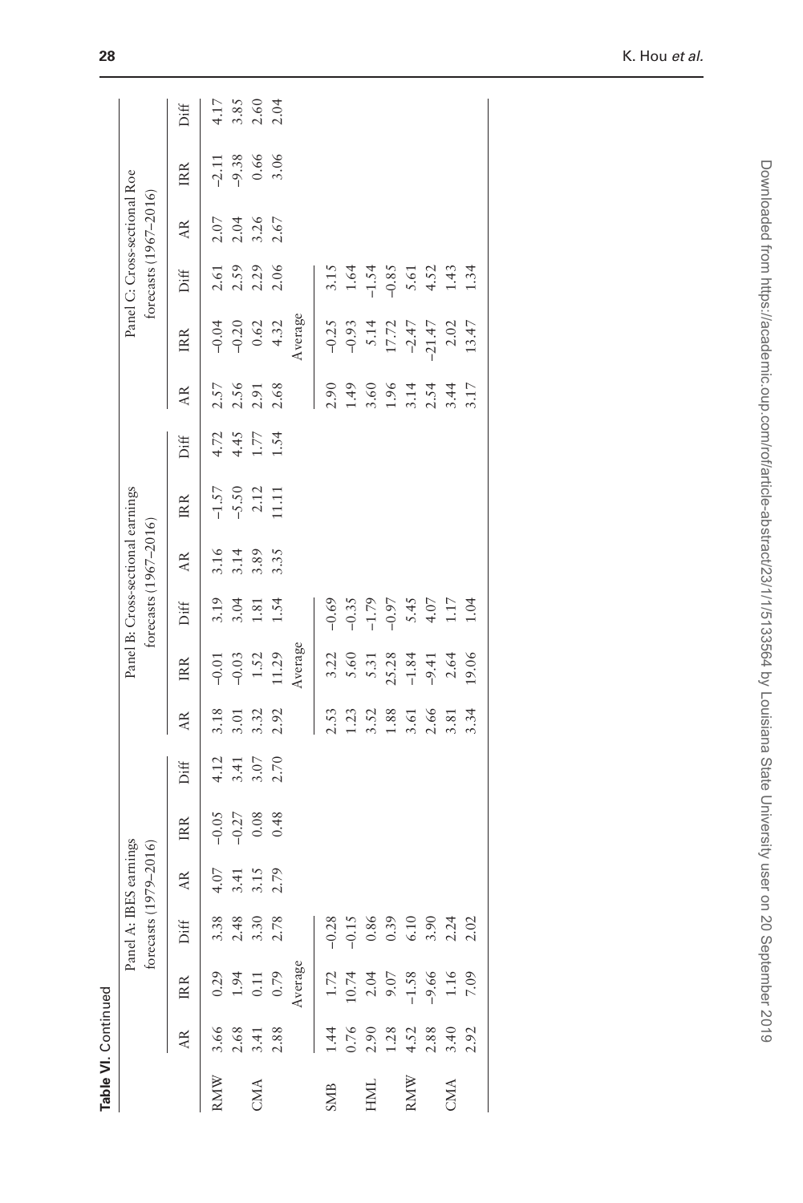**Table VI.** Continued

| | Panel A: IBES earnings forecasts (1979–2016) | | | | | | Panel B: Cross-sectional earnings forecasts (1967–2016) | | | | | | Panel C: Cross-sectional Roe forecasts (1967–2016) | | | | | |
|---|---|---|---|---|---|---|---|---|---|---|---|---|---|---|---|---|---|---|
| | AR | IRR | Diff | AR | IRR | Diff | AR | IRR | Diff | AR | IRR | Diff | AR | IRR | Diff | AR | IRR | Diff |
| RMW | 3.66 | 0.29 | 3.38 | 4.07 | −0.05 | 4.12 | 3.18 | −0.01 | 3.19 | 3.16 | −1.57 | 4.72 | 2.57 | −0.04 | 2.61 | 2.07 | −2.11 | 4.17 |
| | 2.68 | 1.94 | 2.48 | 3.41 | −0.27 | 3.41 | 3.01 | −0.03 | 3.04 | 3.14 | −5.50 | 4.45 | 2.56 | −0.20 | 2.59 | 2.04 | −9.38 | 3.85 |
| CMA | 3.41 | 0.11 | 3.30 | 3.15 | 0.08 | 3.07 | 3.32 | 1.52 | 1.81 | 3.89 | 2.12 | 1.77 | 2.91 | 0.62 | 2.29 | 3.26 | 0.66 | 2.60 |
| | 2.88 | 0.79 | 2.78 | 2.79 | 0.48 | 2.70 | 2.92 | 11.29 | 1.54 | 3.35 | 11.11 | 1.54 | 2.68 | 4.32 | 2.06 | 2.67 | 3.06 | 2.04 |
| | | Average | | | | | | Average | | | | | | Average | | | | |
| SMB | 1.44 | 1.72 | −0.28 | | | | 2.53 | 3.22 | −0.69 | | | | 2.90 | −0.25 | 3.15 | | | |
| | 0.76 | 10.74 | −0.15 | | | | 1.23 | 5.60 | −0.35 | | | | 1.49 | −0.93 | 1.64 | | | |
| HML | 2.90 | 2.04 | 0.86 | | | | 3.52 | 5.31 | −1.79 | | | | 3.60 | 5.14 | −1.54 | | | |
| | 1.28 | 9.07 | 0.39 | | | | 1.88 | 25.28 | −0.97 | | | | 1.96 | 17.72 | −0.85 | | | |
| RMW | 4.52 | −1.58 | 6.10 | | | | 3.61 | −1.84 | 5.45 | | | | 3.14 | −2.47 | 5.61 | | | |
| | 2.88 | −9.66 | 3.90 | | | | 2.66 | −9.41 | 4.07 | | | | 2.54 | −21.47 | 4.52 | | | |
| CMA | 3.40 | 1.16 | 2.24 | | | | 3.81 | 2.64 | 1.17 | | | | 3.44 | 2.02 | 1.43 | | | |
| | 2.92 | 7.09 | 2.02 | | | | 3.34 | 19.06 | 1.04 | | | | 3.17 | 13.47 | 1.34 | | | |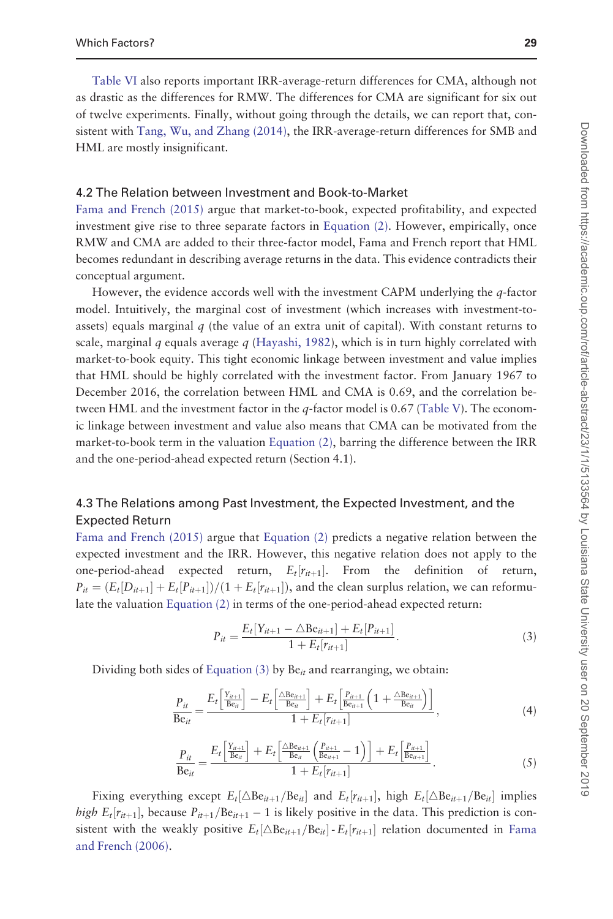Table VI also reports important IRR-average-return differences for CMA, although not as drastic as the differences for RMW. The differences for CMA are significant for six out of twelve experiments. Finally, without going through the details, we can report that, consistent with Tang, Wu, and Zhang (2014), the IRR-average-return differences for SMB and HML are mostly insignificant.

## 4.2 The Relation between Investment and Book-to-Market

Fama and French (2015) argue that market-to-book, expected profitability, and expected investment give rise to three separate factors in Equation (2). However, empirically, once RMW and CMA are added to their three-factor model, Fama and French report that HML becomes redundant in describing average returns in the data. This evidence contradicts their conceptual argument.

However, the evidence accords well with the investment CAPM underlying the $q$-factor model. Intuitively, the marginal cost of investment (which increases with investment-to-assets) equals marginal $q$ (the value of an extra unit of capital). With constant returns to scale, marginal $q$ equals average $q$ (Hayashi, 1982), which is in turn highly correlated with market-to-book equity. This tight economic linkage between investment and value implies that HML should be highly correlated with the investment factor. From January 1967 to December 2016, the correlation between HML and CMA is 0.69, and the correlation between HML and the investment factor in the $q$-factor model is 0.67 (Table V). The economic linkage between investment and value also means that CMA can be motivated from the market-to-book term in the valuation Equation (2), barring the difference between the IRR and the one-period-ahead expected return (Section 4.1).

## 4.3 The Relations among Past Investment, the Expected Investment, and the Expected Return

Fama and French (2015) argue that Equation (2) predicts a negative relation between the expected investment and the IRR. However, this negative relation does not apply to the one-period-ahead expected return, $E_t[r_{it+1}]$. From the definition of return, $P_{it} = (E_t[D_{it+1}] + E_t[P_{it+1}])/(1 + E_t[r_{it+1}])$, and the clean surplus relation, we can reformulate the valuation Equation (2) in terms of the one-period-ahead expected return:

$$P_{it} = \frac{E_t[Y_{it+1} - \triangle \mathrm{Be}_{it+1}] + E_t[P_{it+1}]}{1 + E_t[r_{it+1}]}. \tag{3}$$

Dividing both sides of Equation (3) by $\mathrm{Be}_{it}$ and rearranging, we obtain:

$$\frac{P_{it}}{\mathrm{Be}_{it}} = \frac{E_t\left[\frac{Y_{it+1}}{\mathrm{Be}_{it}}\right] - E_t\left[\frac{\triangle \mathrm{Be}_{it+1}}{\mathrm{Be}_{it}}\right] + E_t\left[\frac{P_{it+1}}{\mathrm{Be}_{it+1}}\left(1 + \frac{\triangle \mathrm{Be}_{it+1}}{\mathrm{Be}_{it}}\right)\right]}{1 + E_t[r_{it+1}]}, \tag{4}$$

$$\frac{P_{it}}{\mathrm{Be}_{it}} = \frac{E_t\left[\frac{Y_{it+1}}{\mathrm{Be}_{it}}\right] + E_t\left[\frac{\triangle \mathrm{Be}_{it+1}}{\mathrm{Be}_{it}}\left(\frac{P_{it+1}}{\mathrm{Be}_{it+1}} - 1\right)\right] + E_t\left[\frac{P_{it+1}}{\mathrm{Be}_{it+1}}\right]}{1 + E_t[r_{it+1}]}. \tag{5}$$

Fixing everything except $E_t[\triangle \mathrm{Be}_{it+1}/\mathrm{Be}_{it}]$ and $E_t[r_{it+1}]$, high $E_t[\triangle \mathrm{Be}_{it+1}/\mathrm{Be}_{it}]$ implies *high* $E_t[r_{it+1}]$, because $P_{it+1}/\mathrm{Be}_{it+1} - 1$ is likely positive in the data. This prediction is consistent with the weakly positive $E_t[\triangle \mathrm{Be}_{it+1}/\mathrm{Be}_{it}]$ - $E_t[r_{it+1}]$ relation documented in Fama and French (2006).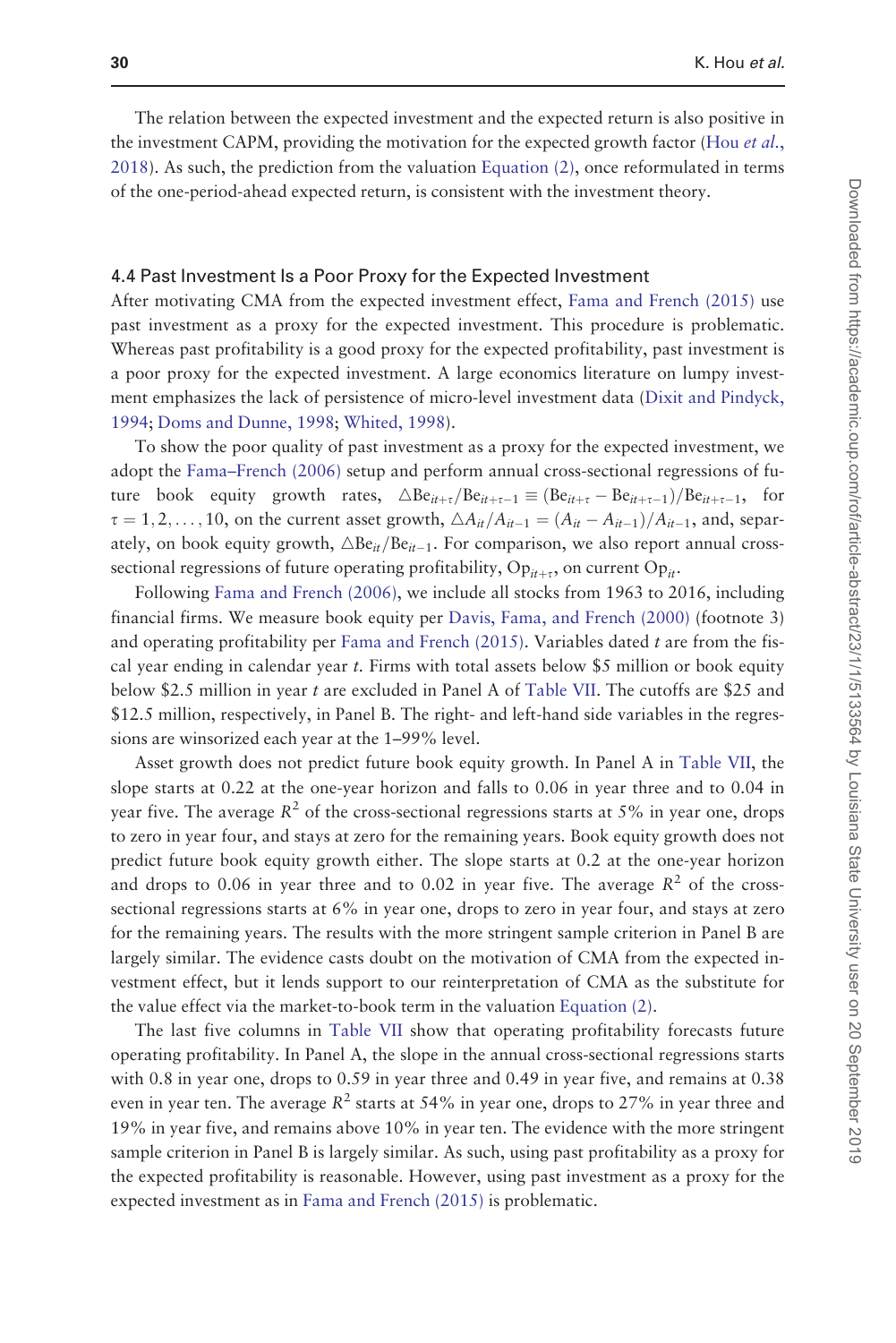The relation between the expected investment and the expected return is also positive in the investment CAPM, providing the motivation for the expected growth factor (Hou *et al.*, 2018). As such, the prediction from the valuation Equation (2), once reformulated in terms of the one-period-ahead expected return, is consistent with the investment theory.

### 4.4 Past Investment Is a Poor Proxy for the Expected Investment

After motivating CMA from the expected investment effect, Fama and French (2015) use past investment as a proxy for the expected investment. This procedure is problematic. Whereas past profitability is a good proxy for the expected profitability, past investment is a poor proxy for the expected investment. A large economics literature on lumpy investment emphasizes the lack of persistence of micro-level investment data (Dixit and Pindyck, 1994; Doms and Dunne, 1998; Whited, 1998).

To show the poor quality of past investment as a proxy for the expected investment, we adopt the Fama–French (2006) setup and perform annual cross-sectional regressions of future book equity growth rates, $\triangle \text{Be}_{it+\tau}/\text{Be}_{it+\tau-1} \equiv (\text{Be}_{it+\tau} - \text{Be}_{it+\tau-1})/\text{Be}_{it+\tau-1}$, for $\tau = 1, 2, \ldots, 10$, on the current asset growth, $\triangle A_{it}/A_{it-1} = (A_{it} - A_{it-1})/A_{it-1}$, and, separately, on book equity growth, $\triangle \text{Be}_{it}/\text{Be}_{it-1}$. For comparison, we also report annual cross-sectional regressions of future operating profitability, $\text{Op}_{it+\tau}$, on current $\text{Op}_{it}$.

Following Fama and French (2006), we include all stocks from 1963 to 2016, including financial firms. We measure book equity per Davis, Fama, and French (2000) (footnote 3) and operating profitability per Fama and French (2015). Variables dated $t$ are from the fiscal year ending in calendar year $t$. Firms with total assets below \$5 million or book equity below \$2.5 million in year $t$ are excluded in Panel A of Table VII. The cutoffs are \$25 and \$12.5 million, respectively, in Panel B. The right- and left-hand side variables in the regressions are winsorized each year at the 1–99% level.

Asset growth does not predict future book equity growth. In Panel A in Table VII, the slope starts at 0.22 at the one-year horizon and falls to 0.06 in year three and to 0.04 in year five. The average $R^2$ of the cross-sectional regressions starts at 5% in year one, drops to zero in year four, and stays at zero for the remaining years. Book equity growth does not predict future book equity growth either. The slope starts at 0.2 at the one-year horizon and drops to 0.06 in year three and to 0.02 in year five. The average $R^2$ of the cross-sectional regressions starts at 6% in year one, drops to zero in year four, and stays at zero for the remaining years. The results with the more stringent sample criterion in Panel B are largely similar. The evidence casts doubt on the motivation of CMA from the expected investment effect, but it lends support to our reinterpretation of CMA as the substitute for the value effect via the market-to-book term in the valuation Equation (2).

The last five columns in Table VII show that operating profitability forecasts future operating profitability. In Panel A, the slope in the annual cross-sectional regressions starts with 0.8 in year one, drops to 0.59 in year three and 0.49 in year five, and remains at 0.38 even in year ten. The average $R^2$ starts at 54% in year one, drops to 27% in year three and 19% in year five, and remains above 10% in year ten. The evidence with the more stringent sample criterion in Panel B is largely similar. As such, using past profitability as a proxy for the expected profitability is reasonable. However, using past investment as a proxy for the expected investment as in Fama and French (2015) is problematic.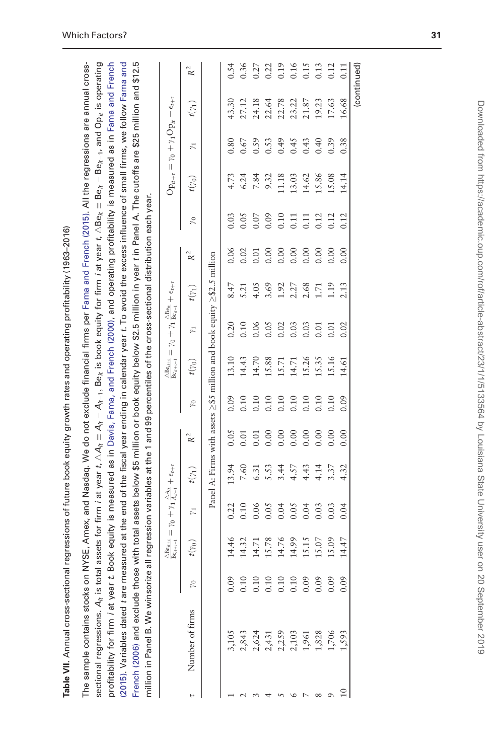**Table VII.** Annual cross-sectional regressions of future book equity growth rates and operating profitability (1963–2016)

The sample contains stocks on NYSE, Amex, and Nasdaq. We do not exclude financial firms per Fama and French (2015). All the regressions are annual cross-sectional regressions. $A_{it}$ is total assets for firm $i$ at year $t$, $\triangle A_{it} \equiv A_{it} - A_{it-1}$, $\text{Be}_{it}$ is book equity for firm $i$ at year $t$, $\triangle \text{Be}_{it} \equiv \text{Be}_{it} - \text{Be}_{it-1}$, and $\text{Op}_{it}$ is operating profitability for firm $i$ at year $t$. Book equity is measured as in Davis, Fama, and French (2000), and operating profitability is measured as in Fama and French (2015). Variables dated $t$ are measured at the end of the fiscal year ending in calendar year $t$. To avoid the excess influence of small firms, we follow Fama and French (2006) and exclude those with total assets below \$5 million or book equity below \$2.5 million in year $t$ in Panel A. The cutoffs are \$25 million and \$12.5 million in Panel B. We winsorize all regression variables at the 1 and 99 percentiles of the cross-sectional distribution each year.

| $\tau$ | Number of firms | $\frac{\triangle \text{Be}_{it+\tau}}{\text{Be}_{it+\tau-1}} = \gamma_0 + \gamma_1 \frac{\triangle A_{it}}{A_{it-1}} + \epsilon_{t+\tau}$ | | | | | $\frac{\triangle \text{Be}_{it+\tau}}{\text{Be}_{it+\tau-1}} = \gamma_0 + \gamma_1 \frac{\triangle \text{Be}_{it}}{\text{Be}_{it-1}} + \epsilon_{t+\tau}$ | | | | | $\text{Op}_{it+\tau} = \gamma_0 + \gamma_1 \text{Op}_{it} + \epsilon_{t+\tau}$ | | | | |
|---|---|---|---|---|---|---|---|---|---|---|---|---|---|---|---|---|
| | | $\gamma_0$ | $t(\gamma_0)$ | $\gamma_1$ | $t(\gamma_1)$ | $R^2$ | $\gamma_0$ | $t(\gamma_0)$ | $\gamma_1$ | $t(\gamma_1)$ | $R^2$ | $\gamma_0$ | $t(\gamma_0)$ | $\gamma_1$ | $t(\gamma_1)$ | $R^2$ |
| | | Panel A: Firms with assets ≥\$5 million and book equity ≥\$2.5 million | | | | | | | | | | | | | | |
| 1 | 3,105 | 0.09 | 14.46 | 0.22 | 13.94 | 0.05 | 0.09 | 13.10 | 0.20 | 8.47 | 0.06 | 0.03 | 4.73 | 0.80 | 43.30 | 0.54 |
| 2 | 2,843 | 0.10 | 14.32 | 0.10 | 7.60 | 0.01 | 0.10 | 14.43 | 0.10 | 5.21 | 0.02 | 0.05 | 6.24 | 0.67 | 27.12 | 0.36 |
| 3 | 2,624 | 0.10 | 14.71 | 0.06 | 6.31 | 0.01 | 0.10 | 14.70 | 0.06 | 4.05 | 0.01 | 0.07 | 7.84 | 0.59 | 24.18 | 0.27 |
| 4 | 2,431 | 0.10 | 15.78 | 0.05 | 5.53 | 0.00 | 0.10 | 15.88 | 0.05 | 3.69 | 0.00 | 0.09 | 9.32 | 0.53 | 22.64 | 0.22 |
| 5 | 2,259 | 0.10 | 14.76 | 0.04 | 3.44 | 0.00 | 0.10 | 15.71 | 0.02 | 1.92 | 0.00 | 0.10 | 11.18 | 0.49 | 22.78 | 0.19 |
| 6 | 2,103 | 0.10 | 14.99 | 0.05 | 4.57 | 0.00 | 0.10 | 14.71 | 0.03 | 2.27 | 0.00 | 0.11 | 13.03 | 0.45 | 23.22 | 0.16 |
| 7 | 1,961 | 0.09 | 15.15 | 0.04 | 4.43 | 0.00 | 0.10 | 15.26 | 0.03 | 2.68 | 0.00 | 0.11 | 14.62 | 0.43 | 21.87 | 0.15 |
| 8 | 1,828 | 0.09 | 15.07 | 0.03 | 4.14 | 0.00 | 0.10 | 15.35 | 0.01 | 1.71 | 0.00 | 0.12 | 15.86 | 0.40 | 19.23 | 0.13 |
| 9 | 1,706 | 0.09 | 15.09 | 0.03 | 3.37 | 0.00 | 0.10 | 15.16 | 0.01 | 1.19 | 0.00 | 0.12 | 15.08 | 0.39 | 17.63 | 0.12 |
| 10 | 1,593 | 0.09 | 14.47 | 0.04 | 4.32 | 0.00 | 0.09 | 14.61 | 0.02 | 2.13 | 0.00 | 0.12 | 14.14 | 0.38 | 16.68 | 0.11 |

(continued)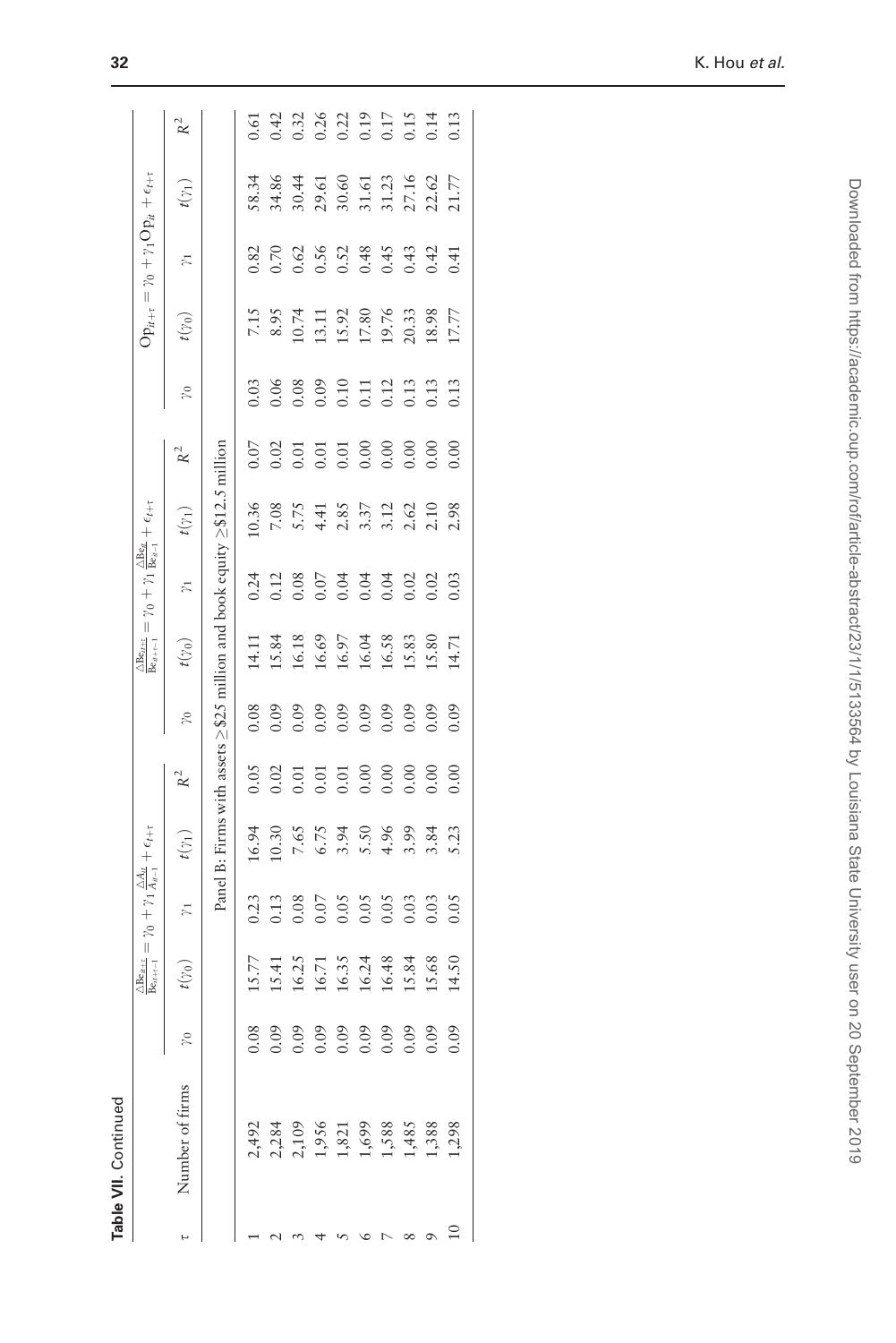**Table VII.** Continued

| $\tau$ | Number of firms | $\frac{\triangle Be_{it+\tau}}{Be_{it+\tau-1}} = \gamma_0 + \gamma_1 \frac{\triangle A_{it}}{A_{it-1}} + \epsilon_{t+\tau}$ | | | | | $\frac{\triangle Be_{it+\tau}}{Be_{it+\tau-1}} = \gamma_0 + \gamma_1 \frac{\triangle Be_{it}}{Be_{it-1}} + \epsilon_{t+\tau}$ | | | | | $Op_{it+\tau} = \gamma_0 + \gamma_1 Op_{it} + \epsilon_{t+\tau}$ | | | | |
|---|---|---|---|---|---|---|---|---|---|---|---|---|---|---|---|---|
| | | $\gamma_0$ | $t(\gamma_0)$ | $\gamma_1$ | $t(\gamma_1)$ | $R^2$ | $\gamma_0$ | $t(\gamma_0)$ | $\gamma_1$ | $t(\gamma_1)$ | $R^2$ | $\gamma_0$ | $t(\gamma_0)$ | $\gamma_1$ | $t(\gamma_1)$ | $R^2$ |
| | | Panel B: Firms with assets ≥\$25 million and book equity ≥\$12.5 million | | | | | | | | | | | | | | |
| 1 | 2,492 | 0.08 | 15.77 | 0.23 | 16.94 | 0.05 | 0.08 | 14.11 | 0.24 | 10.36 | 0.07 | 0.03 | 7.15 | 0.82 | 58.34 | 0.61 |
| 2 | 2,284 | 0.09 | 15.41 | 0.13 | 10.30 | 0.02 | 0.09 | 15.84 | 0.12 | 7.08 | 0.02 | 0.06 | 8.95 | 0.70 | 34.86 | 0.42 |
| 3 | 2,109 | 0.09 | 16.25 | 0.08 | 7.65 | 0.01 | 0.09 | 16.18 | 0.08 | 5.75 | 0.01 | 0.08 | 10.74 | 0.62 | 30.44 | 0.32 |
| 4 | 1,956 | 0.09 | 16.71 | 0.07 | 6.75 | 0.01 | 0.09 | 16.69 | 0.07 | 4.41 | 0.01 | 0.09 | 13.11 | 0.56 | 29.61 | 0.26 |
| 5 | 1,821 | 0.09 | 16.35 | 0.05 | 3.94 | 0.01 | 0.09 | 16.97 | 0.04 | 2.85 | 0.01 | 0.10 | 15.92 | 0.52 | 30.60 | 0.22 |
| 6 | 1,699 | 0.09 | 16.24 | 0.05 | 5.50 | 0.00 | 0.09 | 16.04 | 0.04 | 3.37 | 0.00 | 0.11 | 17.80 | 0.48 | 31.61 | 0.19 |
| 7 | 1,588 | 0.09 | 16.48 | 0.05 | 4.96 | 0.00 | 0.09 | 16.58 | 0.04 | 3.12 | 0.00 | 0.12 | 19.76 | 0.45 | 31.23 | 0.17 |
| 8 | 1,485 | 0.09 | 15.84 | 0.03 | 3.99 | 0.00 | 0.09 | 15.83 | 0.02 | 2.62 | 0.00 | 0.13 | 20.33 | 0.43 | 27.16 | 0.15 |
| 9 | 1,388 | 0.09 | 15.68 | 0.03 | 3.84 | 0.00 | 0.09 | 15.80 | 0.02 | 2.10 | 0.00 | 0.13 | 18.98 | 0.42 | 22.62 | 0.14 |
| 10 | 1,298 | 0.09 | 14.50 | 0.05 | 5.23 | 0.00 | 0.09 | 14.71 | 0.03 | 2.98 | 0.00 | 0.13 | 17.77 | 0.41 | 21.77 | 0.13 |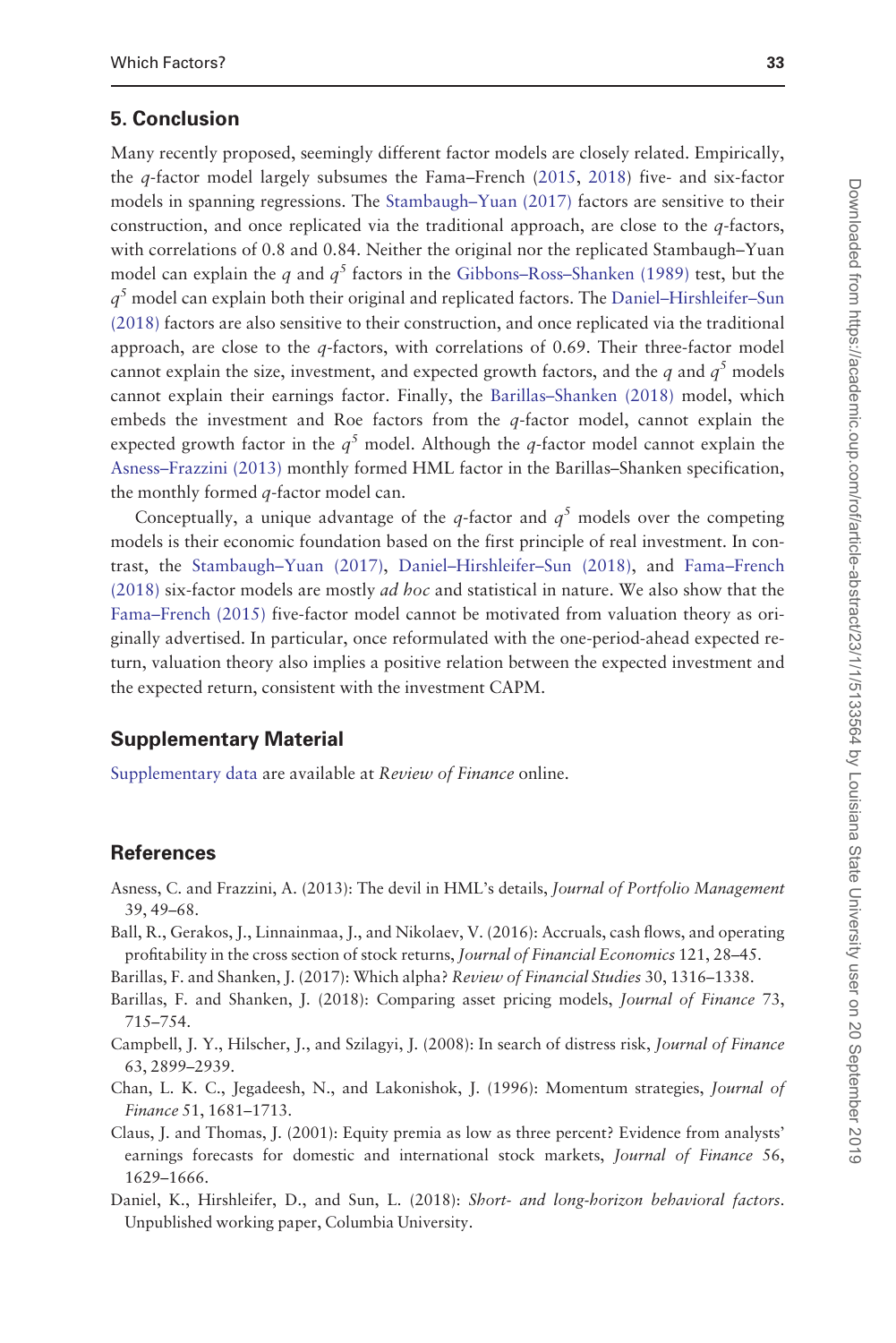## 5. Conclusion

Many recently proposed, seemingly different factor models are closely related. Empirically, the $q$-factor model largely subsumes the Fama–French (2015, 2018) five- and six-factor models in spanning regressions. The Stambaugh–Yuan (2017) factors are sensitive to their construction, and once replicated via the traditional approach, are close to the $q$-factors, with correlations of 0.8 and 0.84. Neither the original nor the replicated Stambaugh–Yuan model can explain the $q$ and $q^5$ factors in the Gibbons–Ross–Shanken (1989) test, but the $q^5$ model can explain both their original and replicated factors. The Daniel–Hirshleifer–Sun (2018) factors are also sensitive to their construction, and once replicated via the traditional approach, are close to the $q$-factors, with correlations of 0.69. Their three-factor model cannot explain the size, investment, and expected growth factors, and the $q$ and $q^5$ models cannot explain their earnings factor. Finally, the Barillas–Shanken (2018) model, which embeds the investment and Roe factors from the $q$-factor model, cannot explain the expected growth factor in the $q^5$ model. Although the $q$-factor model cannot explain the Asness–Frazzini (2013) monthly formed HML factor in the Barillas–Shanken specification, the monthly formed $q$-factor model can.

Conceptually, a unique advantage of the $q$-factor and $q^5$ models over the competing models is their economic foundation based on the first principle of real investment. In contrast, the Stambaugh–Yuan (2017), Daniel–Hirshleifer–Sun (2018), and Fama–French (2018) six-factor models are mostly *ad hoc* and statistical in nature. We also show that the Fama–French (2015) five-factor model cannot be motivated from valuation theory as originally advertised. In particular, once reformulated with the one-period-ahead expected return, valuation theory also implies a positive relation between the expected investment and the expected return, consistent with the investment CAPM.

## Supplementary Material

Supplementary data are available at *Review of Finance* online.

## References

Asness, C. and Frazzini, A. (2013): The devil in HML's details, *Journal of Portfolio Management* 39, 49–68.

Ball, R., Gerakos, J., Linnainmaa, J., and Nikolaev, V. (2016): Accruals, cash flows, and operating profitability in the cross section of stock returns, *Journal of Financial Economics* 121, 28–45.

Barillas, F. and Shanken, J. (2017): Which alpha? *Review of Financial Studies* 30, 1316–1338.

Barillas, F. and Shanken, J. (2018): Comparing asset pricing models, *Journal of Finance* 73, 715–754.

Campbell, J. Y., Hilscher, J., and Szilagyi, J. (2008): In search of distress risk, *Journal of Finance* 63, 2899–2939.

Chan, L. K. C., Jegadeesh, N., and Lakonishok, J. (1996): Momentum strategies, *Journal of Finance* 51, 1681–1713.

Claus, J. and Thomas, J. (2001): Equity premia as low as three percent? Evidence from analysts' earnings forecasts for domestic and international stock markets, *Journal of Finance* 56, 1629–1666.

Daniel, K., Hirshleifer, D., and Sun, L. (2018): *Short- and long-horizon behavioral factors*. Unpublished working paper, Columbia University.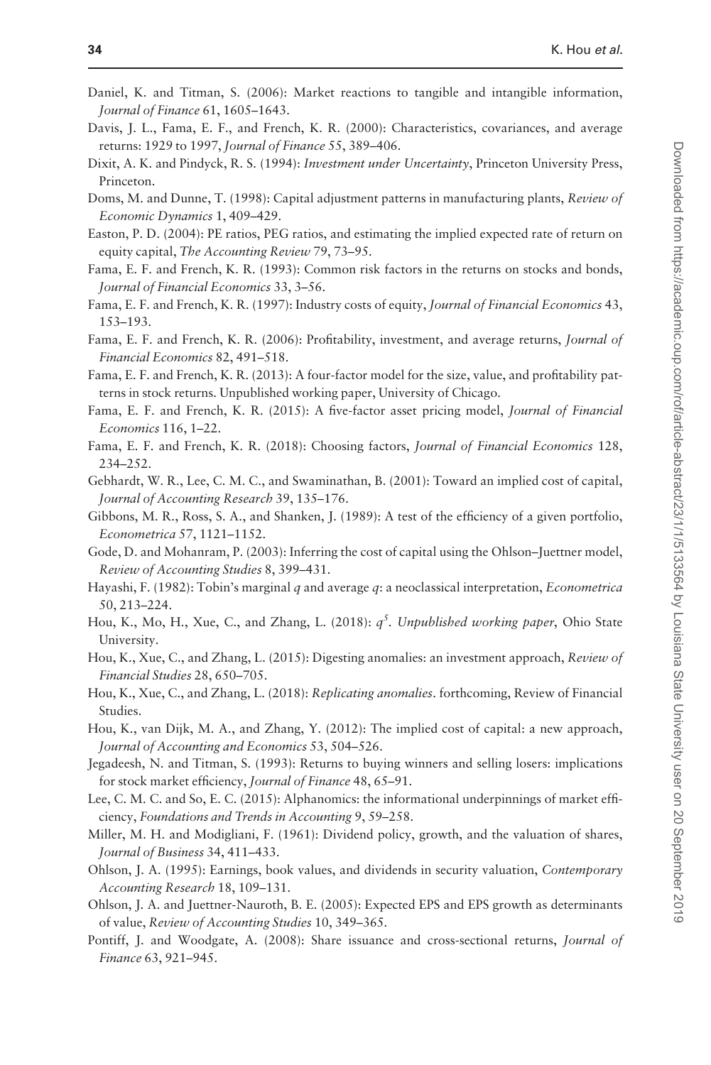Daniel, K. and Titman, S. (2006): Market reactions to tangible and intangible information, *Journal of Finance* 61, 1605–1643.

Davis, J. L., Fama, E. F., and French, K. R. (2000): Characteristics, covariances, and average returns: 1929 to 1997, *Journal of Finance* 55, 389–406.

Dixit, A. K. and Pindyck, R. S. (1994): *Investment under Uncertainty*, Princeton University Press, Princeton.

Doms, M. and Dunne, T. (1998): Capital adjustment patterns in manufacturing plants, *Review of Economic Dynamics* 1, 409–429.

Easton, P. D. (2004): PE ratios, PEG ratios, and estimating the implied expected rate of return on equity capital, *The Accounting Review* 79, 73–95.

Fama, E. F. and French, K. R. (1993): Common risk factors in the returns on stocks and bonds, *Journal of Financial Economics* 33, 3–56.

Fama, E. F. and French, K. R. (1997): Industry costs of equity, *Journal of Financial Economics* 43, 153–193.

Fama, E. F. and French, K. R. (2006): Profitability, investment, and average returns, *Journal of Financial Economics* 82, 491–518.

Fama, E. F. and French, K. R. (2013): A four-factor model for the size, value, and profitability patterns in stock returns. Unpublished working paper, University of Chicago.

Fama, E. F. and French, K. R. (2015): A five-factor asset pricing model, *Journal of Financial Economics* 116, 1–22.

Fama, E. F. and French, K. R. (2018): Choosing factors, *Journal of Financial Economics* 128, 234–252.

Gebhardt, W. R., Lee, C. M. C., and Swaminathan, B. (2001): Toward an implied cost of capital, *Journal of Accounting Research* 39, 135–176.

Gibbons, M. R., Ross, S. A., and Shanken, J. (1989): A test of the efficiency of a given portfolio, *Econometrica* 57, 1121–1152.

Gode, D. and Mohanram, P. (2003): Inferring the cost of capital using the Ohlson–Juettner model, *Review of Accounting Studies* 8, 399–431.

Hayashi, F. (1982): Tobin's marginal $q$ and average $q$: a neoclassical interpretation, *Econometrica* 50, 213–224.

Hou, K., Mo, H., Xue, C., and Zhang, L. (2018): $q^5$. *Unpublished working paper*, Ohio State University.

Hou, K., Xue, C., and Zhang, L. (2015): Digesting anomalies: an investment approach, *Review of Financial Studies* 28, 650–705.

Hou, K., Xue, C., and Zhang, L. (2018): *Replicating anomalies*. forthcoming, Review of Financial Studies.

Hou, K., van Dijk, M. A., and Zhang, Y. (2012): The implied cost of capital: a new approach, *Journal of Accounting and Economics* 53, 504–526.

Jegadeesh, N. and Titman, S. (1993): Returns to buying winners and selling losers: implications for stock market efficiency, *Journal of Finance* 48, 65–91.

Lee, C. M. C. and So, E. C. (2015): Alphanomics: the informational underpinnings of market efficiency, *Foundations and Trends in Accounting* 9, 59–258.

Miller, M. H. and Modigliani, F. (1961): Dividend policy, growth, and the valuation of shares, *Journal of Business* 34, 411–433.

Ohlson, J. A. (1995): Earnings, book values, and dividends in security valuation, *Contemporary Accounting Research* 18, 109–131.

Ohlson, J. A. and Juettner-Nauroth, B. E. (2005): Expected EPS and EPS growth as determinants of value, *Review of Accounting Studies* 10, 349–365.

Pontiff, J. and Woodgate, A. (2008): Share issuance and cross-sectional returns, *Journal of Finance* 63, 921–945.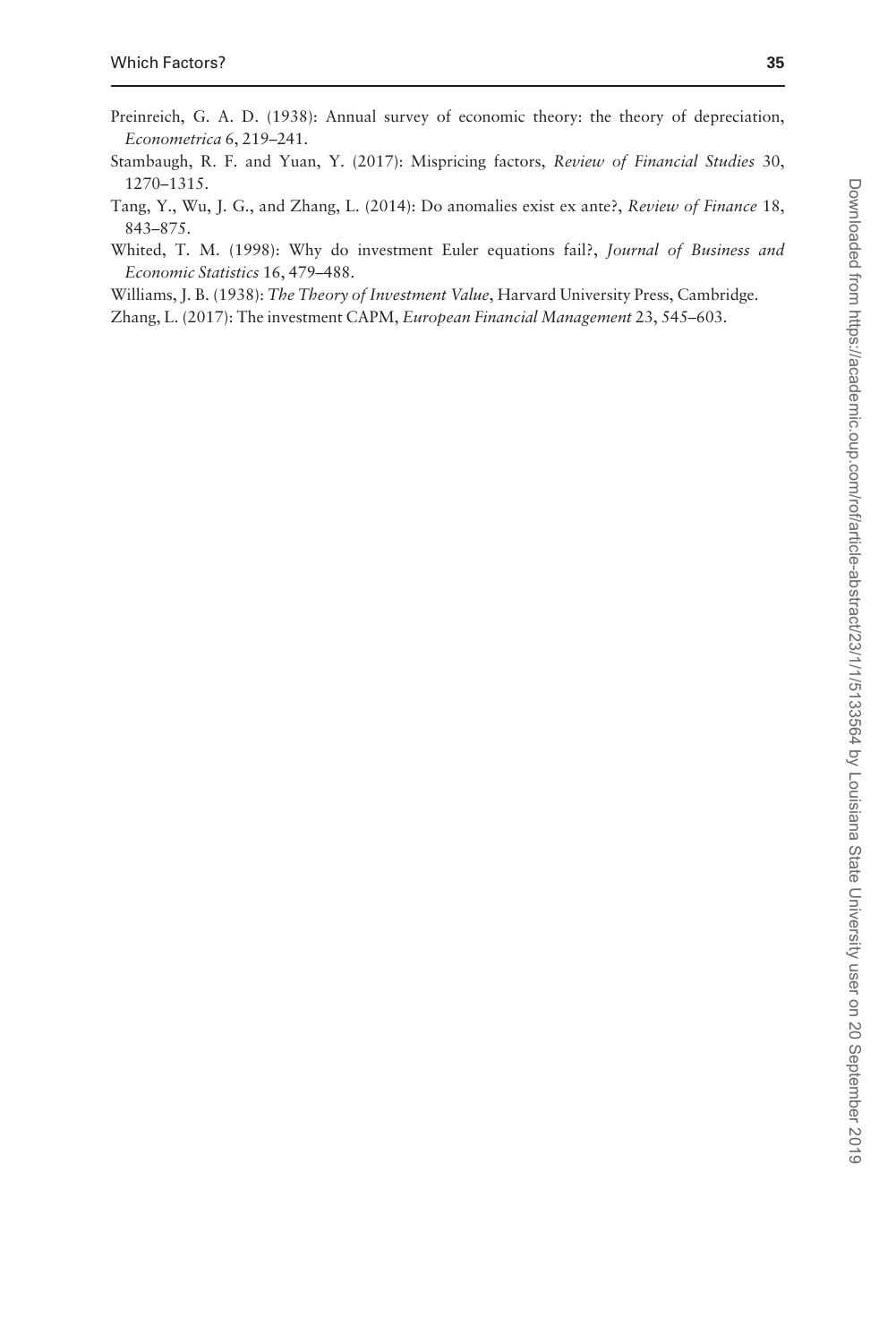Preinreich, G. A. D. (1938): Annual survey of economic theory: the theory of depreciation, *Econometrica* 6, 219–241.

Stambaugh, R. F. and Yuan, Y. (2017): Mispricing factors, *Review of Financial Studies* 30, 1270–1315.

Tang, Y., Wu, J. G., and Zhang, L. (2014): Do anomalies exist ex ante?, *Review of Finance* 18, 843–875.

Whited, T. M. (1998): Why do investment Euler equations fail?, *Journal of Business and Economic Statistics* 16, 479–488.

Williams, J. B. (1938): *The Theory of Investment Value*, Harvard University Press, Cambridge.

Zhang, L. (2017): The investment CAPM, *European Financial Management* 23, 545–603.